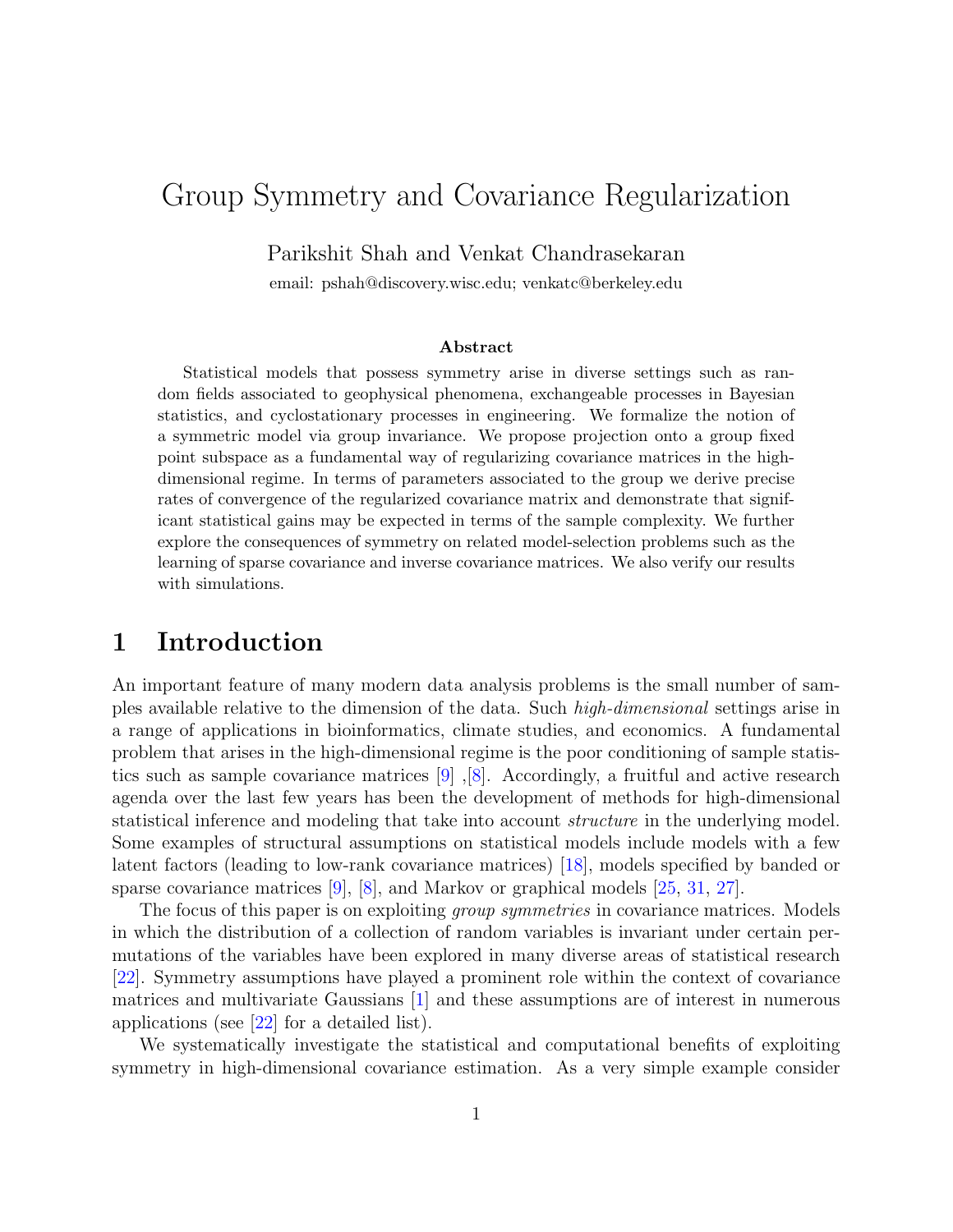# Group Symmetry and Covariance Regularization

Parikshit Shah and Venkat Chandrasekaran

email: pshah@discovery.wisc.edu; venkatc@berkeley.edu

### Abstract

Statistical models that possess symmetry arise in diverse settings such as random fields associated to geophysical phenomena, exchangeable processes in Bayesian statistics, and cyclostationary processes in engineering. We formalize the notion of a symmetric model via group invariance. We propose projection onto a group fixed point subspace as a fundamental way of regularizing covariance matrices in the high-dimensional regime. In terms of parameters associated to the group we derive precise rates of convergence of the regularized covariance matrix and demonstrate that significant statistical gains may be expected in terms of the sample complexity. We further explore the consequences of symmetry on related model-selection problems such as the learning of sparse covariance and inverse covariance matrices. We also verify our results with simulations.

## 1 Introduction

An important feature of many modern data analysis problems is the small number of samples available relative to the dimension of the data. Such *high-dimensional* settings arise in a range of applications in bioinformatics, climate studies, and economics. A fundamental problem that arises in the high-dimensional regime is the poor conditioning of sample statistics such as sample covariance matrices [9] ,[8]. Accordingly, a fruitful and active research agenda over the last few years has been the development of methods for high-dimensional statistical inference and modeling that take into account *structure* in the underlying model. Some examples of structural assumptions on statistical models include models with a few latent factors (leading to low-rank covariance matrices) [18], models specified by banded or sparse covariance matrices [9], [8], and Markov or graphical models [25, 31, 27].

The focus of this paper is on exploiting *group symmetries* in covariance matrices. Models in which the distribution of a collection of random variables is invariant under certain permutations of the variables have been explored in many diverse areas of statistical research [22]. Symmetry assumptions have played a prominent role within the context of covariance matrices and multivariate Gaussians [1] and these assumptions are of interest in numerous applications (see [22] for a detailed list).

We systematically investigate the statistical and computational benefits of exploiting symmetry in high-dimensional covariance estimation. As a very simple example consider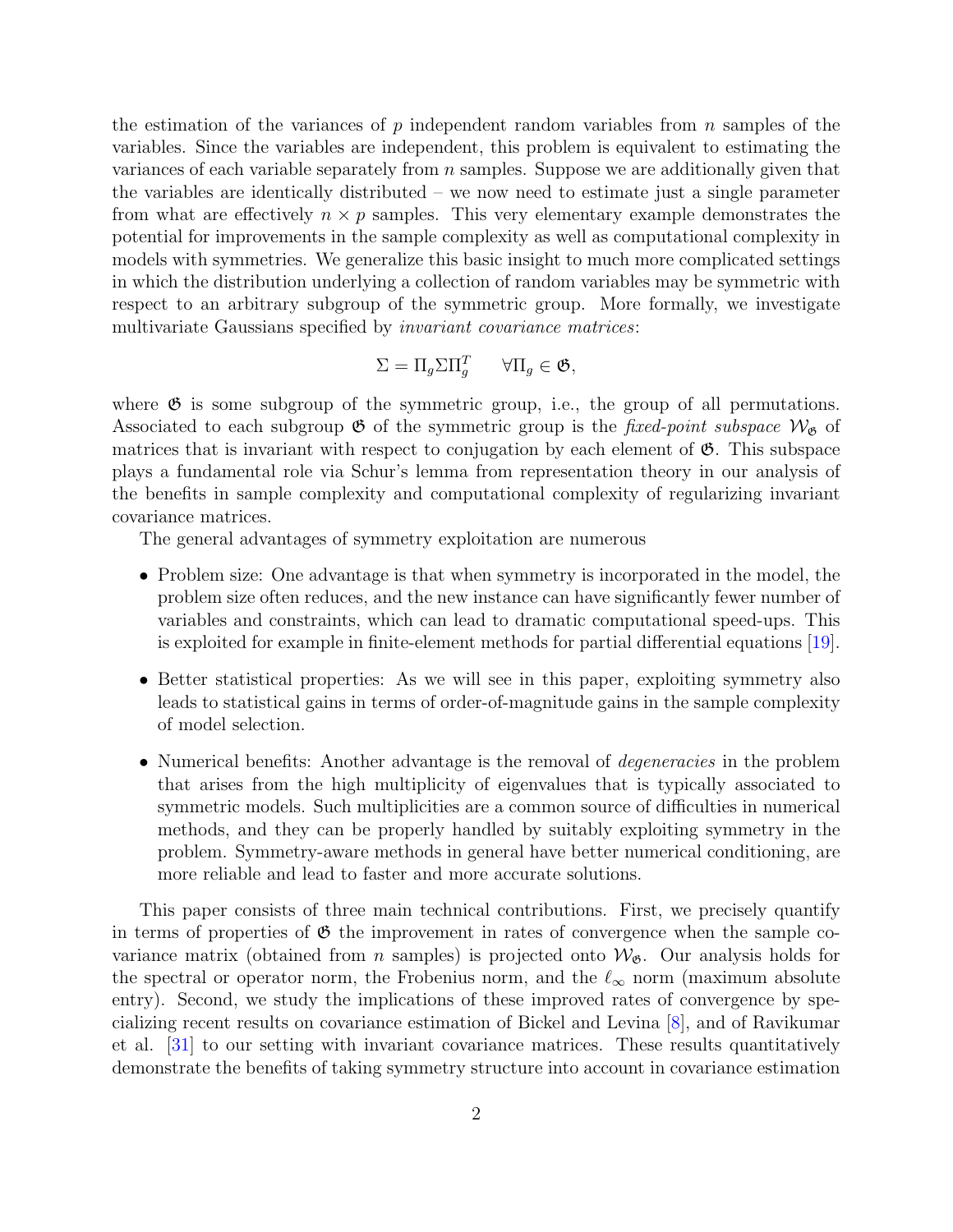the estimation of the variances of $p$ independent random variables from $n$ samples of the variables. Since the variables are independent, this problem is equivalent to estimating the variances of each variable separately from $n$ samples. Suppose we are additionally given that the variables are identically distributed – we now need to estimate just a single parameter from what are effectively $n \times p$ samples. This very elementary example demonstrates the potential for improvements in the sample complexity as well as computational complexity in models with symmetries. We generalize this basic insight to much more complicated settings in which the distribution underlying a collection of random variables may be symmetric with respect to an arbitrary subgroup of the symmetric group. More formally, we investigate multivariate Gaussians specified by *invariant covariance matrices*:

$$\Sigma = \Pi_g \Sigma \Pi_g^T \qquad \forall \Pi_g \in \mathfrak{G},$$

where $\mathfrak{G}$ is some subgroup of the symmetric group, i.e., the group of all permutations. Associated to each subgroup $\mathfrak{G}$ of the symmetric group is the *fixed-point subspace* $\mathcal{W}_{\mathfrak{G}}$ of matrices that is invariant with respect to conjugation by each element of $\mathfrak{G}$. This subspace plays a fundamental role via Schur's lemma from representation theory in our analysis of the benefits in sample complexity and computational complexity of regularizing invariant covariance matrices.

The general advantages of symmetry exploitation are numerous

- Problem size: One advantage is that when symmetry is incorporated in the model, the problem size often reduces, and the new instance can have significantly fewer number of variables and constraints, which can lead to dramatic computational speed-ups. This is exploited for example in finite-element methods for partial differential equations [19].
- Better statistical properties: As we will see in this paper, exploiting symmetry also leads to statistical gains in terms of order-of-magnitude gains in the sample complexity of model selection.
- Numerical benefits: Another advantage is the removal of *degeneracies* in the problem that arises from the high multiplicity of eigenvalues that is typically associated to symmetric models. Such multiplicities are a common source of difficulties in numerical methods, and they can be properly handled by suitably exploiting symmetry in the problem. Symmetry-aware methods in general have better numerical conditioning, are more reliable and lead to faster and more accurate solutions.

This paper consists of three main technical contributions. First, we precisely quantify in terms of properties of $\mathfrak{G}$ the improvement in rates of convergence when the sample covariance matrix (obtained from $n$ samples) is projected onto $\mathcal{W}_{\mathfrak{G}}$. Our analysis holds for the spectral or operator norm, the Frobenius norm, and the $\ell_\infty$ norm (maximum absolute entry). Second, we study the implications of these improved rates of convergence by specializing recent results on covariance estimation of Bickel and Levina [8], and of Ravikumar et al. [31] to our setting with invariant covariance matrices. These results quantitatively demonstrate the benefits of taking symmetry structure into account in covariance estimation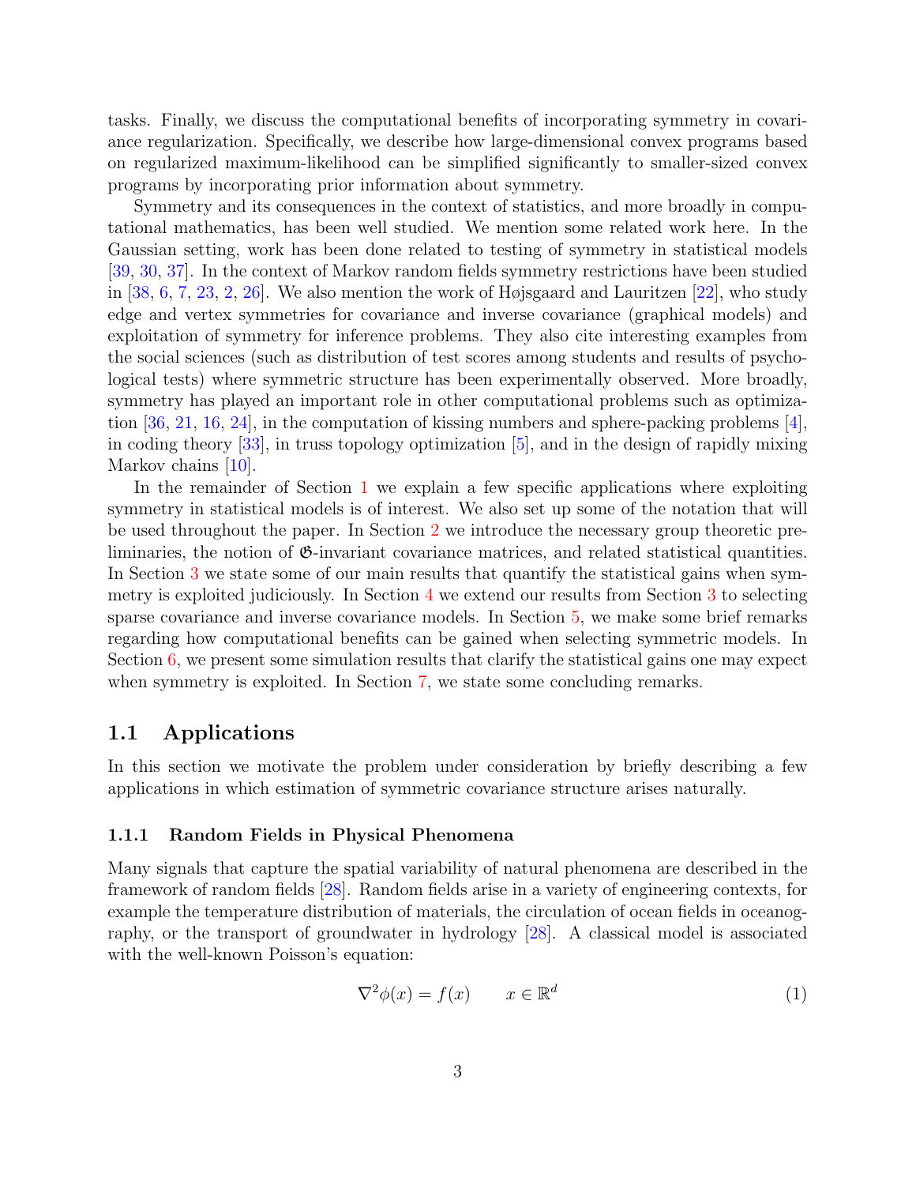tasks. Finally, we discuss the computational benefits of incorporating symmetry in covariance regularization. Specifically, we describe how large-dimensional convex programs based on regularized maximum-likelihood can be simplified significantly to smaller-sized convex programs by incorporating prior information about symmetry.

Symmetry and its consequences in the context of statistics, and more broadly in computational mathematics, has been well studied. We mention some related work here. In the Gaussian setting, work has been done related to testing of symmetry in statistical models [39, 30, 37]. In the context of Markov random fields symmetry restrictions have been studied in [38, 6, 7, 23, 2, 26]. We also mention the work of Højsgaard and Lauritzen [22], who study edge and vertex symmetries for covariance and inverse covariance (graphical models) and exploitation of symmetry for inference problems. They also cite interesting examples from the social sciences (such as distribution of test scores among students and results of psychological tests) where symmetric structure has been experimentally observed. More broadly, symmetry has played an important role in other computational problems such as optimization [36, 21, 16, 24], in the computation of kissing numbers and sphere-packing problems [4], in coding theory [33], in truss topology optimization [5], and in the design of rapidly mixing Markov chains [10].

In the remainder of Section 1 we explain a few specific applications where exploiting symmetry in statistical models is of interest. We also set up some of the notation that will be used throughout the paper. In Section 2 we introduce the necessary group theoretic preliminaries, the notion of $\mathfrak{G}$-invariant covariance matrices, and related statistical quantities. In Section 3 we state some of our main results that quantify the statistical gains when symmetry is exploited judiciously. In Section 4 we extend our results from Section 3 to selecting sparse covariance and inverse covariance models. In Section 5, we make some brief remarks regarding how computational benefits can be gained when selecting symmetric models. In Section 6, we present some simulation results that clarify the statistical gains one may expect when symmetry is exploited. In Section 7, we state some concluding remarks.

## 1.1 Applications

In this section we motivate the problem under consideration by briefly describing a few applications in which estimation of symmetric covariance structure arises naturally.

### 1.1.1 Random Fields in Physical Phenomena

Many signals that capture the spatial variability of natural phenomena are described in the framework of random fields [28]. Random fields arise in a variety of engineering contexts, for example the temperature distribution of materials, the circulation of ocean fields in oceanography, or the transport of groundwater in hydrology [28]. A classical model is associated with the well-known Poisson's equation:

$$\nabla^2 \phi(x) = f(x) \qquad x \in \mathbb{R}^d \tag{1}$$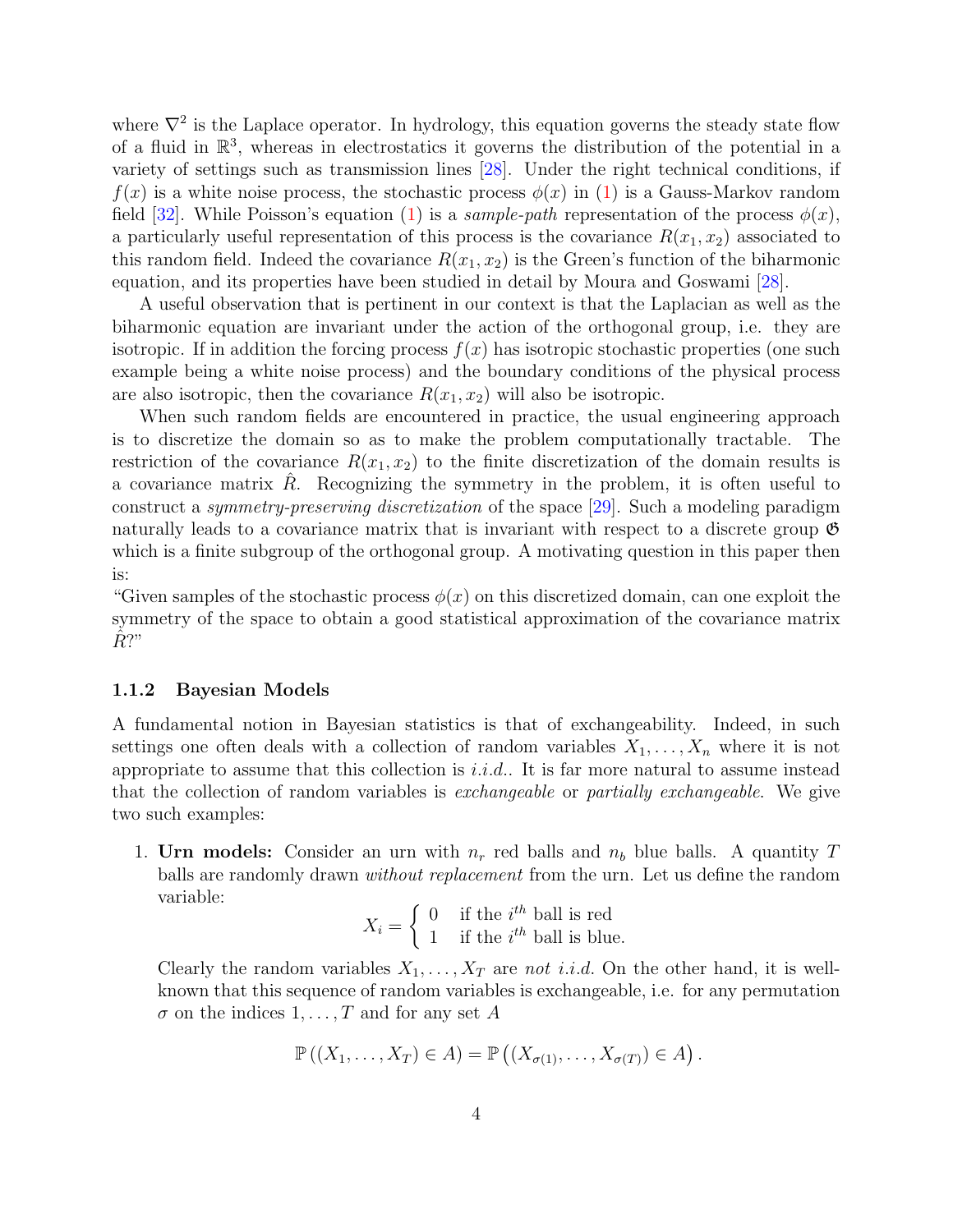where $\nabla^2$ is the Laplace operator. In hydrology, this equation governs the steady state flow of a fluid in $\mathbb{R}^3$, whereas in electrostatics it governs the distribution of the potential in a variety of settings such as transmission lines [28]. Under the right technical conditions, if $f(x)$ is a white noise process, the stochastic process $\phi(x)$ in (1) is a Gauss-Markov random field [32]. While Poisson's equation (1) is a *sample-path* representation of the process $\phi(x)$, a particularly useful representation of this process is the covariance $R(x_1, x_2)$ associated to this random field. Indeed the covariance $R(x_1, x_2)$ is the Green's function of the biharmonic equation, and its properties have been studied in detail by Moura and Goswami [28].

A useful observation that is pertinent in our context is that the Laplacian as well as the biharmonic equation are invariant under the action of the orthogonal group, i.e. they are isotropic. If in addition the forcing process $f(x)$ has isotropic stochastic properties (one such example being a white noise process) and the boundary conditions of the physical process are also isotropic, then the covariance $R(x_1, x_2)$ will also be isotropic.

When such random fields are encountered in practice, the usual engineering approach is to discretize the domain so as to make the problem computationally tractable. The restriction of the covariance $R(x_1, x_2)$ to the finite discretization of the domain results is a covariance matrix $\hat{R}$. Recognizing the symmetry in the problem, it is often useful to construct a *symmetry-preserving discretization* of the space [29]. Such a modeling paradigm naturally leads to a covariance matrix that is invariant with respect to a discrete group $\mathfrak{G}$ which is a finite subgroup of the orthogonal group. A motivating question in this paper then is:
"Given samples of the stochastic process $\phi(x)$ on this discretized domain, can one exploit the symmetry of the space to obtain a good statistical approximation of the covariance matrix $\hat{R}$?"

### 1.1.2 Bayesian Models

A fundamental notion in Bayesian statistics is that of exchangeability. Indeed, in such settings one often deals with a collection of random variables $X_1, \ldots, X_n$ where it is not appropriate to assume that this collection is *i.i.d.*. It is far more natural to assume instead that the collection of random variables is *exchangeable* or *partially exchangeable*. We give two such examples:

1. **Urn models:** Consider an urn with $n_r$ red balls and $n_b$ blue balls. A quantity $T$ balls are randomly drawn *without replacement* from the urn. Let us define the random variable:
$$X_i = \begin{cases} 0 & \text{if the } i^{th} \text{ ball is red} \\ 1 & \text{if the } i^{th} \text{ ball is blue.} \end{cases}$$
Clearly the random variables $X_1, \ldots, X_T$ are *not i.i.d.* On the other hand, it is well-known that this sequence of random variables is exchangeable, i.e. for any permutation $\sigma$ on the indices $1, \ldots, T$ and for any set $A$
$$\mathbb{P}\left((X_1, \ldots, X_T) \in A\right) = \mathbb{P}\left((X_{\sigma(1)}, \ldots, X_{\sigma(T)}) \in A\right).$$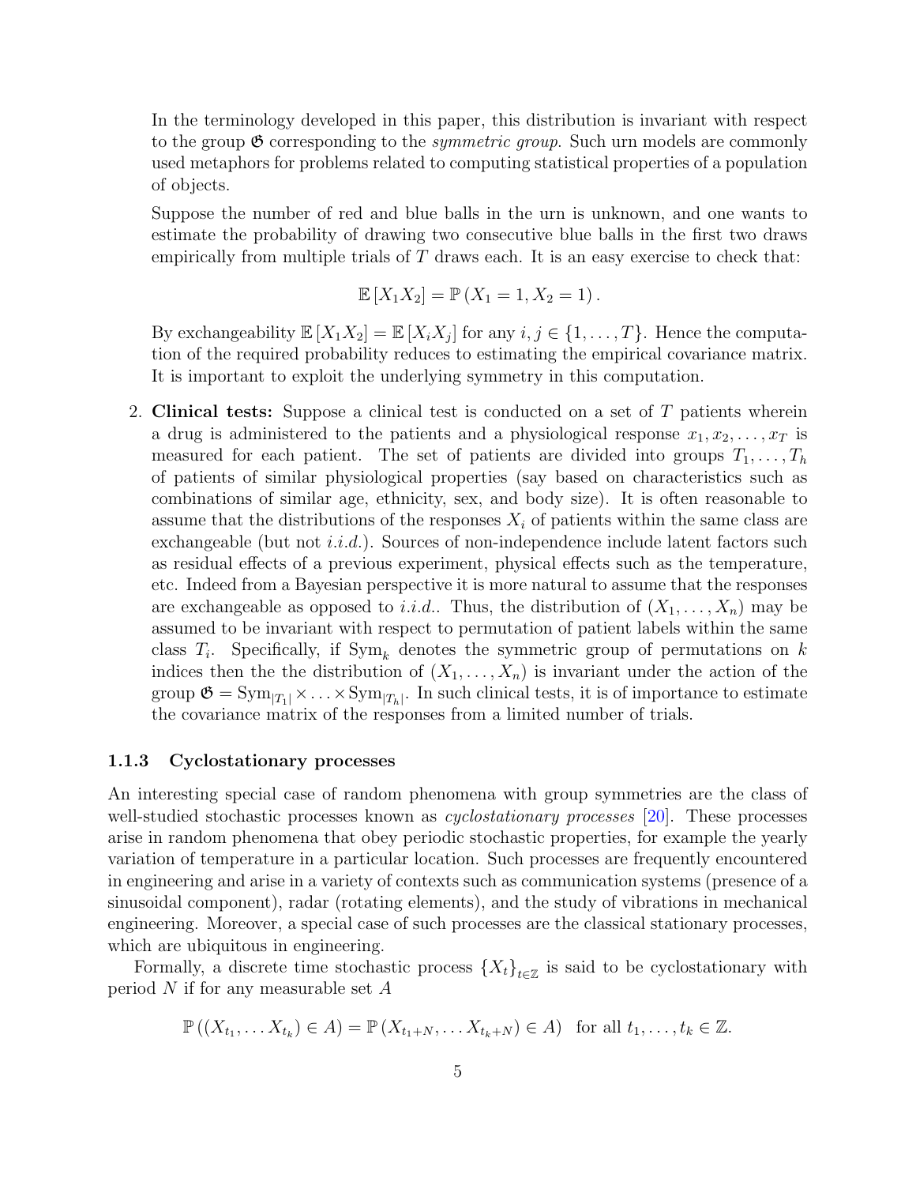In the terminology developed in this paper, this distribution is invariant with respect to the group $\mathfrak{G}$ corresponding to the *symmetric group*. Such urn models are commonly used metaphors for problems related to computing statistical properties of a population of objects.

Suppose the number of red and blue balls in the urn is unknown, and one wants to estimate the probability of drawing two consecutive blue balls in the first two draws empirically from multiple trials of $T$ draws each. It is an easy exercise to check that:

$$\mathbb{E}\left[X_1 X_2\right] = \mathbb{P}\left(X_1 = 1, X_2 = 1\right).$$

By exchangeability $\mathbb{E}\left[X_1 X_2\right] = \mathbb{E}\left[X_i X_j\right]$ for any $i, j \in \{1, \ldots, T\}$. Hence the computation of the required probability reduces to estimating the empirical covariance matrix. It is important to exploit the underlying symmetry in this computation.

2. **Clinical tests:** Suppose a clinical test is conducted on a set of $T$ patients wherein a drug is administered to the patients and a physiological response $x_1, x_2, \ldots, x_T$ is measured for each patient. The set of patients are divided into groups $T_1, \ldots, T_h$ of patients of similar physiological properties (say based on characteristics such as combinations of similar age, ethnicity, sex, and body size). It is often reasonable to assume that the distributions of the responses $X_i$ of patients within the same class are exchangeable (but not *i.i.d.*). Sources of non-independence include latent factors such as residual effects of a previous experiment, physical effects such as the temperature, etc. Indeed from a Bayesian perspective it is more natural to assume that the responses are exchangeable as opposed to *i.i.d.*. Thus, the distribution of $(X_1, \ldots, X_n)$ may be assumed to be invariant with respect to permutation of patient labels within the same class $T_i$. Specifically, if $\mathrm{Sym}_k$ denotes the symmetric group of permutations on $k$ indices then the the distribution of $(X_1, \ldots, X_n)$ is invariant under the action of the group $\mathfrak{G} = \mathrm{Sym}_{|T_1|} \times \ldots \times \mathrm{Sym}_{|T_h|}$. In such clinical tests, it is of importance to estimate the covariance matrix of the responses from a limited number of trials.

### 1.1.3 Cyclostationary processes

An interesting special case of random phenomena with group symmetries are the class of well-studied stochastic processes known as *cyclostationary processes* [20]. These processes arise in random phenomena that obey periodic stochastic properties, for example the yearly variation of temperature in a particular location. Such processes are frequently encountered in engineering and arise in a variety of contexts such as communication systems (presence of a sinusoidal component), radar (rotating elements), and the study of vibrations in mechanical engineering. Moreover, a special case of such processes are the classical stationary processes, which are ubiquitous in engineering.

Formally, a discrete time stochastic process $\{X_t\}_{t \in \mathbb{Z}}$ is said to be cyclostationary with period $N$ if for any measurable set $A$

$$\mathbb{P}\left((X_{t_1}, \ldots X_{t_k}) \in A\right) = \mathbb{P}\left(X_{t_1+N}, \ldots X_{t_k+N}) \in A\right) \quad \text{for all } t_1, \ldots, t_k \in \mathbb{Z}.$$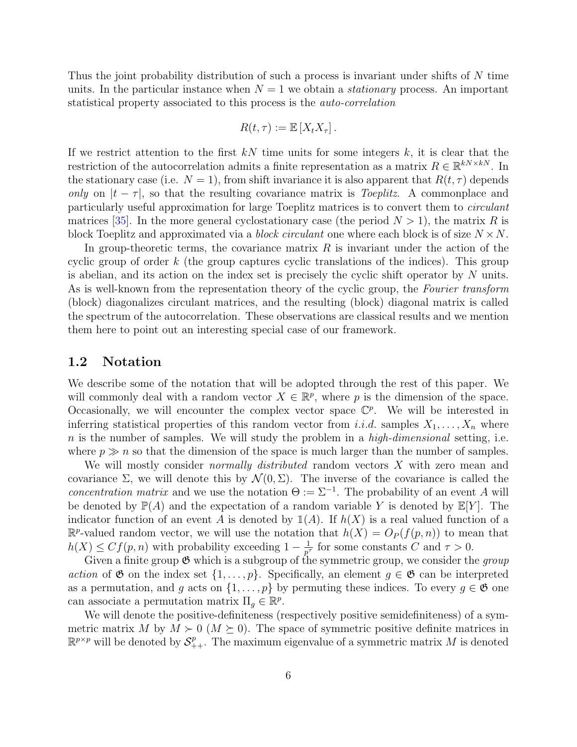Thus the joint probability distribution of such a process is invariant under shifts of $N$ time units. In the particular instance when $N = 1$ we obtain a *stationary* process. An important statistical property associated to this process is the *auto-correlation*

$$R(t, \tau) := \mathbb{E}\left[X_t X_\tau\right].$$

If we restrict attention to the first $kN$ time units for some integers $k$, it is clear that the restriction of the autocorrelation admits a finite representation as a matrix $R \in \mathbb{R}^{kN \times kN}$. In the stationary case (i.e. $N = 1$), from shift invariance it is also apparent that $R(t, \tau)$ depends *only* on $|t - \tau|$, so that the resulting covariance matrix is *Toeplitz*. A commonplace and particularly useful approximation for large Toeplitz matrices is to convert them to *circulant* matrices [35]. In the more general cyclostationary case (the period $N > 1$), the matrix $R$ is block Toeplitz and approximated via a *block circulant* one where each block is of size $N \times N$.

In group-theoretic terms, the covariance matrix $R$ is invariant under the action of the cyclic group of order $k$ (the group captures cyclic translations of the indices). This group is abelian, and its action on the index set is precisely the cyclic shift operator by $N$ units. As is well-known from the representation theory of the cyclic group, the *Fourier transform* (block) diagonalizes circulant matrices, and the resulting (block) diagonal matrix is called the spectrum of the autocorrelation. These observations are classical results and we mention them here to point out an interesting special case of our framework.

## 1.2 Notation

We describe some of the notation that will be adopted through the rest of this paper. We will commonly deal with a random vector $X \in \mathbb{R}^p$, where $p$ is the dimension of the space. Occasionally, we will encounter the complex vector space $\mathbb{C}^p$. We will be interested in inferring statistical properties of this random vector from *i.i.d.* samples $X_1, \ldots, X_n$ where $n$ is the number of samples. We will study the problem in a *high-dimensional* setting, i.e. where $p \gg n$ so that the dimension of the space is much larger than the number of samples.

We will mostly consider *normally distributed* random vectors $X$ with zero mean and covariance $\Sigma$, we will denote this by $\mathcal{N}(0, \Sigma)$. The inverse of the covariance is called the *concentration matrix* and we use the notation $\Theta := \Sigma^{-1}$. The probability of an event $A$ will be denoted by $\mathbb{P}(A)$ and the expectation of a random variable $Y$ is denoted by $\mathbb{E}[Y]$. The indicator function of an event $A$ is denoted by $\mathbb{1}(A)$. If $h(X)$ is a real valued function of a $\mathbb{R}^p$-valued random vector, we will use the notation that $h(X) = O_P(f(p, n))$ to mean that $h(X) \leq Cf(p, n)$ with probability exceeding $1 - \frac{1}{p^\tau}$ for some constants $C$ and $\tau > 0$.

Given a finite group $\mathfrak{G}$ which is a subgroup of the symmetric group, we consider the *group action* of $\mathfrak{G}$ on the index set $\{1, \ldots, p\}$. Specifically, an element $g \in \mathfrak{G}$ can be interpreted as a permutation, and $g$ acts on $\{1, \ldots, p\}$ by permuting these indices. To every $g \in \mathfrak{G}$ one can associate a permutation matrix $\Pi_g \in \mathbb{R}^p$.

We will denote the positive-definiteness (respectively positive semidefiniteness) of a symmetric matrix $M$ by $M \succ 0$ ($M \succeq 0$). The space of symmetric positive definite matrices in $\mathbb{R}^{p \times p}$ will be denoted by $\mathcal{S}^p_{++}$. The maximum eigenvalue of a symmetric matrix $M$ is denoted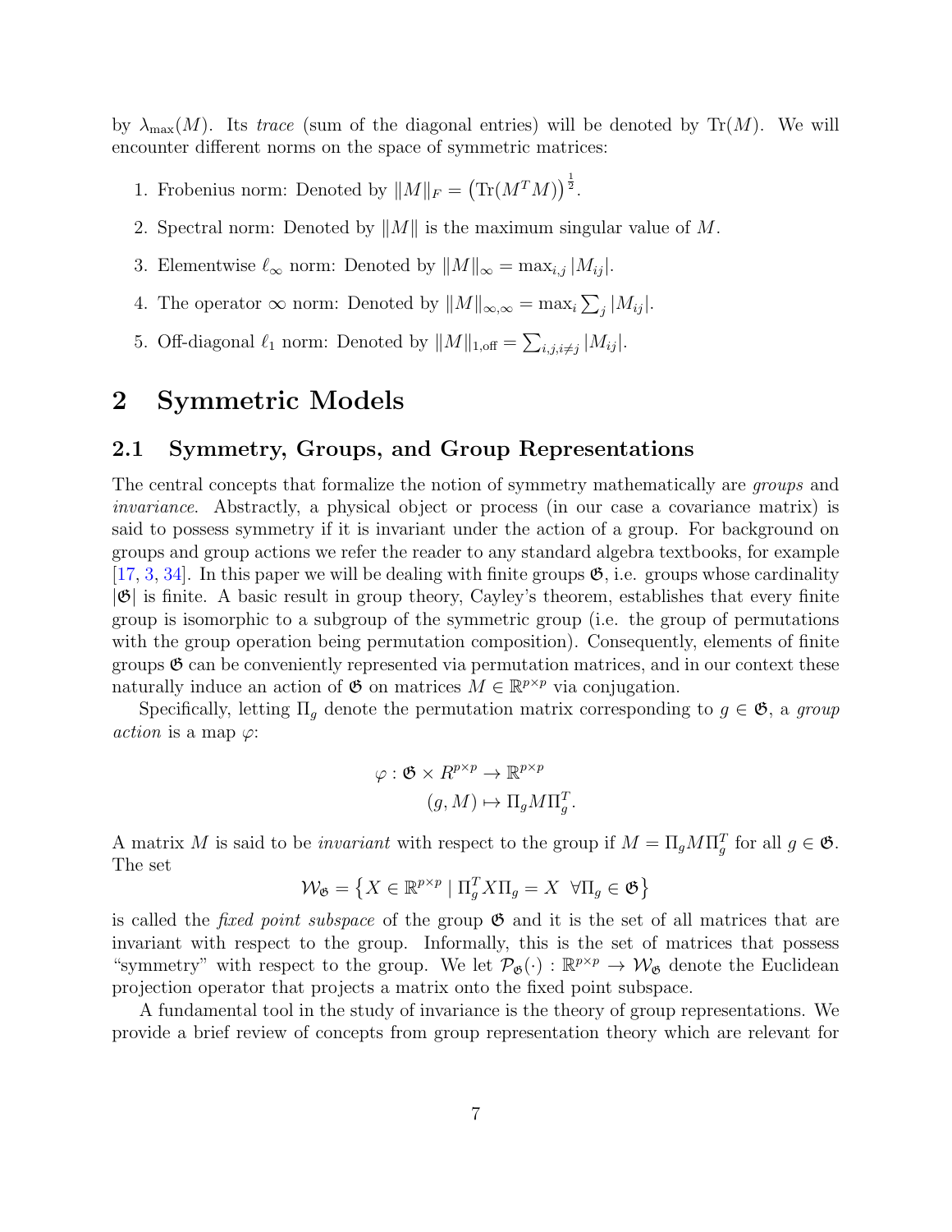by $\lambda_{\max}(M)$. Its *trace* (sum of the diagonal entries) will be denoted by $\mathrm{Tr}(M)$. We will encounter different norms on the space of symmetric matrices:

1. Frobenius norm: Denoted by $\|M\|_F = \left(\mathrm{Tr}(M^T M)\right)^{\frac{1}{2}}$.
2. Spectral norm: Denoted by $\|M\|$ is the maximum singular value of $M$.
3. Elementwise $\ell_\infty$ norm: Denoted by $\|M\|_\infty = \max_{i,j} |M_{ij}|$.
4. The operator $\infty$ norm: Denoted by $\|M\|_{\infty,\infty} = \max_i \sum_j |M_{ij}|$.
5. Off-diagonal $\ell_1$ norm: Denoted by $\|M\|_{1,\text{off}} = \sum_{i,j,i\neq j} |M_{ij}|$.

# 2 Symmetric Models

## 2.1 Symmetry, Groups, and Group Representations

The central concepts that formalize the notion of symmetry mathematically are *groups* and *invariance*. Abstractly, a physical object or process (in our case a covariance matrix) is said to possess symmetry if it is invariant under the action of a group. For background on groups and group actions we refer the reader to any standard algebra textbooks, for example [17, 3, 34]. In this paper we will be dealing with finite groups $\mathfrak{G}$, i.e. groups whose cardinality $|\mathfrak{G}|$ is finite. A basic result in group theory, Cayley's theorem, establishes that every finite group is isomorphic to a subgroup of the symmetric group (i.e. the group of permutations with the group operation being permutation composition). Consequently, elements of finite groups $\mathfrak{G}$ can be conveniently represented via permutation matrices, and in our context these naturally induce an action of $\mathfrak{G}$ on matrices $M \in \mathbb{R}^{p\times p}$ via conjugation.

Specifically, letting $\Pi_g$ denote the permutation matrix corresponding to $g \in \mathfrak{G}$, a *group action* is a map $\varphi$:

$$
\begin{aligned}
\varphi : \mathfrak{G} \times R^{p\times p} &\to \mathbb{R}^{p\times p} \\
(g, M) &\mapsto \Pi_g M \Pi_g^T.
\end{aligned}
$$

A matrix $M$ is said to be *invariant* with respect to the group if $M = \Pi_g M \Pi_g^T$ for all $g \in \mathfrak{G}$. The set

$$
\mathcal{W}_{\mathfrak{G}} = \left\{ X \in \mathbb{R}^{p\times p} \mid \Pi_g^T X \Pi_g = X \ \ \forall \Pi_g \in \mathfrak{G} \right\}
$$

is called the *fixed point subspace* of the group $\mathfrak{G}$ and it is the set of all matrices that are invariant with respect to the group. Informally, this is the set of matrices that possess "symmetry" with respect to the group. We let $\mathcal{P}_{\mathfrak{G}}(\cdot) : \mathbb{R}^{p\times p} \to \mathcal{W}_{\mathfrak{G}}$ denote the Euclidean projection operator that projects a matrix onto the fixed point subspace.

A fundamental tool in the study of invariance is the theory of group representations. We provide a brief review of concepts from group representation theory which are relevant for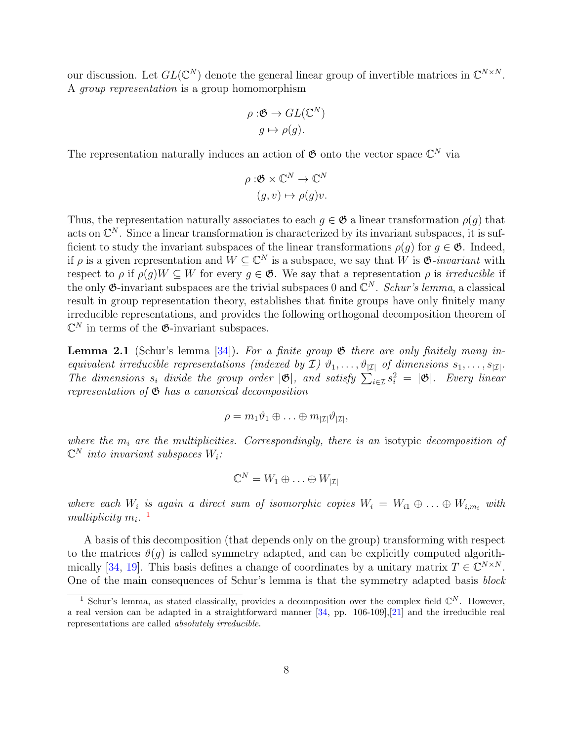our discussion. Let $GL(\mathbb{C}^N)$ denote the general linear group of invertible matrices in $\mathbb{C}^{N\times N}$. A *group representation* is a group homomorphism

$$\begin{aligned}\rho :&\mathfrak{G} \to GL(\mathbb{C}^N)\\ &g \mapsto \rho(g).\end{aligned}$$

The representation naturally induces an action of $\mathfrak{G}$ onto the vector space $\mathbb{C}^N$ via

$$\begin{aligned}\rho :&\mathfrak{G} \times \mathbb{C}^N \to \mathbb{C}^N\\ &(g, v) \mapsto \rho(g)v.\end{aligned}$$

Thus, the representation naturally associates to each $g \in \mathfrak{G}$ a linear transformation $\rho(g)$ that acts on $\mathbb{C}^N$. Since a linear transformation is characterized by its invariant subspaces, it is sufficient to study the invariant subspaces of the linear transformations $\rho(g)$ for $g \in \mathfrak{G}$. Indeed, if $\rho$ is a given representation and $W \subseteq \mathbb{C}^N$ is a subspace, we say that $W$ is $\mathfrak{G}$-*invariant* with respect to $\rho$ if $\rho(g)W \subseteq W$ for every $g \in \mathfrak{G}$. We say that a representation $\rho$ is *irreducible* if the only $\mathfrak{G}$-invariant subspaces are the trivial subspaces 0 and $\mathbb{C}^N$. *Schur's lemma*, a classical result in group representation theory, establishes that finite groups have only finitely many irreducible representations, and provides the following orthogonal decomposition theorem of $\mathbb{C}^N$ in terms of the $\mathfrak{G}$-invariant subspaces.

**Lemma 2.1** (Schur's lemma [34])**.** *For a finite group $\mathfrak{G}$ there are only finitely many inequivalent irreducible representations (indexed by $\mathcal{I}$) $\vartheta_1, \dots, \vartheta_{|\mathcal{I}|}$ of dimensions $s_1, \dots, s_{|\mathcal{I}|}$. The dimensions $s_i$ divide the group order $|\mathfrak{G}|$, and satisfy $\sum_{i\in\mathcal{I}} s_i^2 = |\mathfrak{G}|$. Every linear representation of $\mathfrak{G}$ has a canonical decomposition*

$$\rho = m_1\vartheta_1 \oplus \dots \oplus m_{|\mathcal{I}|}\vartheta_{|\mathcal{I}|},$$

*where the $m_i$ are the multiplicities. Correspondingly, there is an* isotypic *decomposition of $\mathbb{C}^N$ into invariant subspaces $W_i$:*

$$\mathbb{C}^N = W_1 \oplus \dots \oplus W_{|\mathcal{I}|}$$

*where each $W_i$ is again a direct sum of isomorphic copies $W_i = W_{i1} \oplus \dots \oplus W_{i,m_i}$ with multiplicity $m_i$.* [1]

A basis of this decomposition (that depends only on the group) transforming with respect to the matrices $\vartheta(g)$ is called symmetry adapted, and can be explicitly computed algorithmically [34, 19]. This basis defines a change of coordinates by a unitary matrix $T \in \mathbb{C}^{N\times N}$. One of the main consequences of Schur's lemma is that the symmetry adapted basis *block*

[1] Schur's lemma, as stated classically, provides a decomposition over the complex field $\mathbb{C}^N$. However, a real version can be adapted in a straightforward manner [34, pp. 106-109],[21] and the irreducible real representations are called *absolutely irreducible*.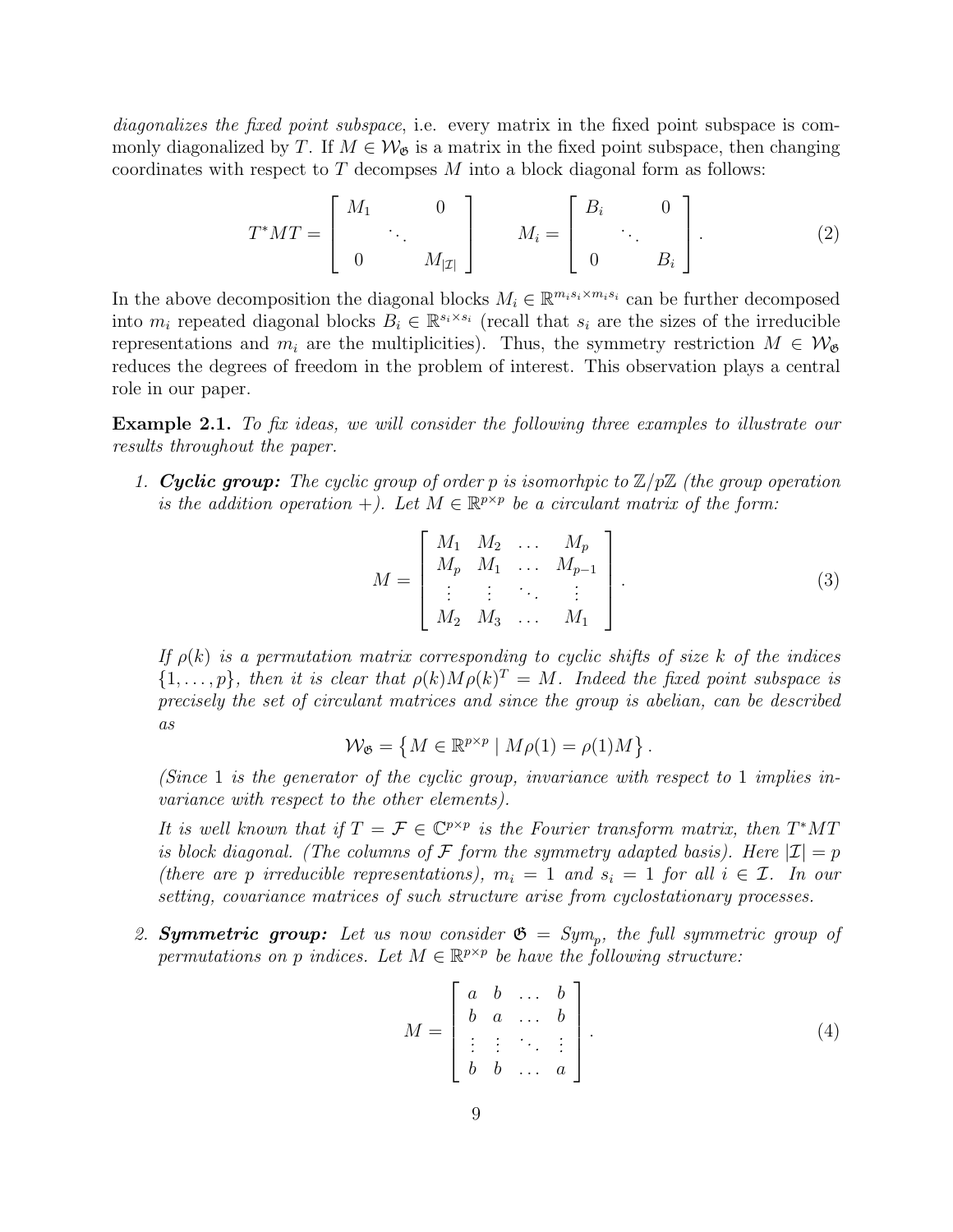*diagonalizes the fixed point subspace*, i.e. every matrix in the fixed point subspace is commonly diagonalized by $T$. If $M \in \mathcal{W}_{\mathfrak{G}}$ is a matrix in the fixed point subspace, then changing coordinates with respect to $T$ decompses $M$ into a block diagonal form as follows:

$$T^* M T = \begin{bmatrix} M_1 & & 0 \\ & \ddots & \\ 0 & & M_{|\mathcal{I}|} \end{bmatrix} \qquad M_i = \begin{bmatrix} B_i & & 0 \\ & \ddots & \\ 0 & & B_i \end{bmatrix}. \tag{2}$$

In the above decomposition the diagonal blocks $M_i \in \mathbb{R}^{m_i s_i \times m_i s_i}$ can be further decomposed into $m_i$ repeated diagonal blocks $B_i \in \mathbb{R}^{s_i \times s_i}$ (recall that $s_i$ are the sizes of the irreducible representations and $m_i$ are the multiplicities). Thus, the symmetry restriction $M \in \mathcal{W}_{\mathfrak{G}}$ reduces the degrees of freedom in the problem of interest. This observation plays a central role in our paper.

**Example 2.1.** *To fix ideas, we will consider the following three examples to illustrate our results throughout the paper.*

1. ***Cyclic group:*** *The cyclic group of order p is isomorhpic to $\mathbb{Z}/p\mathbb{Z}$ (the group operation is the addition operation $+$). Let $M \in \mathbb{R}^{p \times p}$ be a circulant matrix of the form:*

$$M = \begin{bmatrix} M_1 & M_2 & \dots & M_p \\ M_p & M_1 & \dots & M_{p-1} \\ \vdots & \vdots & \ddots & \vdots \\ M_2 & M_3 & \dots & M_1 \end{bmatrix}. \tag{3}$$

   *If $\rho(k)$ is a permutation matrix corresponding to cyclic shifts of size $k$ of the indices $\{1, \dots, p\}$, then it is clear that $\rho(k) M \rho(k)^T = M$. Indeed the fixed point subspace is precisely the set of circulant matrices and since the group is abelian, can be described as*

$$\mathcal{W}_{\mathfrak{G}} = \left\{ M \in \mathbb{R}^{p \times p} \mid M\rho(1) = \rho(1)M \right\}.$$

   *(Since 1 is the generator of the cyclic group, invariance with respect to 1 implies invariance with respect to the other elements).*

   *It is well known that if $T = \mathcal{F} \in \mathbb{C}^{p \times p}$ is the Fourier transform matrix, then $T^* M T$ is block diagonal. (The columns of $\mathcal{F}$ form the symmetry adapted basis). Here $|\mathcal{I}| = p$ (there are $p$ irreducible representations), $m_i = 1$ and $s_i = 1$ for all $i \in \mathcal{I}$. In our setting, covariance matrices of such structure arise from cyclostationary processes.*

2. ***Symmetric group:*** *Let us now consider $\mathfrak{G} = Sym_p$, the full symmetric group of permutations on $p$ indices. Let $M \in \mathbb{R}^{p \times p}$ be have the following structure:*

$$M = \begin{bmatrix} a & b & \dots & b \\ b & a & \dots & b \\ \vdots & \vdots & \ddots & \vdots \\ b & b & \dots & a \end{bmatrix}. \tag{4}$$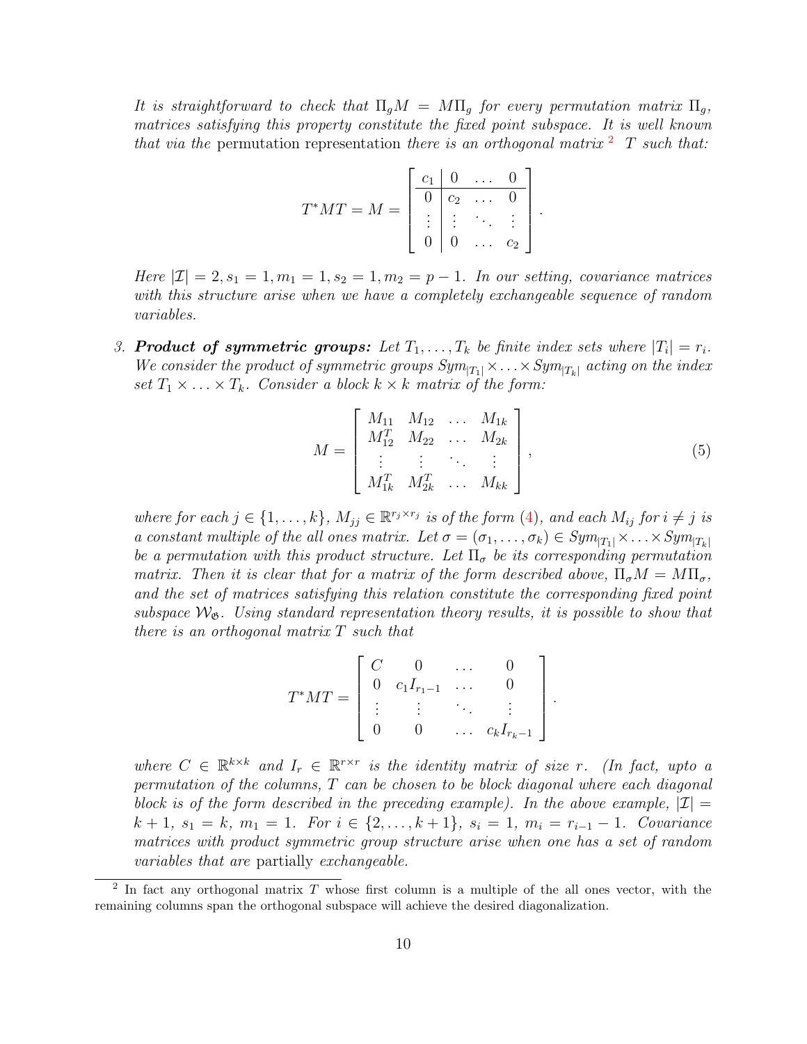*It is straightforward to check that $\Pi_g M = M \Pi_g$ for every permutation matrix $\Pi_g$, matrices satisfying this property constitute the fixed point subspace. It is well known that via the* permutation representation *there is an orthogonal matrix* [2] *$T$ such that:*

$$T^* M T = M = \left[ \begin{array}{c|ccc} c_1 & 0 & \dots & 0 \\ \hline 0 & c_2 & \dots & 0 \\ \vdots & \vdots & \ddots & \vdots \\ 0 & 0 & \dots & c_2 \end{array} \right].$$

*Here $|\mathcal{I}| = 2, s_1 = 1, m_1 = 1, s_2 = 1, m_2 = p-1$. In our setting, covariance matrices with this structure arise when we have a completely exchangeable sequence of random variables.*

3. ***Product of symmetric groups:*** *Let $T_1, \dots, T_k$ be finite index sets where $|T_i| = r_i$. We consider the product of symmetric groups $Sym_{|T_1|} \times \dots \times Sym_{|T_k|}$ acting on the index set $T_1 \times \dots \times T_k$. Consider a block $k \times k$ matrix of the form:*

$$M = \left[ \begin{array}{cccc} M_{11} & M_{12} & \dots & M_{1k} \\ M_{12}^T & M_{22} & \dots & M_{2k} \\ \vdots & \vdots & \ddots & \vdots \\ M_{1k}^T & M_{2k}^T & \dots & M_{kk} \end{array} \right], \tag{5}$$

*where for each $j \in \{1, \dots, k\}$, $M_{jj} \in \mathbb{R}^{r_j \times r_j}$ is of the form (4), and each $M_{ij}$ for $i \neq j$ is a constant multiple of the all ones matrix. Let $\sigma = (\sigma_1, \dots, \sigma_k) \in Sym_{|T_1|} \times \dots \times Sym_{|T_k|}$ be a permutation with this product structure. Let $\Pi_\sigma$ be its corresponding permutation matrix. Then it is clear that for a matrix of the form described above, $\Pi_\sigma M = M \Pi_\sigma$, and the set of matrices satisfying this relation constitute the corresponding fixed point subspace $\mathcal{W}_{\mathfrak{G}}$. Using standard representation theory results, it is possible to show that there is an orthogonal matrix $T$ such that*

$$T^* M T = \left[ \begin{array}{cccc} C & 0 & \dots & 0 \\ 0 & c_1 I_{r_1 - 1} & \dots & 0 \\ \vdots & \vdots & \ddots & \vdots \\ 0 & 0 & \dots & c_k I_{r_k - 1} \end{array} \right].$$

*where $C \in \mathbb{R}^{k \times k}$ and $I_r \in \mathbb{R}^{r \times r}$ is the identity matrix of size $r$. (In fact, upto a permutation of the columns, $T$ can be chosen to be block diagonal where each diagonal block is of the form described in the preceding example). In the above example, $|\mathcal{I}| = k+1$, $s_1 = k$, $m_1 = 1$. For $i \in \{2, \dots, k+1\}$, $s_i = 1$, $m_i = r_{i-1} - 1$. Covariance matrices with product symmetric group structure arise when one has a set of random variables that are* partially *exchangeable.*

[2] In fact any orthogonal matrix $T$ whose first column is a multiple of the all ones vector, with the remaining columns span the orthogonal subspace will achieve the desired diagonalization.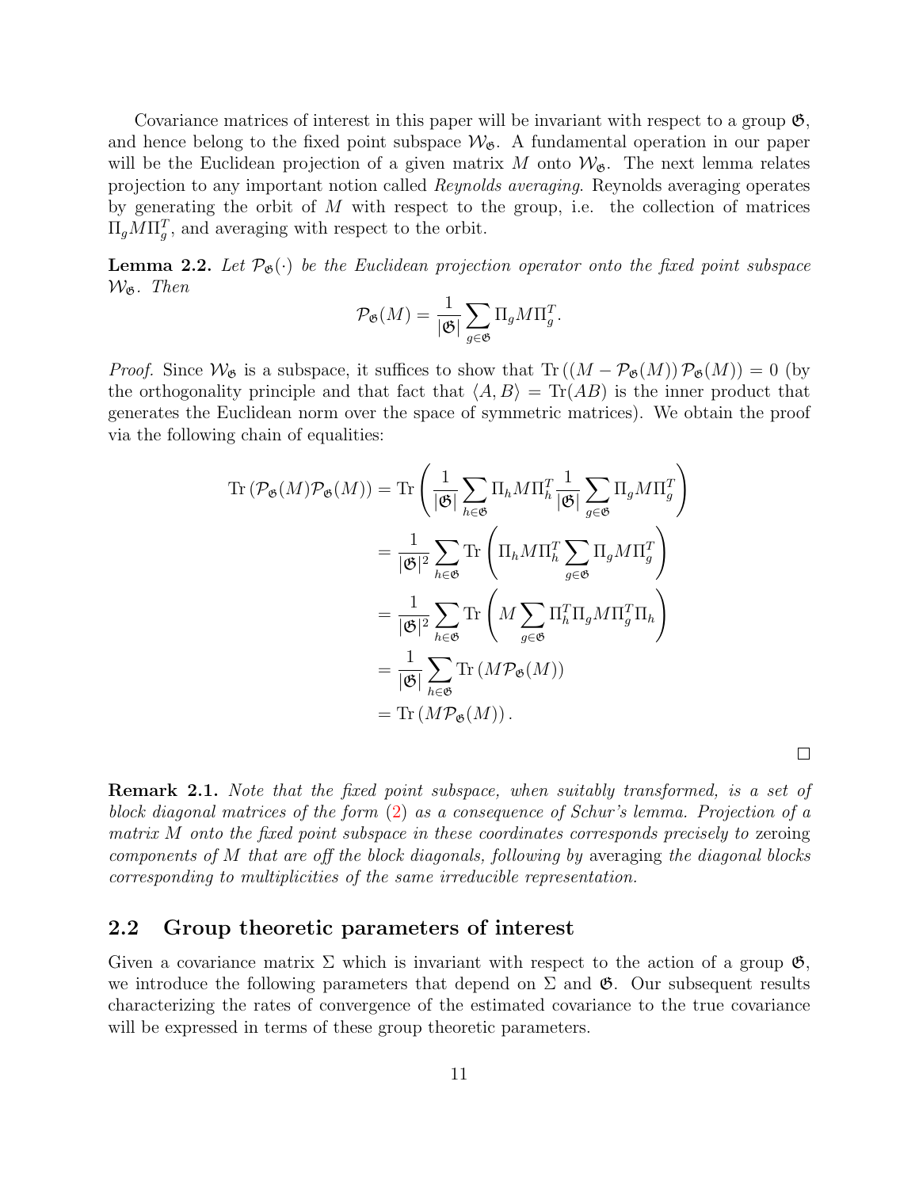Covariance matrices of interest in this paper will be invariant with respect to a group $\mathfrak{G}$, and hence belong to the fixed point subspace $\mathcal{W}_{\mathfrak{G}}$. A fundamental operation in our paper will be the Euclidean projection of a given matrix $M$ onto $\mathcal{W}_{\mathfrak{G}}$. The next lemma relates projection to any important notion called *Reynolds averaging*. Reynolds averaging operates by generating the orbit of $M$ with respect to the group, i.e. the collection of matrices $\Pi_g M \Pi_g^T$, and averaging with respect to the orbit.

**Lemma 2.2.** *Let $\mathcal{P}_{\mathfrak{G}}(\cdot)$ be the Euclidean projection operator onto the fixed point subspace $\mathcal{W}_{\mathfrak{G}}$. Then*

$$\mathcal{P}_{\mathfrak{G}}(M) = \frac{1}{|\mathfrak{G}|} \sum_{g \in \mathfrak{G}} \Pi_g M \Pi_g^T.$$

*Proof.* Since $\mathcal{W}_{\mathfrak{G}}$ is a subspace, it suffices to show that $\mathrm{Tr}\left((M - \mathcal{P}_{\mathfrak{G}}(M))\, \mathcal{P}_{\mathfrak{G}}(M)\right) = 0$ (by the orthogonality principle and that fact that $\langle A, B \rangle = \mathrm{Tr}(AB)$ is the inner product that generates the Euclidean norm over the space of symmetric matrices). We obtain the proof via the following chain of equalities:

$$\begin{aligned}
\mathrm{Tr}\left(\mathcal{P}_{\mathfrak{G}}(M)\mathcal{P}_{\mathfrak{G}}(M)\right) &= \mathrm{Tr}\left(\frac{1}{|\mathfrak{G}|}\sum_{h \in \mathfrak{G}} \Pi_h M \Pi_h^T \frac{1}{|\mathfrak{G}|}\sum_{g \in \mathfrak{G}} \Pi_g M \Pi_g^T\right) \\
&= \frac{1}{|\mathfrak{G}|^2} \sum_{h \in \mathfrak{G}} \mathrm{Tr}\left(\Pi_h M \Pi_h^T \sum_{g \in \mathfrak{G}} \Pi_g M \Pi_g^T\right) \\
&= \frac{1}{|\mathfrak{G}|^2} \sum_{h \in \mathfrak{G}} \mathrm{Tr}\left(M \sum_{g \in \mathfrak{G}} \Pi_h^T \Pi_g M \Pi_g^T \Pi_h\right) \\
&= \frac{1}{|\mathfrak{G}|} \sum_{h \in \mathfrak{G}} \mathrm{Tr}\left(M \mathcal{P}_{\mathfrak{G}}(M)\right) \\
&= \mathrm{Tr}\left(M \mathcal{P}_{\mathfrak{G}}(M)\right).
\end{aligned}$$

□

**Remark 2.1.** *Note that the fixed point subspace, when suitably transformed, is a set of block diagonal matrices of the form (2) as a consequence of Schur's lemma. Projection of a matrix $M$ onto the fixed point subspace in these coordinates corresponds precisely to* zeroing *components of $M$ that are off the block diagonals, following by* averaging *the diagonal blocks corresponding to multiplicities of the same irreducible representation.*

## 2.2 Group theoretic parameters of interest

Given a covariance matrix $\Sigma$ which is invariant with respect to the action of a group $\mathfrak{G}$, we introduce the following parameters that depend on $\Sigma$ and $\mathfrak{G}$. Our subsequent results characterizing the rates of convergence of the estimated covariance to the true covariance will be expressed in terms of these group theoretic parameters.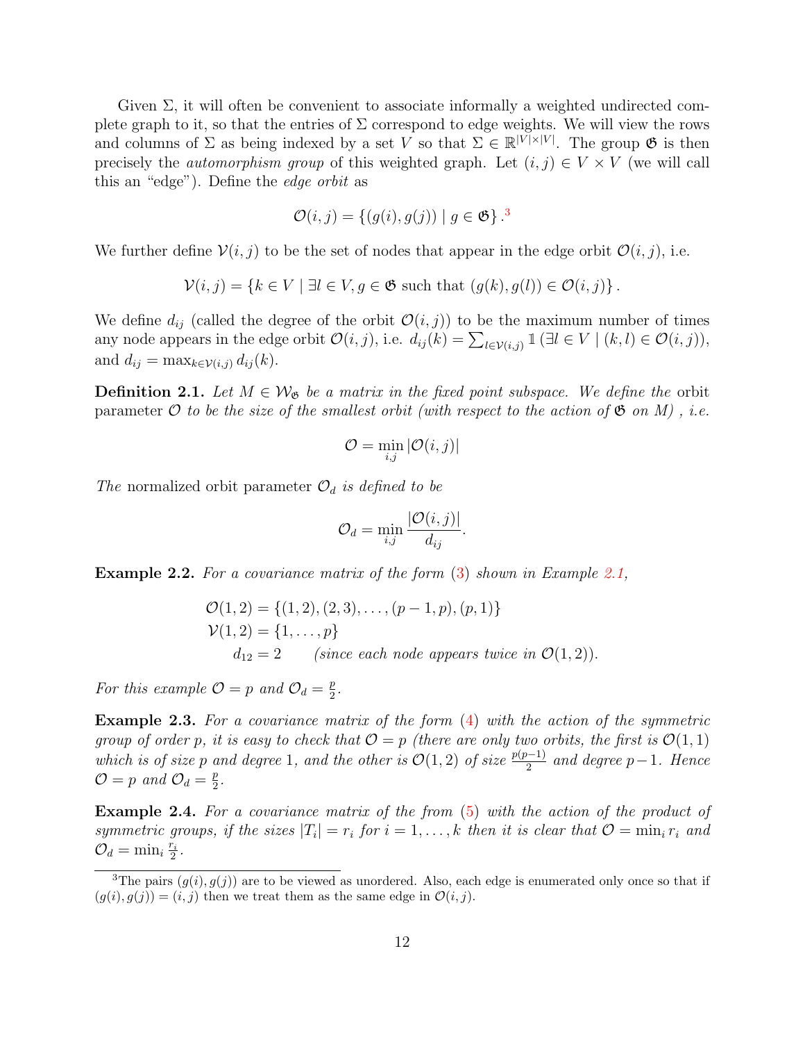Given $\Sigma$, it will often be convenient to associate informally a weighted undirected complete graph to it, so that the entries of $\Sigma$ correspond to edge weights. We will view the rows and columns of $\Sigma$ as being indexed by a set $V$ so that $\Sigma \in \mathbb{R}^{|V|\times|V|}$. The group $\mathfrak{G}$ is then precisely the *automorphism group* of this weighted graph. Let $(i,j) \in V \times V$ (we will call this an "edge"). Define the *edge orbit* as

$$\mathcal{O}(i,j) = \{(g(i), g(j)) \mid g \in \mathfrak{G}\}.$$ [3]

We further define $\mathcal{V}(i,j)$ to be the set of nodes that appear in the edge orbit $\mathcal{O}(i,j)$, i.e.

$$\mathcal{V}(i,j) = \{k \in V \mid \exists l \in V, g \in \mathfrak{G} \text{ such that } (g(k), g(l)) \in \mathcal{O}(i,j)\}.$$

We define $d_{ij}$ (called the degree of the orbit $\mathcal{O}(i,j)$) to be the maximum number of times any node appears in the edge orbit $\mathcal{O}(i,j)$, i.e. $d_{ij}(k) = \sum_{l\in\mathcal{V}(i,j)} \mathbb{1}\left(\exists l \in V \mid (k,l) \in \mathcal{O}(i,j)\right)$, and $d_{ij} = \max_{k\in\mathcal{V}(i,j)} d_{ij}(k)$.

**Definition 2.1.** *Let $M \in \mathcal{W}_{\mathfrak{G}}$ be a matrix in the fixed point subspace. We define the* orbit parameter *$\mathcal{O}$ to be the size of the smallest orbit (with respect to the action of $\mathfrak{G}$ on $M$) , i.e.*

$$\mathcal{O} = \min_{i,j} |\mathcal{O}(i,j)|$$

*The* normalized orbit parameter *$\mathcal{O}_d$ is defined to be*

$$\mathcal{O}_d = \min_{i,j} \frac{|\mathcal{O}(i,j)|}{d_{ij}}.$$

**Example 2.2.** *For a covariance matrix of the form (3) shown in Example 2.1,*

$$\begin{aligned}
&\mathcal{O}(1,2) = \{(1,2),(2,3),\ldots,(p-1,p),(p,1)\} \\
&\mathcal{V}(1,2) = \{1,\ldots,p\} \\
&\quad d_{12} = 2 \qquad \textit{(since each node appears twice in } \mathcal{O}(1,2)).
\end{aligned}$$

*For this example $\mathcal{O} = p$ and $\mathcal{O}_d = \frac{p}{2}$.*

**Example 2.3.** *For a covariance matrix of the form (4) with the action of the symmetric group of order $p$, it is easy to check that $\mathcal{O} = p$ (there are only two orbits, the first is $\mathcal{O}(1,1)$ which is of size $p$ and degree 1, and the other is $\mathcal{O}(1,2)$ of size $\frac{p(p-1)}{2}$ and degree $p-1$. Hence $\mathcal{O} = p$ and $\mathcal{O}_d = \frac{p}{2}$.*

**Example 2.4.** *For a covariance matrix of the from (5) with the action of the product of symmetric groups, if the sizes $|T_i| = r_i$ for $i = 1,\ldots,k$ then it is clear that $\mathcal{O} = \min_i r_i$ and $\mathcal{O}_d = \min_i \frac{r_i}{2}$.*

---

[3] The pairs $(g(i), g(j))$ are to be viewed as unordered. Also, each edge is enumerated only once so that if $(g(i), g(j)) = (i,j)$ then we treat them as the same edge in $\mathcal{O}(i,j)$.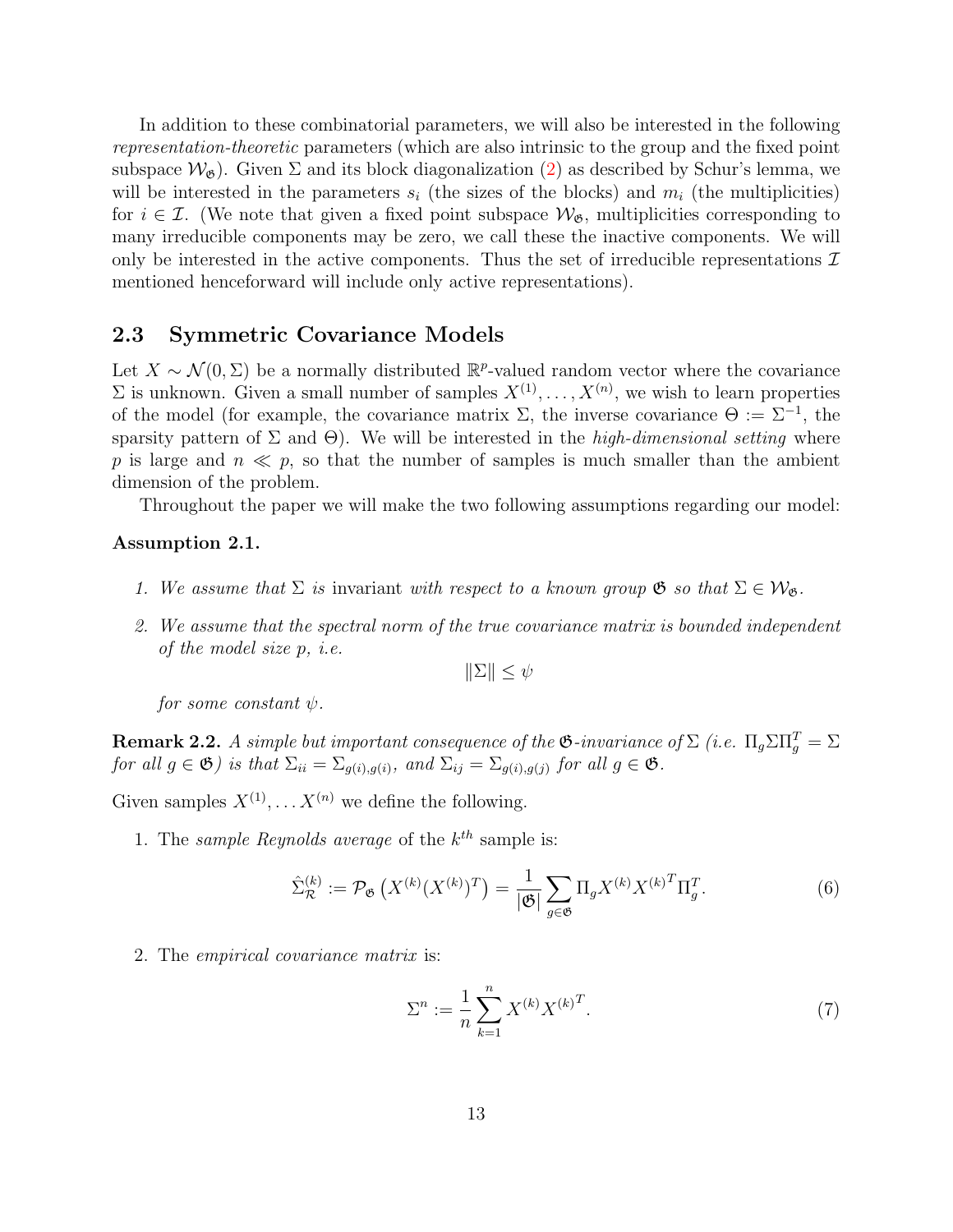In addition to these combinatorial parameters, we will also be interested in the following *representation-theoretic* parameters (which are also intrinsic to the group and the fixed point subspace $\mathcal{W}_{\mathfrak{G}}$). Given $\Sigma$ and its block diagonalization (2) as described by Schur's lemma, we will be interested in the parameters $s_i$ (the sizes of the blocks) and $m_i$ (the multiplicities) for $i \in \mathcal{I}$. (We note that given a fixed point subspace $\mathcal{W}_{\mathfrak{G}}$, multiplicities corresponding to many irreducible components may be zero, we call these the inactive components. We will only be interested in the active components. Thus the set of irreducible representations $\mathcal{I}$ mentioned henceforward will include only active representations).

### 2.3 Symmetric Covariance Models

Let $X \sim \mathcal{N}(0, \Sigma)$ be a normally distributed $\mathbb{R}^p$-valued random vector where the covariance $\Sigma$ is unknown. Given a small number of samples $X^{(1)}, \ldots, X^{(n)}$, we wish to learn properties of the model (for example, the covariance matrix $\Sigma$, the inverse covariance $\Theta := \Sigma^{-1}$, the sparsity pattern of $\Sigma$ and $\Theta$). We will be interested in the *high-dimensional setting* where $p$ is large and $n \ll p$, so that the number of samples is much smaller than the ambient dimension of the problem.

Throughout the paper we will make the two following assumptions regarding our model:

**Assumption 2.1.**

1. *We assume that $\Sigma$ is* invariant *with respect to a known group $\mathfrak{G}$ so that $\Sigma \in \mathcal{W}_{\mathfrak{G}}$.*

2. *We assume that the spectral norm of the true covariance matrix is bounded independent of the model size $p$, i.e.*
$$\|\Sigma\| \leq \psi$$
*for some constant $\psi$.*

**Remark 2.2.** *A simple but important consequence of the $\mathfrak{G}$-invariance of $\Sigma$ (i.e. $\Pi_g \Sigma \Pi_g^T = \Sigma$ for all $g \in \mathfrak{G}$) is that $\Sigma_{ii} = \Sigma_{g(i),g(i)}$, and $\Sigma_{ij} = \Sigma_{g(i),g(j)}$ for all $g \in \mathfrak{G}$.*

Given samples $X^{(1)}, \ldots X^{(n)}$ we define the following.

1. The *sample Reynolds average* of the $k^{th}$ sample is:
$$\hat{\Sigma}_{\mathcal{R}}^{(k)} := \mathcal{P}_{\mathfrak{G}}\left(X^{(k)}(X^{(k)})^T\right) = \frac{1}{|\mathfrak{G}|} \sum_{g \in \mathfrak{G}} \Pi_g X^{(k)} {X^{(k)}}^T \Pi_g^T. \tag{6}$$

2. The *empirical covariance matrix* is:
$$\Sigma^n := \frac{1}{n} \sum_{k=1}^{n} X^{(k)} {X^{(k)}}^T. \tag{7}$$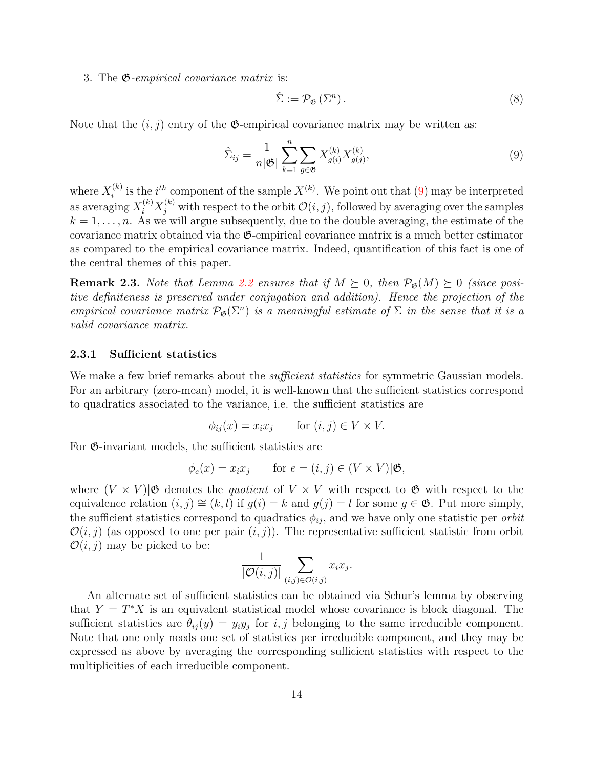3. The $\mathfrak{G}$-*empirical covariance matrix* is:

$$\hat{\Sigma} := \mathcal{P}_{\mathfrak{G}}\left(\Sigma^n\right). \tag{8}$$

Note that the $(i,j)$ entry of the $\mathfrak{G}$-empirical covariance matrix may be written as:

$$\hat{\Sigma}_{ij} = \frac{1}{n|\mathfrak{G}|}\sum_{k=1}^{n}\sum_{g\in\mathfrak{G}} X_{g(i)}^{(k)} X_{g(j)}^{(k)}, \tag{9}$$

where $X_i^{(k)}$ is the $i^{th}$ component of the sample $X^{(k)}$. We point out that (9) may be interpreted as averaging $X_i^{(k)} X_j^{(k)}$ with respect to the orbit $\mathcal{O}(i,j)$, followed by averaging over the samples $k = 1, \ldots, n$. As we will argue subsequently, due to the double averaging, the estimate of the covariance matrix obtained via the $\mathfrak{G}$-empirical covariance matrix is a much better estimator as compared to the empirical covariance matrix. Indeed, quantification of this fact is one of the central themes of this paper.

**Remark 2.3.** *Note that Lemma 2.2 ensures that if $M \succeq 0$, then $\mathcal{P}_{\mathfrak{G}}(M) \succeq 0$ (since positive definiteness is preserved under conjugation and addition). Hence the projection of the empirical covariance matrix $\mathcal{P}_{\mathfrak{G}}(\Sigma^n)$ is a meaningful estimate of $\Sigma$ in the sense that it is a valid covariance matrix.*

### 2.3.1 Sufficient statistics

We make a few brief remarks about the *sufficient statistics* for symmetric Gaussian models. For an arbitrary (zero-mean) model, it is well-known that the sufficient statistics correspond to quadratics associated to the variance, i.e. the sufficient statistics are

$$\phi_{ij}(x) = x_i x_j \qquad \text{for } (i,j) \in V \times V.$$

For $\mathfrak{G}$-invariant models, the sufficient statistics are

$$\phi_e(x) = x_i x_j \qquad \text{for } e = (i,j) \in (V \times V)|\mathfrak{G},$$

where $(V \times V)|\mathfrak{G}$ denotes the *quotient* of $V \times V$ with respect to $\mathfrak{G}$ with respect to the equivalence relation $(i,j) \cong (k,l)$ if $g(i) = k$ and $g(j) = l$ for some $g \in \mathfrak{G}$. Put more simply, the sufficient statistics correspond to quadratics $\phi_{ij}$, and we have only one statistic per *orbit* $\mathcal{O}(i,j)$ (as opposed to one per pair $(i,j)$). The representative sufficient statistic from orbit $\mathcal{O}(i,j)$ may be picked to be:

$$\frac{1}{|\mathcal{O}(i,j)|}\sum_{(i,j)\in\mathcal{O}(i,j)} x_i x_j.$$

An alternate set of sufficient statistics can be obtained via Schur's lemma by observing that $Y = T^* X$ is an equivalent statistical model whose covariance is block diagonal. The sufficient statistics are $\theta_{ij}(y) = y_i y_j$ for $i, j$ belonging to the same irreducible component. Note that one only needs one set of statistics per irreducible component, and they may be expressed as above by averaging the corresponding sufficient statistics with respect to the multiplicities of each irreducible component.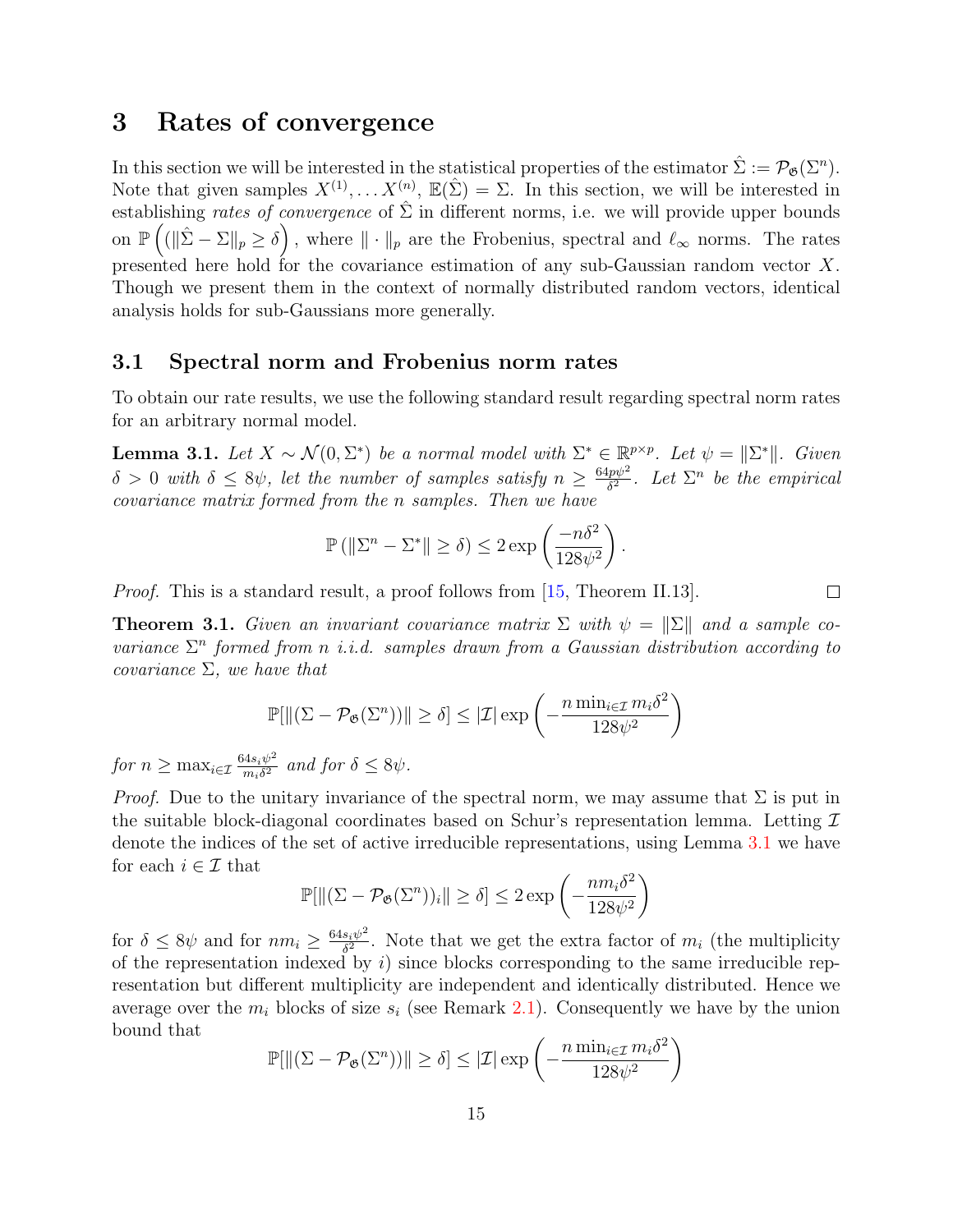## 3 Rates of convergence

In this section we will be interested in the statistical properties of the estimator $\hat{\Sigma} := \mathcal{P}_{\mathfrak{G}}(\Sigma^n)$. Note that given samples $X^{(1)}, \ldots X^{(n)}$, $\mathbb{E}(\hat{\Sigma}) = \Sigma$. In this section, we will be interested in establishing *rates of convergence* of $\hat{\Sigma}$ in different norms, i.e. we will provide upper bounds on $\mathbb{P}\left( (\|\hat{\Sigma} - \Sigma\|_p \geq \delta \right)$, where $\|\cdot\|_p$ are the Frobenius, spectral and $\ell_\infty$ norms. The rates presented here hold for the covariance estimation of any sub-Gaussian random vector $X$. Though we present them in the context of normally distributed random vectors, identical analysis holds for sub-Gaussians more generally.

### 3.1 Spectral norm and Frobenius norm rates

To obtain our rate results, we use the following standard result regarding spectral norm rates for an arbitrary normal model.

**Lemma 3.1.** *Let $X \sim \mathcal{N}(0, \Sigma^*)$ be a normal model with $\Sigma^* \in \mathbb{R}^{p \times p}$. Let $\psi = \|\Sigma^*\|$. Given $\delta > 0$ with $\delta \leq 8\psi$, let the number of samples satisfy $n \geq \frac{64 p \psi^2}{\delta^2}$. Let $\Sigma^n$ be the empirical covariance matrix formed from the $n$ samples. Then we have*

$$\mathbb{P}\left( \|\Sigma^n - \Sigma^*\| \geq \delta \right) \leq 2 \exp\left( \frac{-n\delta^2}{128\psi^2} \right).$$

*Proof.* This is a standard result, a proof follows from [15, Theorem II.13]. ◻

**Theorem 3.1.** *Given an invariant covariance matrix $\Sigma$ with $\psi = \|\Sigma\|$ and a sample covariance $\Sigma^n$ formed from $n$ i.i.d. samples drawn from a Gaussian distribution according to covariance $\Sigma$, we have that*

$$\mathbb{P}[\|(\Sigma - \mathcal{P}_{\mathfrak{G}}(\Sigma^n))\| \geq \delta] \leq |\mathcal{I}| \exp\left( -\frac{n \min_{i \in \mathcal{I}} m_i \delta^2}{128\psi^2} \right)$$

*for $n \geq \max_{i \in \mathcal{I}} \frac{64 s_i \psi^2}{m_i \delta^2}$ and for $\delta \leq 8\psi$.*

*Proof.* Due to the unitary invariance of the spectral norm, we may assume that $\Sigma$ is put in the suitable block-diagonal coordinates based on Schur's representation lemma. Letting $\mathcal{I}$ denote the indices of the set of active irreducible representations, using Lemma 3.1 we have for each $i \in \mathcal{I}$ that

$$\mathbb{P}[\|(\Sigma - \mathcal{P}_{\mathfrak{G}}(\Sigma^n))_i\| \geq \delta] \leq 2 \exp\left( -\frac{n m_i \delta^2}{128\psi^2} \right)$$

for $\delta \leq 8\psi$ and for $n m_i \geq \frac{64 s_i \psi^2}{\delta^2}$. Note that we get the extra factor of $m_i$ (the multiplicity of the representation indexed by $i$) since blocks corresponding to the same irreducible representation but different multiplicity are independent and identically distributed. Hence we average over the $m_i$ blocks of size $s_i$ (see Remark 2.1). Consequently we have by the union bound that

$$\mathbb{P}[\|(\Sigma - \mathcal{P}_{\mathfrak{G}}(\Sigma^n))\| \geq \delta] \leq |\mathcal{I}| \exp\left( -\frac{n \min_{i \in \mathcal{I}} m_i \delta^2}{128\psi^2} \right)$$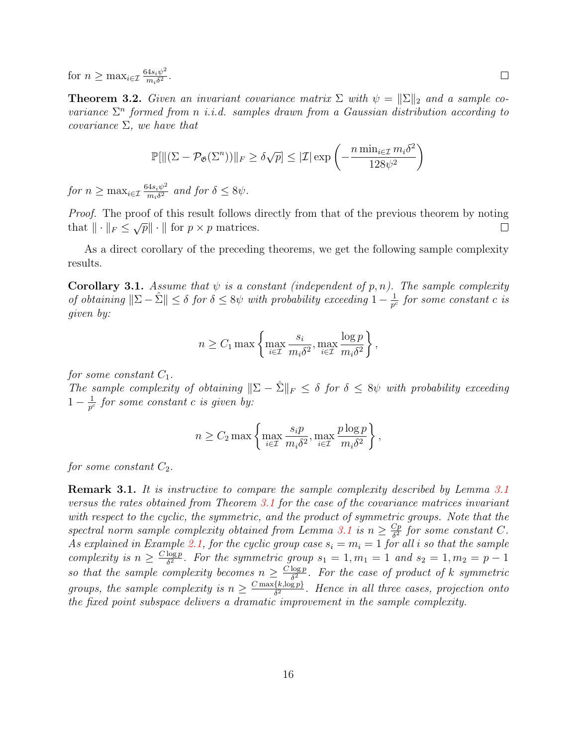for $n \geq \max_{i\in\mathcal{I}} \frac{64 s_i \psi^2}{m_i \delta^2}$. $\square$

**Theorem 3.2.** *Given an invariant covariance matrix $\Sigma$ with $\psi = \|\Sigma\|_2$ and a sample covariance $\Sigma^n$ formed from $n$ i.i.d. samples drawn from a Gaussian distribution according to covariance $\Sigma$, we have that*

$$\mathbb{P}[\|(\Sigma - \mathcal{P}_{\mathfrak{G}}(\Sigma^n))\|_F \geq \delta\sqrt{p}] \leq |\mathcal{I}| \exp\left(-\frac{n \min_{i\in\mathcal{I}} m_i \delta^2}{128\psi^2}\right)$$

*for $n \geq \max_{i\in\mathcal{I}} \frac{64 s_i \psi^2}{m_i \delta^2}$ and for $\delta \leq 8\psi$.*

*Proof.* The proof of this result follows directly from that of the previous theorem by noting that $\|\cdot\|_F \leq \sqrt{p}\|\cdot\|$ for $p \times p$ matrices. $\square$

As a direct corollary of the preceding theorems, we get the following sample complexity results.

**Corollary 3.1.** *Assume that $\psi$ is a constant (independent of $p, n$). The sample complexity of obtaining $\|\Sigma - \hat{\Sigma}\| \leq \delta$ for $\delta \leq 8\psi$ with probability exceeding $1 - \frac{1}{p^c}$ for some constant $c$ is given by:*

$$n \geq C_1 \max\left\{\max_{i\in\mathcal{I}} \frac{s_i}{m_i\delta^2}, \max_{i\in\mathcal{I}} \frac{\log p}{m_i \delta^2}\right\},$$

*for some constant $C_1$.*
*The sample complexity of obtaining $\|\Sigma - \hat{\Sigma}\|_F \leq \delta$ for $\delta \leq 8\psi$ with probability exceeding $1 - \frac{1}{p^c}$ for some constant $c$ is given by:*

$$n \geq C_2 \max\left\{\max_{i\in\mathcal{I}} \frac{s_i p}{m_i\delta^2}, \max_{i\in\mathcal{I}} \frac{p\log p}{m_i \delta^2}\right\},$$

*for some constant $C_2$.*

**Remark 3.1.** *It is instructive to compare the sample complexity described by Lemma 3.1 versus the rates obtained from Theorem 3.1 for the case of the covariance matrices invariant with respect to the cyclic, the symmetric, and the product of symmetric groups. Note that the spectral norm sample complexity obtained from Lemma 3.1 is $n \geq \frac{Cp}{\delta^2}$ for some constant $C$. As explained in Example 2.1, for the cyclic group case $s_i = m_i = 1$ for all $i$ so that the sample complexity is $n \geq \frac{C\log p}{\delta^2}$. For the symmetric group $s_1 = 1, m_1 = 1$ and $s_2 = 1, m_2 = p-1$ so that the sample complexity becomes $n \geq \frac{C\log p}{\delta^2}$. For the case of product of $k$ symmetric groups, the sample complexity is $n \geq \frac{C\max\{k,\log p\}}{\delta^2}$. Hence in all three cases, projection onto the fixed point subspace delivers a dramatic improvement in the sample complexity.*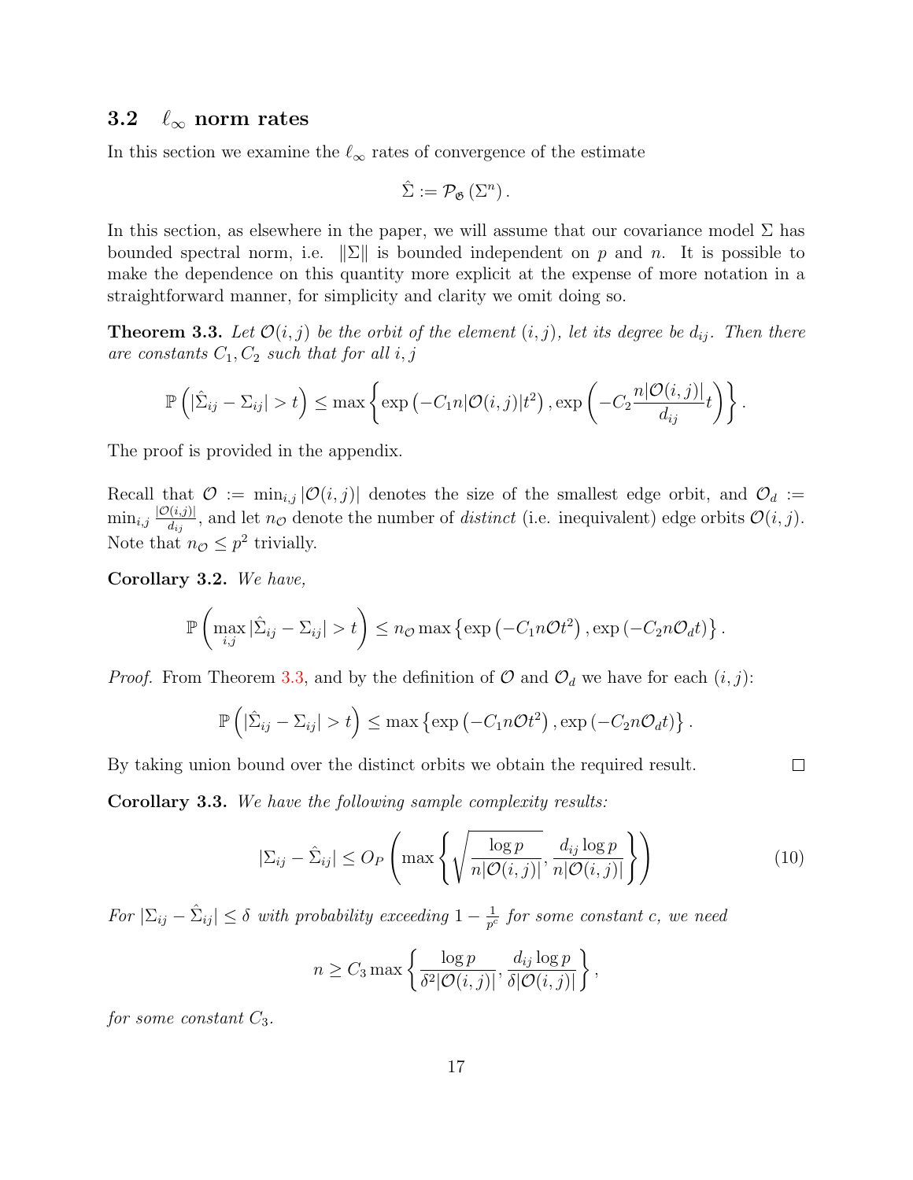### 3.2 $\ell_\infty$ norm rates

In this section we examine the $\ell_\infty$ rates of convergence of the estimate

$$\hat{\Sigma} := \mathcal{P}_{\mathfrak{G}}\left(\Sigma^n\right).$$

In this section, as elsewhere in the paper, we will assume that our covariance model $\Sigma$ has bounded spectral norm, i.e. $\|\Sigma\|$ is bounded independent on $p$ and $n$. It is possible to make the dependence on this quantity more explicit at the expense of more notation in a straightforward manner, for simplicity and clarity we omit doing so.

**Theorem 3.3.** *Let $\mathcal{O}(i,j)$ be the orbit of the element $(i,j)$, let its degree be $d_{ij}$. Then there are constants $C_1, C_2$ such that for all $i,j$*

$$\mathbb{P}\left(|\hat{\Sigma}_{ij} - \Sigma_{ij}| > t\right) \leq \max\left\{\exp\left(-C_1 n|\mathcal{O}(i,j)|t^2\right), \exp\left(-C_2 \frac{n|\mathcal{O}(i,j)|}{d_{ij}} t\right)\right\}.$$

The proof is provided in the appendix.

Recall that $\mathcal{O} := \min_{i,j} |\mathcal{O}(i,j)|$ denotes the size of the smallest edge orbit, and $\mathcal{O}_d := \min_{i,j} \frac{|\mathcal{O}(i,j)|}{d_{ij}}$, and let $n_{\mathcal{O}}$ denote the number of *distinct* (i.e. inequivalent) edge orbits $\mathcal{O}(i,j)$. Note that $n_{\mathcal{O}} \leq p^2$ trivially.

**Corollary 3.2.** *We have,*

$$\mathbb{P}\left(\max_{i,j} |\hat{\Sigma}_{ij} - \Sigma_{ij}| > t\right) \leq n_{\mathcal{O}} \max\left\{\exp\left(-C_1 n\mathcal{O}t^2\right), \exp\left(-C_2 n\mathcal{O}_d t\right)\right\}.$$

*Proof.* From Theorem 3.3, and by the definition of $\mathcal{O}$ and $\mathcal{O}_d$ we have for each $(i,j)$:

$$\mathbb{P}\left(|\hat{\Sigma}_{ij} - \Sigma_{ij}| > t\right) \leq \max\left\{\exp\left(-C_1 n\mathcal{O}t^2\right), \exp\left(-C_2 n\mathcal{O}_d t\right)\right\}.$$

By taking union bound over the distinct orbits we obtain the required result. ∎

**Corollary 3.3.** *We have the following sample complexity results:*

$$|\Sigma_{ij} - \hat{\Sigma}_{ij}| \leq O_P\left(\max\left\{\sqrt{\frac{\log p}{n|\mathcal{O}(i,j)|}}, \frac{d_{ij}\log p}{n|\mathcal{O}(i,j)|}\right\}\right) \tag{10}$$

*For $|\Sigma_{ij} - \hat{\Sigma}_{ij}| \leq \delta$ with probability exceeding $1 - \frac{1}{p^c}$ for some constant $c$, we need*

$$n \geq C_3 \max\left\{\frac{\log p}{\delta^2|\mathcal{O}(i,j)|}, \frac{d_{ij}\log p}{\delta|\mathcal{O}(i,j)|}\right\},$$

*for some constant $C_3$.*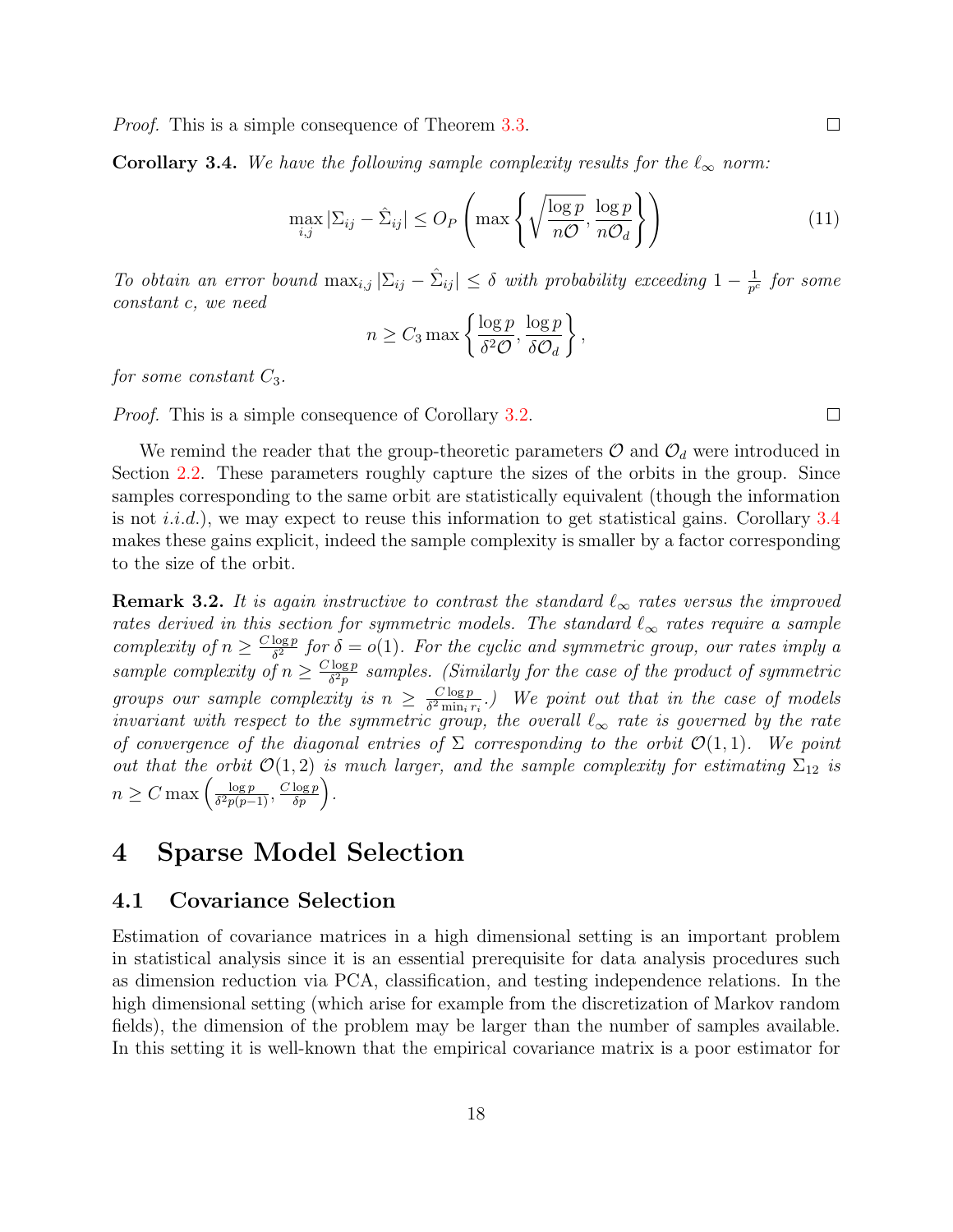*Proof.* This is a simple consequence of Theorem 3.3. ∎

**Corollary 3.4.** *We have the following sample complexity results for the $\ell_\infty$ norm:*

$$\max_{i,j} |\Sigma_{ij} - \hat{\Sigma}_{ij}| \leq O_P\left(\max\left\{\sqrt{\frac{\log p}{n\mathcal{O}}}, \frac{\log p}{n\mathcal{O}_d}\right\}\right) \tag{11}$$

*To obtain an error bound $\max_{i,j} |\Sigma_{ij} - \hat{\Sigma}_{ij}| \leq \delta$ with probability exceeding $1 - \frac{1}{p^c}$ for some constant $c$, we need*

$$n \geq C_3 \max\left\{\frac{\log p}{\delta^2 \mathcal{O}}, \frac{\log p}{\delta \mathcal{O}_d}\right\},$$

*for some constant $C_3$.*

*Proof.* This is a simple consequence of Corollary 3.2. ∎

We remind the reader that the group-theoretic parameters $\mathcal{O}$ and $\mathcal{O}_d$ were introduced in Section 2.2. These parameters roughly capture the sizes of the orbits in the group. Since samples corresponding to the same orbit are statistically equivalent (though the information is not *i.i.d.*), we may expect to reuse this information to get statistical gains. Corollary 3.4 makes these gains explicit, indeed the sample complexity is smaller by a factor corresponding to the size of the orbit.

**Remark 3.2.** *It is again instructive to contrast the standard $\ell_\infty$ rates versus the improved rates derived in this section for symmetric models. The standard $\ell_\infty$ rates require a sample complexity of $n \geq \frac{C \log p}{\delta^2}$ for $\delta = o(1)$. For the cyclic and symmetric group, our rates imply a sample complexity of $n \geq \frac{C \log p}{\delta^2 p}$ samples. (Similarly for the case of the product of symmetric groups our sample complexity is $n \geq \frac{C \log p}{\delta^2 \min_i r_i}$.) We point out that in the case of models invariant with respect to the symmetric group, the overall $\ell_\infty$ rate is governed by the rate of convergence of the diagonal entries of $\Sigma$ corresponding to the orbit $\mathcal{O}(1,1)$. We point out that the orbit $\mathcal{O}(1,2)$ is much larger, and the sample complexity for estimating $\Sigma_{12}$ is $n \geq C \max\left(\frac{\log p}{\delta^2 p(p-1)}, \frac{C \log p}{\delta p}\right)$.*

# 4 Sparse Model Selection

## 4.1 Covariance Selection

Estimation of covariance matrices in a high dimensional setting is an important problem in statistical analysis since it is an essential prerequisite for data analysis procedures such as dimension reduction via PCA, classification, and testing independence relations. In the high dimensional setting (which arise for example from the discretization of Markov random fields), the dimension of the problem may be larger than the number of samples available. In this setting it is well-known that the empirical covariance matrix is a poor estimator for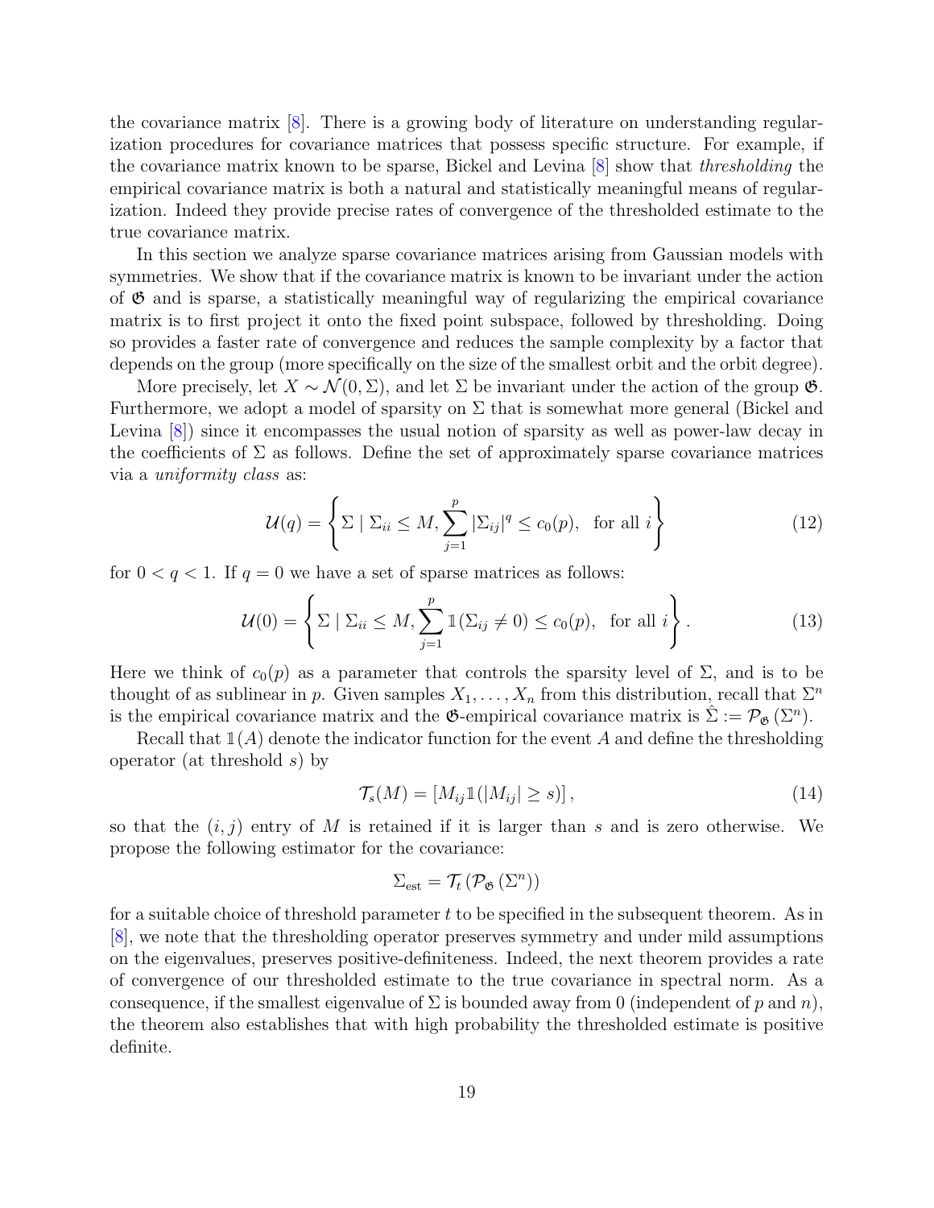the covariance matrix [8]. There is a growing body of literature on understanding regularization procedures for covariance matrices that possess specific structure. For example, if the covariance matrix known to be sparse, Bickel and Levina [8] show that *thresholding* the empirical covariance matrix is both a natural and statistically meaningful means of regularization. Indeed they provide precise rates of convergence of the thresholded estimate to the true covariance matrix.

In this section we analyze sparse covariance matrices arising from Gaussian models with symmetries. We show that if the covariance matrix is known to be invariant under the action of $\mathfrak{G}$ and is sparse, a statistically meaningful way of regularizing the empirical covariance matrix is to first project it onto the fixed point subspace, followed by thresholding. Doing so provides a faster rate of convergence and reduces the sample complexity by a factor that depends on the group (more specifically on the size of the smallest orbit and the orbit degree).

More precisely, let $X \sim \mathcal{N}(0, \Sigma)$, and let $\Sigma$ be invariant under the action of the group $\mathfrak{G}$. Furthermore, we adopt a model of sparsity on $\Sigma$ that is somewhat more general (Bickel and Levina [8]) since it encompasses the usual notion of sparsity as well as power-law decay in the coefficients of $\Sigma$ as follows. Define the set of approximately sparse covariance matrices via a *uniformity class* as:

$$\mathcal{U}(q) = \left\{ \Sigma \mid \Sigma_{ii} \leq M, \sum_{j=1}^{p} |\Sigma_{ij}|^q \leq c_0(p), \text{ for all } i \right\} \tag{12}$$

for $0 < q < 1$. If $q = 0$ we have a set of sparse matrices as follows:

$$\mathcal{U}(0) = \left\{ \Sigma \mid \Sigma_{ii} \leq M, \sum_{j=1}^{p} \mathbb{1}(\Sigma_{ij} \neq 0) \leq c_0(p), \text{ for all } i \right\}. \tag{13}$$

Here we think of $c_0(p)$ as a parameter that controls the sparsity level of $\Sigma$, and is to be thought of as sublinear in $p$. Given samples $X_1, \ldots, X_n$ from this distribution, recall that $\Sigma^n$ is the empirical covariance matrix and the $\mathfrak{G}$-empirical covariance matrix is $\hat{\Sigma} := \mathcal{P}_{\mathfrak{G}}(\Sigma^n)$.

Recall that $\mathbb{1}(A)$ denote the indicator function for the event $A$ and define the thresholding operator (at threshold $s$) by

$$\mathcal{T}_s(M) = \left[ M_{ij} \mathbb{1}(|M_{ij}| \geq s) \right], \tag{14}$$

so that the $(i, j)$ entry of $M$ is retained if it is larger than $s$ and is zero otherwise. We propose the following estimator for the covariance:

$$\Sigma_{\text{est}} = \mathcal{T}_t \left( \mathcal{P}_{\mathfrak{G}} \left( \Sigma^n \right) \right)$$

for a suitable choice of threshold parameter $t$ to be specified in the subsequent theorem. As in [8], we note that the thresholding operator preserves symmetry and under mild assumptions on the eigenvalues, preserves positive-definiteness. Indeed, the next theorem provides a rate of convergence of our thresholded estimate to the true covariance in spectral norm. As a consequence, if the smallest eigenvalue of $\Sigma$ is bounded away from 0 (independent of $p$ and $n$), the theorem also establishes that with high probability the thresholded estimate is positive definite.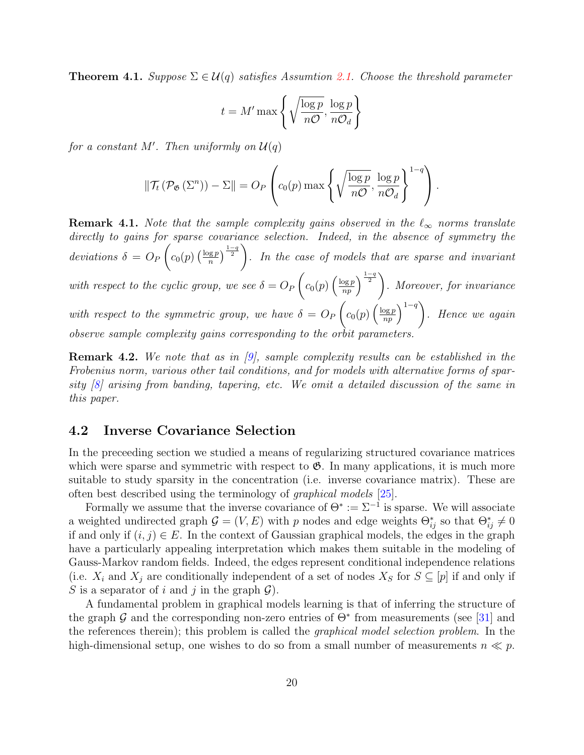**Theorem 4.1.** *Suppose $\Sigma \in \mathcal{U}(q)$ satisfies Assumption 2.1. Choose the threshold parameter*

$$t = M' \max\left\{ \sqrt{\frac{\log p}{n\mathcal{O}}}, \frac{\log p}{n\mathcal{O}_d} \right\}$$

*for a constant $M'$. Then uniformly on $\mathcal{U}(q)$*

$$\|\mathcal{T}_t\left(\mathcal{P}_{\mathfrak{G}}\left(\Sigma^n\right)\right) - \Sigma\| = O_P\left( c_0(p) \max\left\{ \sqrt{\frac{\log p}{n\mathcal{O}}}, \frac{\log p}{n\mathcal{O}_d} \right\}^{1-q} \right).$$

**Remark 4.1.** *Note that the sample complexity gains observed in the $\ell_\infty$ norms translate directly to gains for sparse covariance selection. Indeed, in the absence of symmetry the deviations $\delta = O_P\left(c_0(p)\left(\frac{\log p}{n}\right)^{\frac{1-q}{2}}\right)$. In the case of models that are sparse and invariant with respect to the cyclic group, we see $\delta = O_P\left(c_0(p)\left(\frac{\log p}{np}\right)^{\frac{1-q}{2}}\right)$. Moreover, for invariance with respect to the symmetric group, we have $\delta = O_P\left(c_0(p)\left(\frac{\log p}{np}\right)^{1-q}\right)$. Hence we again observe sample complexity gains corresponding to the orbit parameters.*

**Remark 4.2.** *We note that as in [9], sample complexity results can be established in the Frobenius norm, various other tail conditions, and for models with alternative forms of sparsity [8] arising from banding, tapering, etc. We omit a detailed discussion of the same in this paper.*

## 4.2 Inverse Covariance Selection

In the preceeding section we studied a means of regularizing structured covariance matrices which were sparse and symmetric with respect to $\mathfrak{G}$. In many applications, it is much more suitable to study sparsity in the concentration (i.e. inverse covariance matrix). These are often best described using the terminology of *graphical models* [25].

Formally we assume that the inverse covariance of $\Theta^* := \Sigma^{-1}$ is sparse. We will associate a weighted undirected graph $\mathcal{G} = (V, E)$ with $p$ nodes and edge weights $\Theta^*_{ij}$ so that $\Theta^*_{ij} \neq 0$ if and only if $(i,j) \in E$. In the context of Gaussian graphical models, the edges in the graph have a particularly appealing interpretation which makes them suitable in the modeling of Gauss-Markov random fields. Indeed, the edges represent conditional independence relations (i.e. $X_i$ and $X_j$ are conditionally independent of a set of nodes $X_S$ for $S \subseteq [p]$ if and only if $S$ is a separator of $i$ and $j$ in the graph $\mathcal{G}$).

A fundamental problem in graphical models learning is that of inferring the structure of the graph $\mathcal{G}$ and the corresponding non-zero entries of $\Theta^*$ from measurements (see [31] and the references therein); this problem is called the *graphical model selection problem*. In the high-dimensional setup, one wishes to do so from a small number of measurements $n \ll p$.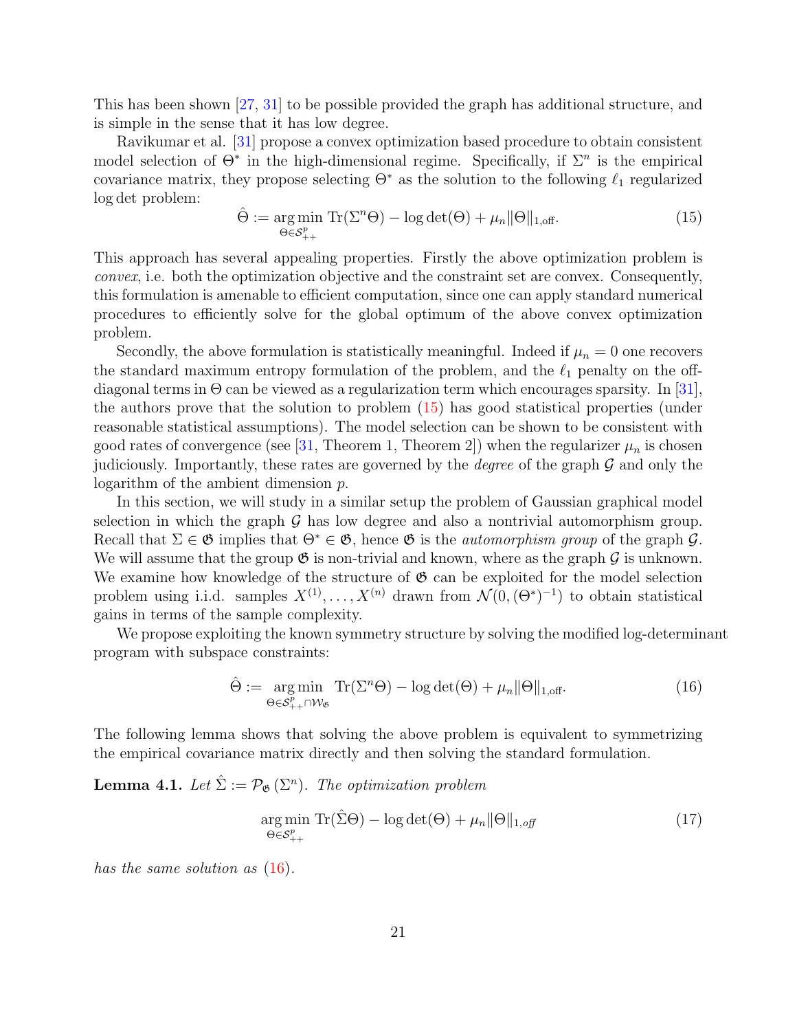This has been shown [27, 31] to be possible provided the graph has additional structure, and is simple in the sense that it has low degree.

Ravikumar et al. [31] propose a convex optimization based procedure to obtain consistent model selection of $\Theta^*$ in the high-dimensional regime. Specifically, if $\Sigma^n$ is the empirical covariance matrix, they propose selecting $\Theta^*$ as the solution to the following $\ell_1$ regularized log det problem:

$$\hat{\Theta} := \underset{\Theta \in \mathcal{S}^p_{++}}{\arg\min} \ \mathrm{Tr}(\Sigma^n \Theta) - \log\det(\Theta) + \mu_n \|\Theta\|_{1,\mathrm{off}}. \tag{15}$$

This approach has several appealing properties. Firstly the above optimization problem is *convex*, i.e. both the optimization objective and the constraint set are convex. Consequently, this formulation is amenable to efficient computation, since one can apply standard numerical procedures to efficiently solve for the global optimum of the above convex optimization problem.

Secondly, the above formulation is statistically meaningful. Indeed if $\mu_n = 0$ one recovers the standard maximum entropy formulation of the problem, and the $\ell_1$ penalty on the off-diagonal terms in $\Theta$ can be viewed as a regularization term which encourages sparsity. In [31], the authors prove that the solution to problem (15) has good statistical properties (under reasonable statistical assumptions). The model selection can be shown to be consistent with good rates of convergence (see [31, Theorem 1, Theorem 2]) when the regularizer $\mu_n$ is chosen judiciously. Importantly, these rates are governed by the *degree* of the graph $\mathcal{G}$ and only the logarithm of the ambient dimension $p$.

In this section, we will study in a similar setup the problem of Gaussian graphical model selection in which the graph $\mathcal{G}$ has low degree and also a nontrivial automorphism group. Recall that $\Sigma \in \mathfrak{G}$ implies that $\Theta^* \in \mathfrak{G}$, hence $\mathfrak{G}$ is the *automorphism group* of the graph $\mathcal{G}$. We will assume that the group $\mathfrak{G}$ is non-trivial and known, where as the graph $\mathcal{G}$ is unknown. We examine how knowledge of the structure of $\mathfrak{G}$ can be exploited for the model selection problem using i.i.d. samples $X^{(1)}, \ldots, X^{(n)}$ drawn from $\mathcal{N}(0, (\Theta^*)^{-1})$ to obtain statistical gains in terms of the sample complexity.

We propose exploiting the known symmetry structure by solving the modified log-determinant program with subspace constraints:

$$\hat{\Theta} := \underset{\Theta \in \mathcal{S}^p_{++} \cap \mathcal{W}_{\mathfrak{G}}}{\arg\min} \ \mathrm{Tr}(\Sigma^n \Theta) - \log\det(\Theta) + \mu_n \|\Theta\|_{1,\mathrm{off}}. \tag{16}$$

The following lemma shows that solving the above problem is equivalent to symmetrizing the empirical covariance matrix directly and then solving the standard formulation.

**Lemma 4.1.** *Let $\hat{\Sigma} := \mathcal{P}_{\mathfrak{G}}(\Sigma^n)$. The optimization problem*

$$\underset{\Theta \in \mathcal{S}^p_{++}}{\arg\min} \ \mathrm{Tr}(\hat{\Sigma}\Theta) - \log\det(\Theta) + \mu_n \|\Theta\|_{1,\mathit{off}} \tag{17}$$

*has the same solution as* (16).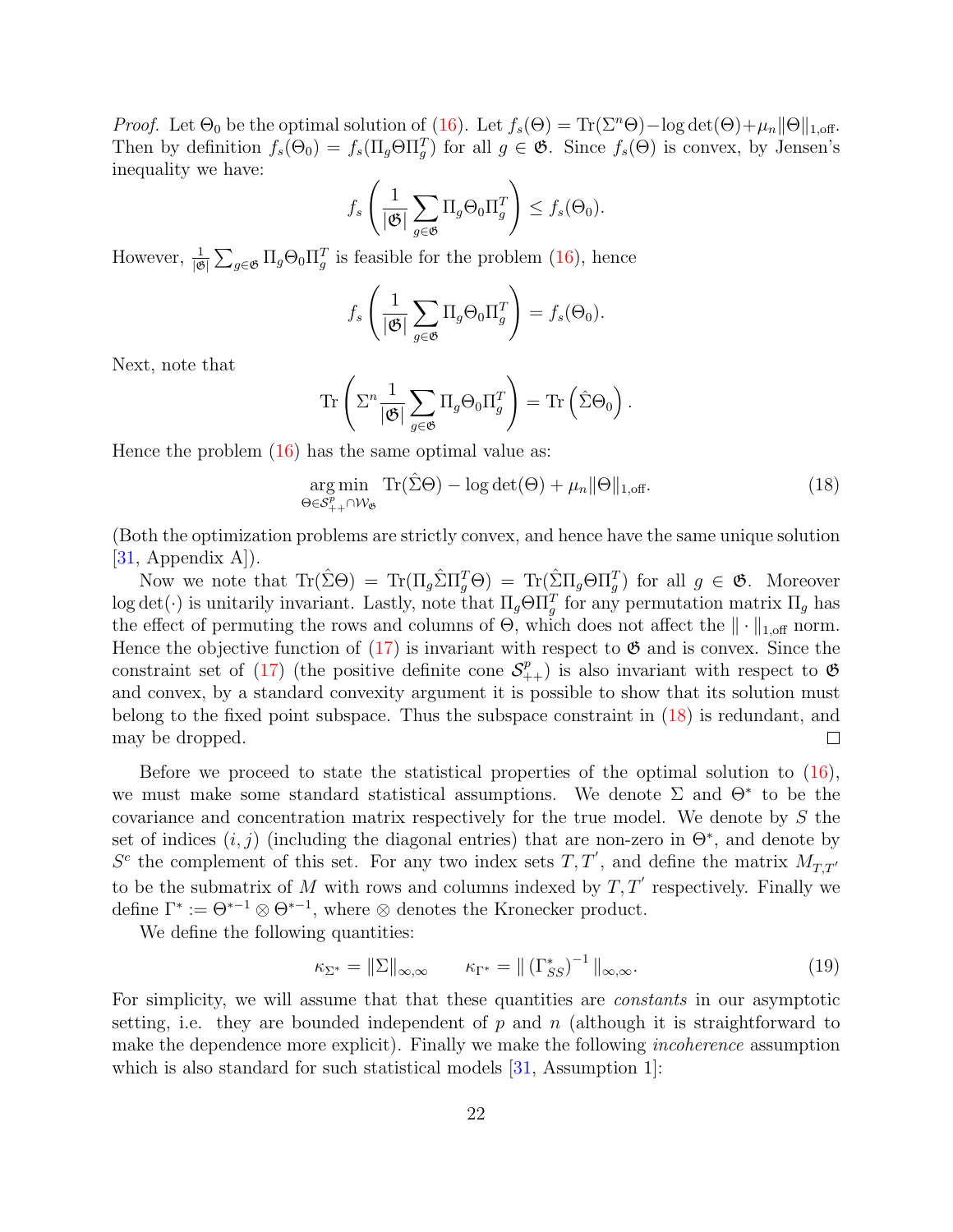*Proof.* Let $\Theta_0$ be the optimal solution of (16). Let $f_s(\Theta) = \text{Tr}(\Sigma^n \Theta) - \log\det(\Theta) + \mu_n \|\Theta\|_{1,\text{off}}$. Then by definition $f_s(\Theta_0) = f_s(\Pi_g \Theta \Pi_g^T)$ for all $g \in \mathfrak{G}$. Since $f_s(\Theta)$ is convex, by Jensen's inequality we have:

$$f_s\left(\frac{1}{|\mathfrak{G}|}\sum_{g\in\mathfrak{G}} \Pi_g \Theta_0 \Pi_g^T\right) \leq f_s(\Theta_0).$$

However, $\frac{1}{|\mathfrak{G}|}\sum_{g\in\mathfrak{G}} \Pi_g \Theta_0 \Pi_g^T$ is feasible for the problem (16), hence

$$f_s\left(\frac{1}{|\mathfrak{G}|}\sum_{g\in\mathfrak{G}} \Pi_g \Theta_0 \Pi_g^T\right) = f_s(\Theta_0).$$

Next, note that

$$\text{Tr}\left(\Sigma^n \frac{1}{|\mathfrak{G}|}\sum_{g\in\mathfrak{G}} \Pi_g \Theta_0 \Pi_g^T\right) = \text{Tr}\left(\hat{\Sigma}\Theta_0\right).$$

Hence the problem (16) has the same optimal value as:

$$\underset{\Theta\in\mathcal{S}_{++}^p \cap \mathcal{W}_{\mathfrak{G}}}{\arg\min} \ \text{Tr}(\hat{\Sigma}\Theta) - \log\det(\Theta) + \mu_n \|\Theta\|_{1,\text{off}}. \tag{18}$$

(Both the optimization problems are strictly convex, and hence have the same unique solution [31, Appendix A]).

Now we note that $\text{Tr}(\hat{\Sigma}\Theta) = \text{Tr}(\Pi_g \hat{\Sigma} \Pi_g^T \Theta) = \text{Tr}(\hat{\Sigma} \Pi_g \Theta \Pi_g^T)$ for all $g \in \mathfrak{G}$. Moreover $\log\det(\cdot)$ is unitarily invariant. Lastly, note that $\Pi_g \Theta \Pi_g^T$ for any permutation matrix $\Pi_g$ has the effect of permuting the rows and columns of $\Theta$, which does not affect the $\|\cdot\|_{1,\text{off}}$ norm. Hence the objective function of (17) is invariant with respect to $\mathfrak{G}$ and is convex. Since the constraint set of (17) (the positive definite cone $\mathcal{S}_{++}^p$) is also invariant with respect to $\mathfrak{G}$ and convex, by a standard convexity argument it is possible to show that its solution must belong to the fixed point subspace. Thus the subspace constraint in (18) is redundant, and may be dropped. $\square$

Before we proceed to state the statistical properties of the optimal solution to (16), we must make some standard statistical assumptions. We denote $\Sigma$ and $\Theta^*$ to be the covariance and concentration matrix respectively for the true model. We denote by $S$ the set of indices $(i, j)$ (including the diagonal entries) that are non-zero in $\Theta^*$, and denote by $S^c$ the complement of this set. For any two index sets $T, T'$, and define the matrix $M_{T,T'}$ to be the submatrix of $M$ with rows and columns indexed by $T, T'$ respectively. Finally we define $\Gamma^* := \Theta^{*-1} \otimes \Theta^{*-1}$, where $\otimes$ denotes the Kronecker product.

We define the following quantities:

$$\kappa_{\Sigma^*} = \|\Sigma\|_{\infty,\infty} \qquad \kappa_{\Gamma^*} = \|\left(\Gamma_{SS}^*\right)^{-1}\|_{\infty,\infty}. \tag{19}$$

For simplicity, we will assume that that these quantities are *constants* in our asymptotic setting, i.e. they are bounded independent of $p$ and $n$ (although it is straightforward to make the dependence more explicit). Finally we make the following *incoherence* assumption which is also standard for such statistical models [31, Assumption 1]: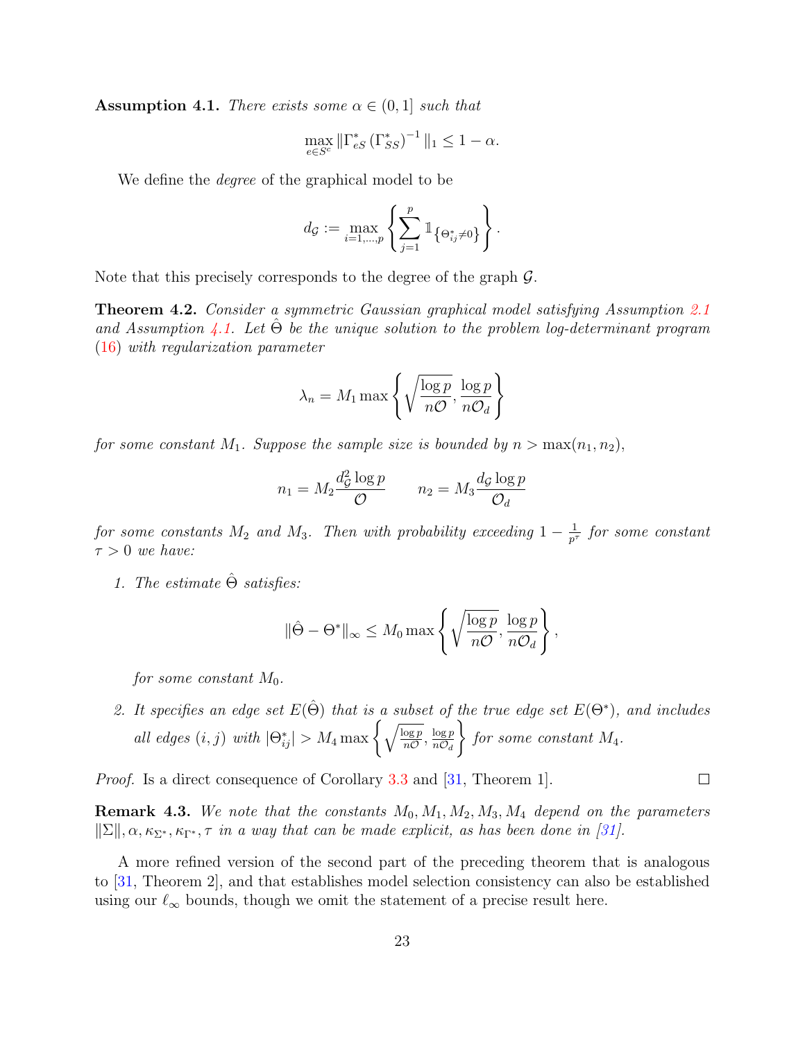**Assumption 4.1.** *There exists some $\alpha \in (0, 1]$ such that*

$$\max_{e \in S^c} \|\Gamma^*_{eS} (\Gamma^*_{SS})^{-1} \|_1 \leq 1 - \alpha.$$

We define the *degree* of the graphical model to be

$$d_{\mathcal{G}} := \max_{i=1,\dots,p} \left\{ \sum_{j=1}^{p} \mathbb{1}_{\{\Theta^*_{ij} \neq 0\}} \right\}.$$

Note that this precisely corresponds to the degree of the graph $\mathcal{G}$.

**Theorem 4.2.** *Consider a symmetric Gaussian graphical model satisfying Assumption 2.1 and Assumption 4.1. Let $\hat{\Theta}$ be the unique solution to the problem log-determinant program (16) with regularization parameter*

$$\lambda_n = M_1 \max \left\{ \sqrt{\frac{\log p}{n\mathcal{O}}}, \frac{\log p}{n\mathcal{O}_d} \right\}$$

*for some constant $M_1$. Suppose the sample size is bounded by $n > \max(n_1, n_2)$,*

$$n_1 = M_2 \frac{d_{\mathcal{G}}^2 \log p}{\mathcal{O}} \qquad n_2 = M_3 \frac{d_{\mathcal{G}} \log p}{\mathcal{O}_d}$$

*for some constants $M_2$ and $M_3$. Then with probability exceeding $1 - \frac{1}{p^\tau}$ for some constant $\tau > 0$ we have:*

1. *The estimate $\hat{\Theta}$ satisfies:*

$$\|\hat{\Theta} - \Theta^*\|_\infty \leq M_0 \max \left\{ \sqrt{\frac{\log p}{n\mathcal{O}}}, \frac{\log p}{n\mathcal{O}_d} \right\},$$

   *for some constant $M_0$.*

2. *It specifies an edge set $E(\hat{\Theta})$ that is a subset of the true edge set $E(\Theta^*)$, and includes all edges $(i, j)$ with $|\Theta^*_{ij}| > M_4 \max \left\{ \sqrt{\frac{\log p}{n\mathcal{O}}}, \frac{\log p}{n\mathcal{O}_d} \right\}$ for some constant $M_4$.*

*Proof.* Is a direct consequence of Corollary 3.3 and [31, Theorem 1]. □

**Remark 4.3.** *We note that the constants $M_0, M_1, M_2, M_3, M_4$ depend on the parameters $\|\Sigma\|, \alpha, \kappa_{\Sigma^*}, \kappa_{\Gamma^*}, \tau$ in a way that can be made explicit, as has been done in [31].*

A more refined version of the second part of the preceding theorem that is analogous to [31, Theorem 2], and that establishes model selection consistency can also be established using our $\ell_\infty$ bounds, though we omit the statement of a precise result here.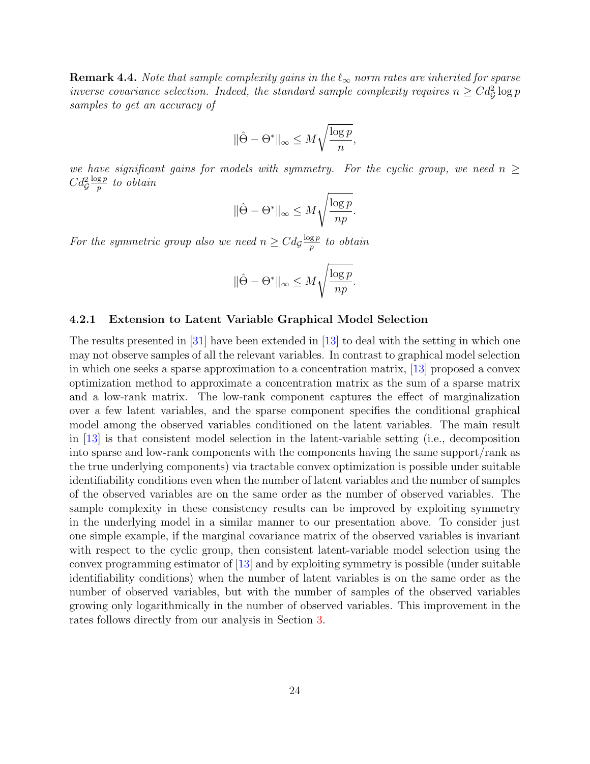**Remark 4.4.** *Note that sample complexity gains in the $\ell_\infty$ norm rates are inherited for sparse inverse covariance selection. Indeed, the standard sample complexity requires $n \geq C d_{\mathcal{G}}^2 \log p$ samples to get an accuracy of*

$$\|\hat{\Theta} - \Theta^*\|_\infty \leq M\sqrt{\frac{\log p}{n}},$$

*we have significant gains for models with symmetry. For the cyclic group, we need $n \geq C d_{\mathcal{G}}^2 \frac{\log p}{p}$ to obtain*

$$\|\hat{\Theta} - \Theta^*\|_\infty \leq M\sqrt{\frac{\log p}{np}}.$$

*For the symmetric group also we need $n \geq C d_{\mathcal{G}} \frac{\log p}{p}$ to obtain*

$$\|\hat{\Theta} - \Theta^*\|_\infty \leq M\sqrt{\frac{\log p}{np}}.$$

### 4.2.1 Extension to Latent Variable Graphical Model Selection

The results presented in [31] have been extended in [13] to deal with the setting in which one may not observe samples of all the relevant variables. In contrast to graphical model selection in which one seeks a sparse approximation to a concentration matrix, [13] proposed a convex optimization method to approximate a concentration matrix as the sum of a sparse matrix and a low-rank matrix. The low-rank component captures the effect of marginalization over a few latent variables, and the sparse component specifies the conditional graphical model among the observed variables conditioned on the latent variables. The main result in [13] is that consistent model selection in the latent-variable setting (i.e., decomposition into sparse and low-rank components with the components having the same support/rank as the true underlying components) via tractable convex optimization is possible under suitable identifiability conditions even when the number of latent variables and the number of samples of the observed variables are on the same order as the number of observed variables. The sample complexity in these consistency results can be improved by exploiting symmetry in the underlying model in a similar manner to our presentation above. To consider just one simple example, if the marginal covariance matrix of the observed variables is invariant with respect to the cyclic group, then consistent latent-variable model selection using the convex programming estimator of [13] and by exploiting symmetry is possible (under suitable identifiability conditions) when the number of latent variables is on the same order as the number of observed variables, but with the number of samples of the observed variables growing only logarithmically in the number of observed variables. This improvement in the rates follows directly from our analysis in Section 3.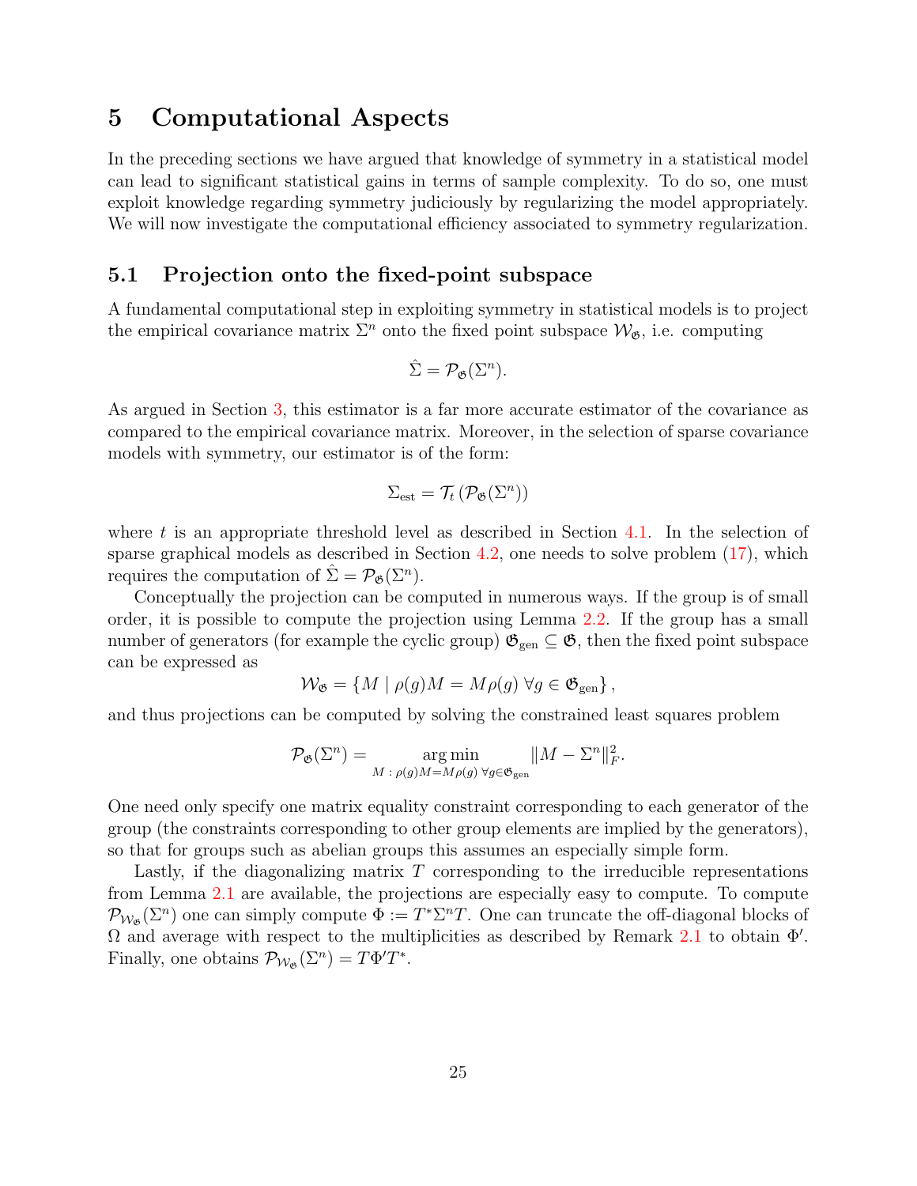# 5 Computational Aspects

In the preceding sections we have argued that knowledge of symmetry in a statistical model can lead to significant statistical gains in terms of sample complexity. To do so, one must exploit knowledge regarding symmetry judiciously by regularizing the model appropriately. We will now investigate the computational efficiency associated to symmetry regularization.

## 5.1 Projection onto the fixed-point subspace

A fundamental computational step in exploiting symmetry in statistical models is to project the empirical covariance matrix $\Sigma^n$ onto the fixed point subspace $\mathcal{W}_{\mathfrak{G}}$, i.e. computing

$$\hat{\Sigma} = \mathcal{P}_{\mathfrak{G}}(\Sigma^n).$$

As argued in Section 3, this estimator is a far more accurate estimator of the covariance as compared to the empirical covariance matrix. Moreover, in the selection of sparse covariance models with symmetry, our estimator is of the form:

$$\Sigma_{\text{est}} = \mathcal{T}_t\left(\mathcal{P}_{\mathfrak{G}}(\Sigma^n)\right)$$

where $t$ is an appropriate threshold level as described in Section 4.1. In the selection of sparse graphical models as described in Section 4.2, one needs to solve problem (17), which requires the computation of $\hat{\Sigma} = \mathcal{P}_{\mathfrak{G}}(\Sigma^n)$.

Conceptually the projection can be computed in numerous ways. If the group is of small order, it is possible to compute the projection using Lemma 2.2. If the group has a small number of generators (for example the cyclic group) $\mathfrak{G}_{\text{gen}} \subseteq \mathfrak{G}$, then the fixed point subspace can be expressed as

$$\mathcal{W}_{\mathfrak{G}} = \left\{ M \mid \rho(g)M = M\rho(g) \;\forall g \in \mathfrak{G}_{\text{gen}} \right\},$$

and thus projections can be computed by solving the constrained least squares problem

$$\mathcal{P}_{\mathfrak{G}}(\Sigma^n) = \underset{M \,:\, \rho(g)M = M\rho(g) \;\forall g \in \mathfrak{G}_{\text{gen}}}{\arg\min} \|M - \Sigma^n\|_F^2.$$

One need only specify one matrix equality constraint corresponding to each generator of the group (the constraints corresponding to other group elements are implied by the generators), so that for groups such as abelian groups this assumes an especially simple form.

Lastly, if the diagonalizing matrix $T$ corresponding to the irreducible representations from Lemma 2.1 are available, the projections are especially easy to compute. To compute $\mathcal{P}_{\mathcal{W}_{\mathfrak{G}}}(\Sigma^n)$ one can simply compute $\Phi := T^*\Sigma^n T$. One can truncate the off-diagonal blocks of $\Omega$ and average with respect to the multiplicities as described by Remark 2.1 to obtain $\Phi'$. Finally, one obtains $\mathcal{P}_{\mathcal{W}_{\mathfrak{G}}}(\Sigma^n) = T\Phi' T^*$.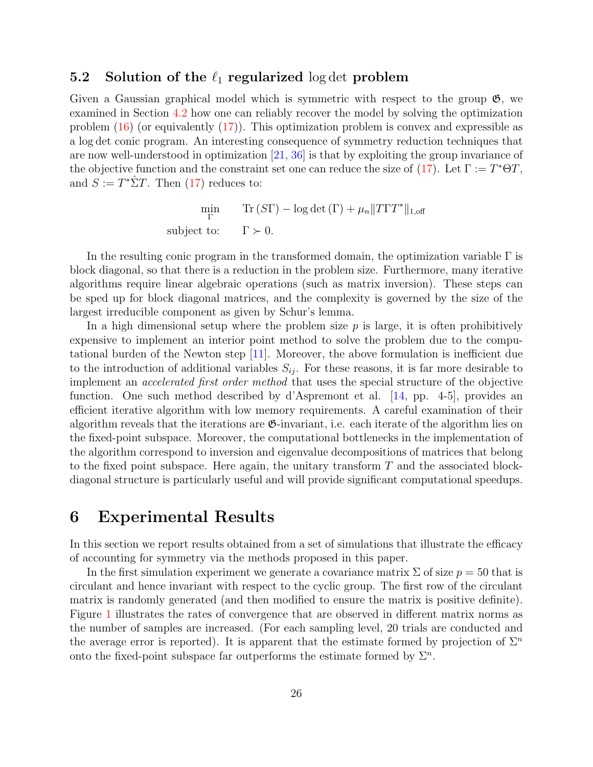### 5.2 Solution of the $\ell_1$ regularized $\log \det$ problem

Given a Gaussian graphical model which is symmetric with respect to the group $\mathfrak{G}$, we examined in Section 4.2 how one can reliably recover the model by solving the optimization problem (16) (or equivalently (17)). This optimization problem is convex and expressible as a $\log \det$ conic program. An interesting consequence of symmetry reduction techniques that are now well-understood in optimization [21, 36] is that by exploiting the group invariance of the objective function and the constraint set one can reduce the size of (17). Let $\Gamma := T^* \Theta T$, and $S := T^* \hat{\Sigma} T$. Then (17) reduces to:

$$
\begin{aligned}
\min_{\Gamma} \quad & \operatorname{Tr}(S\Gamma) - \log\det(\Gamma) + \mu_n \|T\Gamma T^*\|_{1,\text{off}} \\
\text{subject to:} \quad & \Gamma \succ 0.
\end{aligned}
$$

In the resulting conic program in the transformed domain, the optimization variable $\Gamma$ is block diagonal, so that there is a reduction in the problem size. Furthermore, many iterative algorithms require linear algebraic operations (such as matrix inversion). These steps can be sped up for block diagonal matrices, and the complexity is governed by the size of the largest irreducible component as given by Schur's lemma.

In a high dimensional setup where the problem size $p$ is large, it is often prohibitively expensive to implement an interior point method to solve the problem due to the computational burden of the Newton step [11]. Moreover, the above formulation is inefficient due to the introduction of additional variables $S_{ij}$. For these reasons, it is far more desirable to implement an *accelerated first order method* that uses the special structure of the objective function. One such method described by d'Aspremont et al. [14, pp. 4-5], provides an efficient iterative algorithm with low memory requirements. A careful examination of their algorithm reveals that the iterations are $\mathfrak{G}$-invariant, i.e. each iterate of the algorithm lies on the fixed-point subspace. Moreover, the computational bottlenecks in the implementation of the algorithm correspond to inversion and eigenvalue decompositions of matrices that belong to the fixed point subspace. Here again, the unitary transform $T$ and the associated block-diagonal structure is particularly useful and will provide significant computational speedups.

# 6 Experimental Results

In this section we report results obtained from a set of simulations that illustrate the efficacy of accounting for symmetry via the methods proposed in this paper.

In the first simulation experiment we generate a covariance matrix $\Sigma$ of size $p = 50$ that is circulant and hence invariant with respect to the cyclic group. The first row of the circulant matrix is randomly generated (and then modified to ensure the matrix is positive definite). Figure 1 illustrates the rates of convergence that are observed in different matrix norms as the number of samples are increased. (For each sampling level, 20 trials are conducted and the average error is reported). It is apparent that the estimate formed by projection of $\Sigma^n$ onto the fixed-point subspace far outperforms the estimate formed by $\Sigma^n$.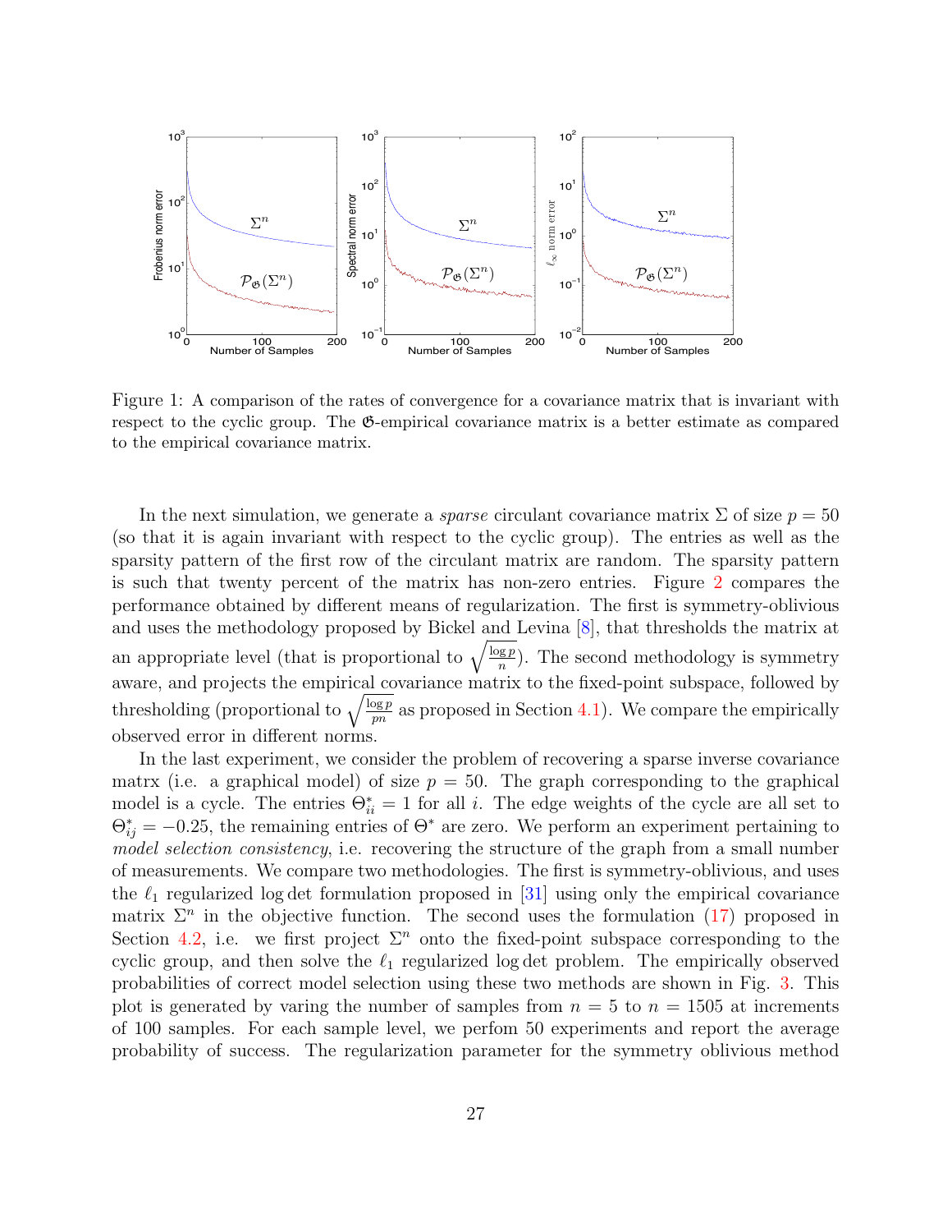Figure 1: A comparison of the rates of convergence for a covariance matrix that is invariant with respect to the cyclic group. The $\mathfrak{G}$-empirical covariance matrix is a better estimate as compared to the empirical covariance matrix.

In the next simulation, we generate a *sparse* circulant covariance matrix $\Sigma$ of size $p = 50$ (so that it is again invariant with respect to the cyclic group). The entries as well as the sparsity pattern of the first row of the circulant matrix are random. The sparsity pattern is such that twenty percent of the matrix has non-zero entries. Figure 2 compares the performance obtained by different means of regularization. The first is symmetry-oblivious and uses the methodology proposed by Bickel and Levina [8], that thresholds the matrix at an appropriate level (that is proportional to $\sqrt{\frac{\log p}{n}}$). The second methodology is symmetry aware, and projects the empirical covariance matrix to the fixed-point subspace, followed by thresholding (proportional to $\sqrt{\frac{\log p}{pn}}$ as proposed in Section 4.1). We compare the empirically observed error in different norms.

In the last experiment, we consider the problem of recovering a sparse inverse covariance matrx (i.e. a graphical model) of size $p = 50$. The graph corresponding to the graphical model is a cycle. The entries $\Theta^*_{ii} = 1$ for all $i$. The edge weights of the cycle are all set to $\Theta^*_{ij} = -0.25$, the remaining entries of $\Theta^*$ are zero. We perform an experiment pertaining to *model selection consistency*, i.e. recovering the structure of the graph from a small number of measurements. We compare two methodologies. The first is symmetry-oblivious, and uses the $\ell_1$ regularized $\log\det$ formulation proposed in [31] using only the empirical covariance matrix $\Sigma^n$ in the objective function. The second uses the formulation (17) proposed in Section 4.2, i.e. we first project $\Sigma^n$ onto the fixed-point subspace corresponding to the cyclic group, and then solve the $\ell_1$ regularized $\log\det$ problem. The empirically observed probabilities of correct model selection using these two methods are shown in Fig. 3. This plot is generated by varing the number of samples from $n = 5$ to $n = 1505$ at increments of 100 samples. For each sample level, we perfom 50 experiments and report the average probability of success. The regularization parameter for the symmetry oblivious method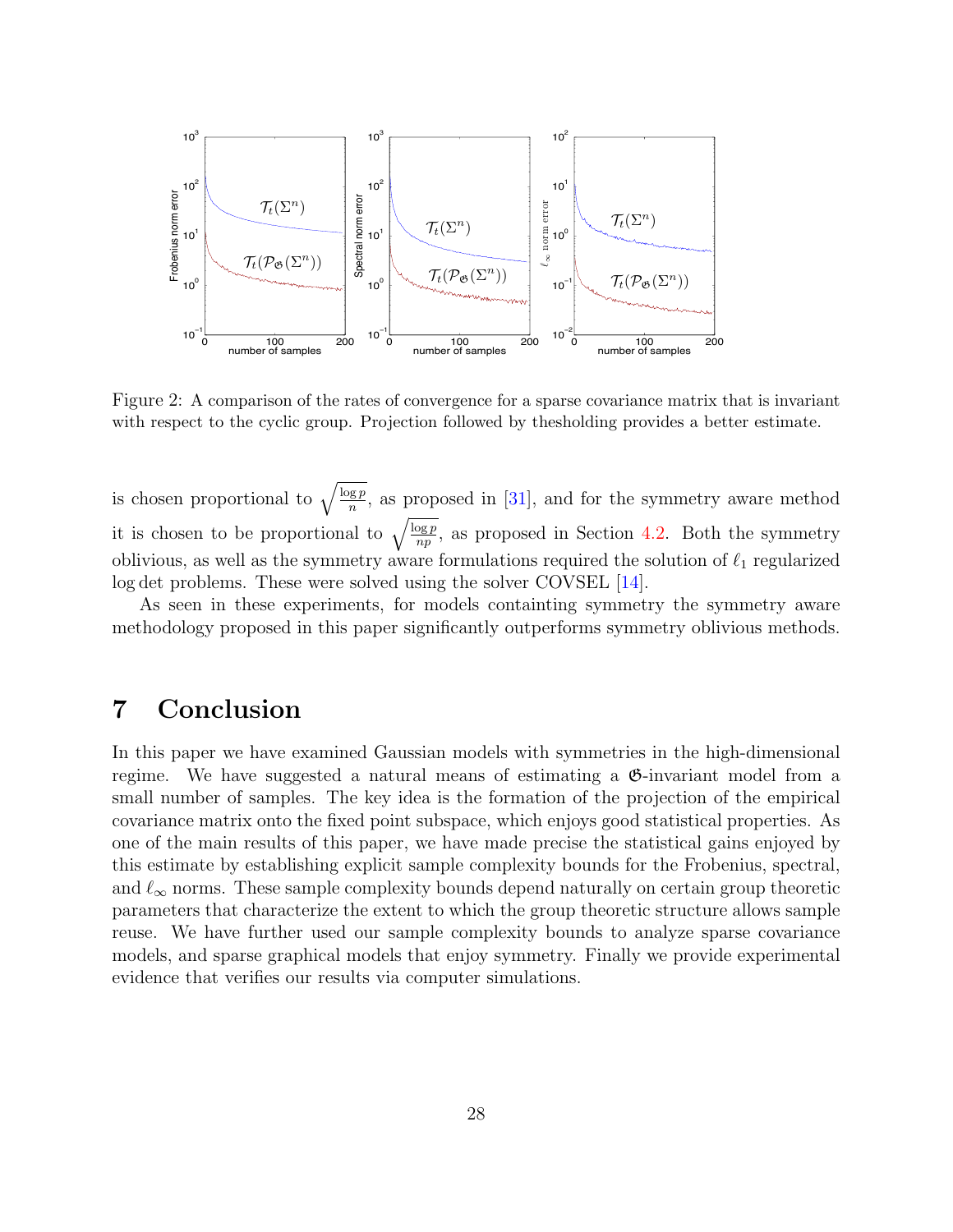Figure 2: A comparison of the rates of convergence for a sparse covariance matrix that is invariant with respect to the cyclic group. Projection followed by thesholding provides a better estimate.

is chosen proportional to $\sqrt{\frac{\log p}{n}}$, as proposed in [31], and for the symmetry aware method it is chosen to be proportional to $\sqrt{\frac{\log p}{np}}$, as proposed in Section 4.2. Both the symmetry oblivious, as well as the symmetry aware formulations required the solution of $\ell_1$ regularized $\log \det$ problems. These were solved using the solver COVSEL [14].

As seen in these experiments, for models containting symmetry the symmetry aware methodology proposed in this paper significantly outperforms symmetry oblivious methods.

# 7 Conclusion

In this paper we have examined Gaussian models with symmetries in the high-dimensional regime. We have suggested a natural means of estimating a $\mathfrak{G}$-invariant model from a small number of samples. The key idea is the formation of the projection of the empirical covariance matrix onto the fixed point subspace, which enjoys good statistical properties. As one of the main results of this paper, we have made precise the statistical gains enjoyed by this estimate by establishing explicit sample complexity bounds for the Frobenius, spectral, and $\ell_\infty$ norms. These sample complexity bounds depend naturally on certain group theoretic parameters that characterize the extent to which the group theoretic structure allows sample reuse. We have further used our sample complexity bounds to analyze sparse covariance models, and sparse graphical models that enjoy symmetry. Finally we provide experimental evidence that verifies our results via computer simulations.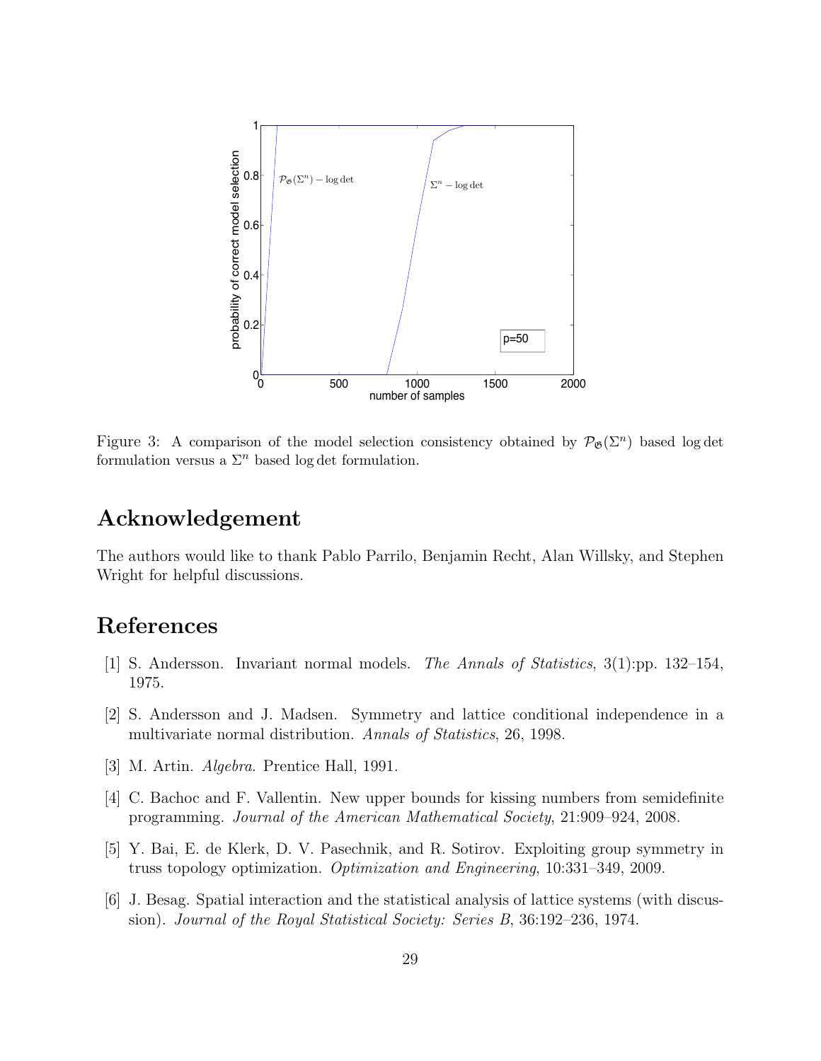Figure 3: A comparison of the model selection consistency obtained by $\mathcal{P}_{\mathfrak{G}}(\Sigma^n)$ based $\log\det$ formulation versus a $\Sigma^n$ based $\log\det$ formulation.

## Acknowledgement

The authors would like to thank Pablo Parrilo, Benjamin Recht, Alan Willsky, and Stephen Wright for helpful discussions.

## References

[1] S. Andersson. Invariant normal models. *The Annals of Statistics*, 3(1):pp. 132–154, 1975.

[2] S. Andersson and J. Madsen. Symmetry and lattice conditional independence in a multivariate normal distribution. *Annals of Statistics*, 26, 1998.

[3] M. Artin. *Algebra*. Prentice Hall, 1991.

[4] C. Bachoc and F. Vallentin. New upper bounds for kissing numbers from semidefinite programming. *Journal of the American Mathematical Society*, 21:909–924, 2008.

[5] Y. Bai, E. de Klerk, D. V. Pasechnik, and R. Sotirov. Exploiting group symmetry in truss topology optimization. *Optimization and Engineering*, 10:331–349, 2009.

[6] J. Besag. Spatial interaction and the statistical analysis of lattice systems (with discussion). *Journal of the Royal Statistical Society: Series B*, 36:192–236, 1974.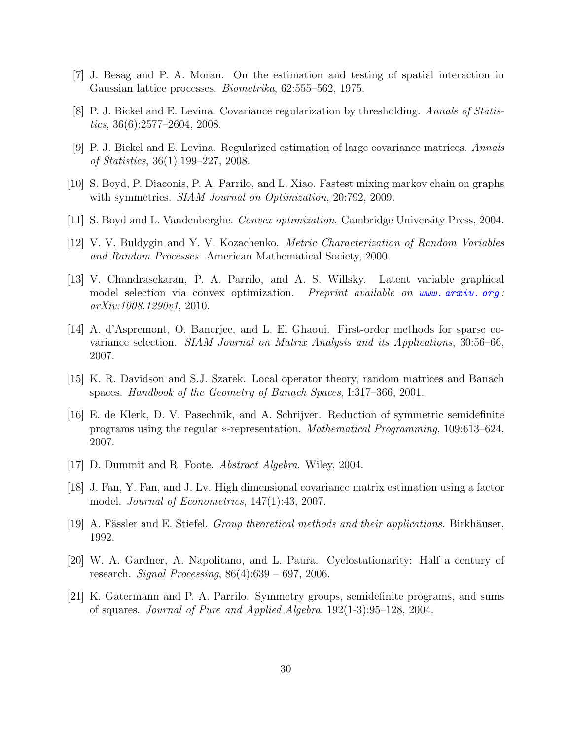[7] J. Besag and P. A. Moran. On the estimation and testing of spatial interaction in Gaussian lattice processes. *Biometrika*, 62:555–562, 1975.

[8] P. J. Bickel and E. Levina. Covariance regularization by thresholding. *Annals of Statistics*, 36(6):2577–2604, 2008.

[9] P. J. Bickel and E. Levina. Regularized estimation of large covariance matrices. *Annals of Statistics*, 36(1):199–227, 2008.

[10] S. Boyd, P. Diaconis, P. A. Parrilo, and L. Xiao. Fastest mixing markov chain on graphs with symmetries. *SIAM Journal on Optimization*, 20:792, 2009.

[11] S. Boyd and L. Vandenberghe. *Convex optimization*. Cambridge University Press, 2004.

[12] V. V. Buldygin and Y. V. Kozachenko. *Metric Characterization of Random Variables and Random Processes*. American Mathematical Society, 2000.

[13] V. Chandrasekaran, P. A. Parrilo, and A. S. Willsky. Latent variable graphical model selection via convex optimization. *Preprint available on www.arxiv.org: arXiv:1008.1290v1*, 2010.

[14] A. d'Aspremont, O. Banerjee, and L. El Ghaoui. First-order methods for sparse covariance selection. *SIAM Journal on Matrix Analysis and its Applications*, 30:56–66, 2007.

[15] K. R. Davidson and S.J. Szarek. Local operator theory, random matrices and Banach spaces. *Handbook of the Geometry of Banach Spaces*, I:317–366, 2001.

[16] E. de Klerk, D. V. Pasechnik, and A. Schrijver. Reduction of symmetric semidefinite programs using the regular ∗-representation. *Mathematical Programming*, 109:613–624, 2007.

[17] D. Dummit and R. Foote. *Abstract Algebra*. Wiley, 2004.

[18] J. Fan, Y. Fan, and J. Lv. High dimensional covariance matrix estimation using a factor model. *Journal of Econometrics*, 147(1):43, 2007.

[19] A. Fässler and E. Stiefel. *Group theoretical methods and their applications*. Birkhäuser, 1992.

[20] W. A. Gardner, A. Napolitano, and L. Paura. Cyclostationarity: Half a century of research. *Signal Processing*, 86(4):639 – 697, 2006.

[21] K. Gatermann and P. A. Parrilo. Symmetry groups, semidefinite programs, and sums of squares. *Journal of Pure and Applied Algebra*, 192(1-3):95–128, 2004.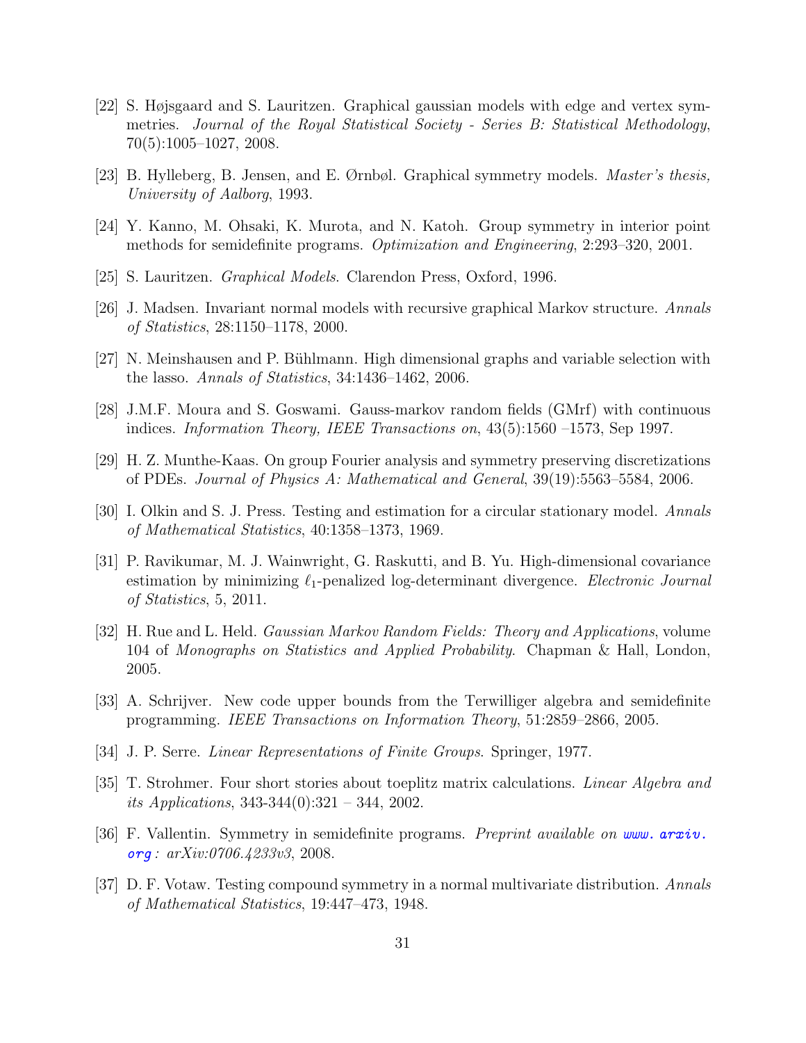[22] S. Højsgaard and S. Lauritzen. Graphical gaussian models with edge and vertex symmetries. *Journal of the Royal Statistical Society - Series B: Statistical Methodology*, 70(5):1005–1027, 2008.

[23] B. Hylleberg, B. Jensen, and E. Ørnbøl. Graphical symmetry models. *Master's thesis, University of Aalborg*, 1993.

[24] Y. Kanno, M. Ohsaki, K. Murota, and N. Katoh. Group symmetry in interior point methods for semidefinite programs. *Optimization and Engineering*, 2:293–320, 2001.

[25] S. Lauritzen. *Graphical Models*. Clarendon Press, Oxford, 1996.

[26] J. Madsen. Invariant normal models with recursive graphical Markov structure. *Annals of Statistics*, 28:1150–1178, 2000.

[27] N. Meinshausen and P. Bühlmann. High dimensional graphs and variable selection with the lasso. *Annals of Statistics*, 34:1436–1462, 2006.

[28] J.M.F. Moura and S. Goswami. Gauss-markov random fields (GMrf) with continuous indices. *Information Theory, IEEE Transactions on*, 43(5):1560 –1573, Sep 1997.

[29] H. Z. Munthe-Kaas. On group Fourier analysis and symmetry preserving discretizations of PDEs. *Journal of Physics A: Mathematical and General*, 39(19):5563–5584, 2006.

[30] I. Olkin and S. J. Press. Testing and estimation for a circular stationary model. *Annals of Mathematical Statistics*, 40:1358–1373, 1969.

[31] P. Ravikumar, M. J. Wainwright, G. Raskutti, and B. Yu. High-dimensional covariance estimation by minimizing $\ell_1$-penalized log-determinant divergence. *Electronic Journal of Statistics*, 5, 2011.

[32] H. Rue and L. Held. *Gaussian Markov Random Fields: Theory and Applications*, volume 104 of *Monographs on Statistics and Applied Probability*. Chapman & Hall, London, 2005.

[33] A. Schrijver. New code upper bounds from the Terwilliger algebra and semidefinite programming. *IEEE Transactions on Information Theory*, 51:2859–2866, 2005.

[34] J. P. Serre. *Linear Representations of Finite Groups*. Springer, 1977.

[35] T. Strohmer. Four short stories about toeplitz matrix calculations. *Linear Algebra and its Applications*, 343-344(0):321 – 344, 2002.

[36] F. Vallentin. Symmetry in semidefinite programs. *Preprint available on www.arxiv.org: arXiv:0706.4233v3*, 2008.

[37] D. F. Votaw. Testing compound symmetry in a normal multivariate distribution. *Annals of Mathematical Statistics*, 19:447–473, 1948.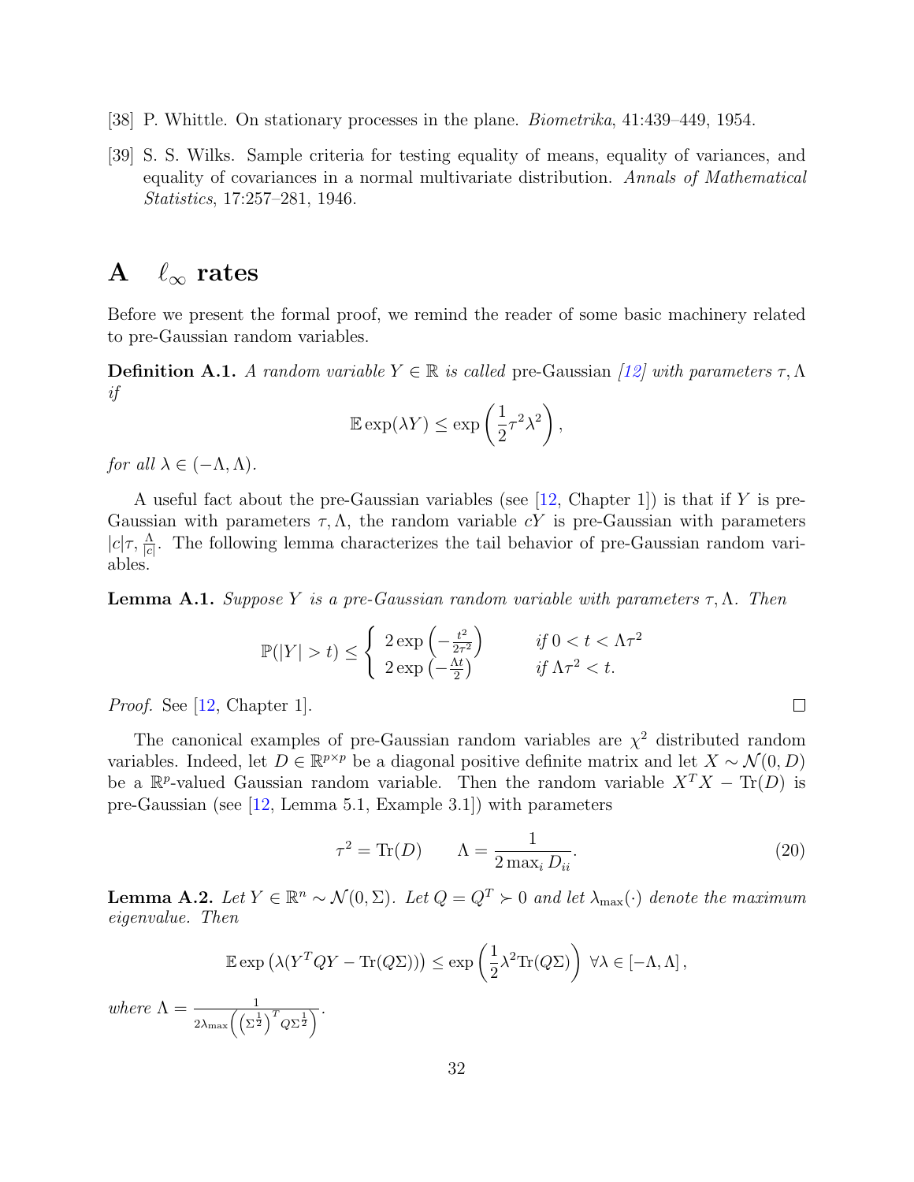[38] P. Whittle. On stationary processes in the plane. *Biometrika*, 41:439–449, 1954.

[39] S. S. Wilks. Sample criteria for testing equality of means, equality of variances, and equality of covariances in a normal multivariate distribution. *Annals of Mathematical Statistics*, 17:257–281, 1946.

# A $\ell_\infty$ rates

Before we present the formal proof, we remind the reader of some basic machinery related to pre-Gaussian random variables.

**Definition A.1.** *A random variable $Y \in \mathbb{R}$ is called* pre-Gaussian *[12] with parameters $\tau, \Lambda$ if*

$$\mathbb{E}\exp(\lambda Y) \leq \exp\left(\frac{1}{2}\tau^2\lambda^2\right),$$

*for all $\lambda \in (-\Lambda, \Lambda)$.*

A useful fact about the pre-Gaussian variables (see [12, Chapter 1]) is that if $Y$ is pre-Gaussian with parameters $\tau, \Lambda$, the random variable $cY$ is pre-Gaussian with parameters $|c|\tau, \frac{\Lambda}{|c|}$. The following lemma characterizes the tail behavior of pre-Gaussian random variables.

**Lemma A.1.** *Suppose $Y$ is a pre-Gaussian random variable with parameters $\tau, \Lambda$. Then*

$$\mathbb{P}(|Y| > t) \leq \begin{cases} 2\exp\left(-\frac{t^2}{2\tau^2}\right) & \text{if } 0 < t < \Lambda\tau^2 \\ 2\exp\left(-\frac{\Lambda t}{2}\right) & \text{if } \Lambda\tau^2 < t. \end{cases}$$

*Proof.* See [12, Chapter 1]. □

The canonical examples of pre-Gaussian random variables are $\chi^2$ distributed random variables. Indeed, let $D \in \mathbb{R}^{p\times p}$ be a diagonal positive definite matrix and let $X \sim \mathcal{N}(0, D)$ be a $\mathbb{R}^p$-valued Gaussian random variable. Then the random variable $X^TX - \mathrm{Tr}(D)$ is pre-Gaussian (see [12, Lemma 5.1, Example 3.1]) with parameters

$$\tau^2 = \mathrm{Tr}(D) \qquad \Lambda = \frac{1}{2\max_i D_{ii}}. \tag{20}$$

**Lemma A.2.** *Let $Y \in \mathbb{R}^n \sim \mathcal{N}(0, \Sigma)$. Let $Q = Q^T \succ 0$ and let $\lambda_{\max}(\cdot)$ denote the maximum eigenvalue. Then*

$$\mathbb{E}\exp\left(\lambda(Y^TQY - \mathrm{Tr}(Q\Sigma))\right) \leq \exp\left(\frac{1}{2}\lambda^2\mathrm{Tr}(Q\Sigma)\right) \ \forall\lambda \in [-\Lambda, \Lambda],$$

*where $\Lambda = \frac{1}{2\lambda_{\max}\left(\left(\Sigma^{\frac{1}{2}}\right)^T Q\Sigma^{\frac{1}{2}}\right)}$.*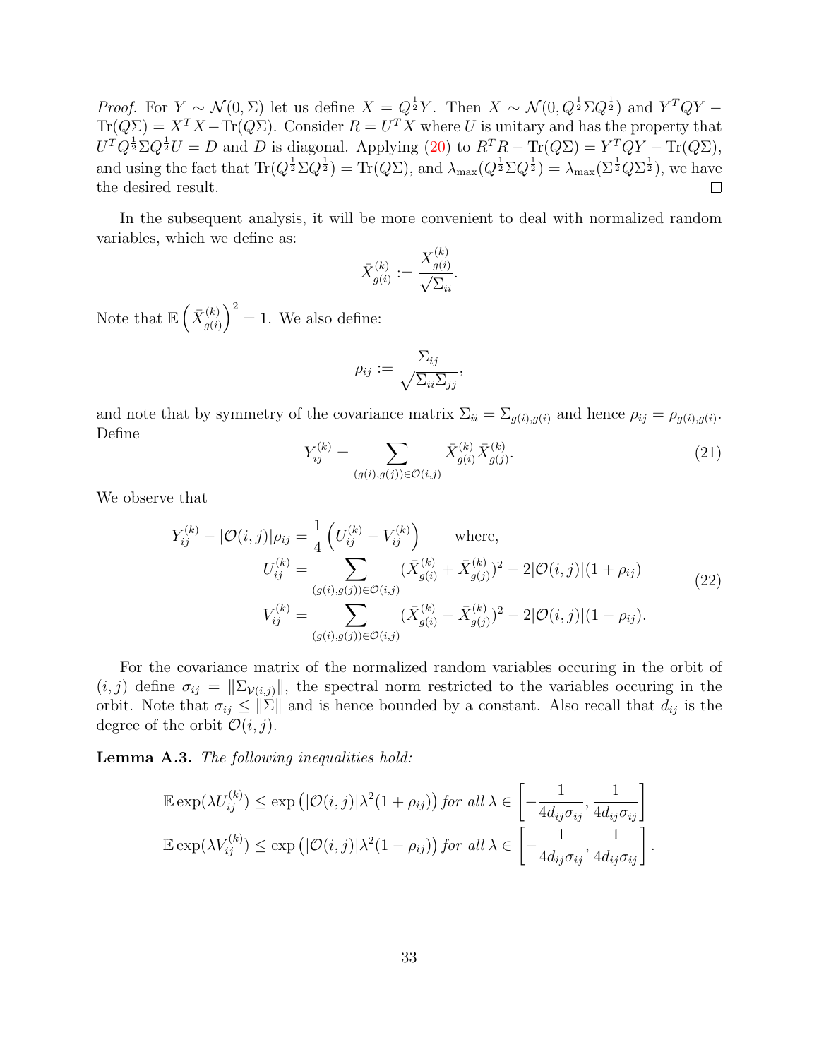*Proof.* For $Y \sim \mathcal{N}(0, \Sigma)$ let us define $X = Q^{\frac{1}{2}} Y$. Then $X \sim \mathcal{N}(0, Q^{\frac{1}{2}} \Sigma Q^{\frac{1}{2}})$ and $Y^T Q Y - \mathrm{Tr}(Q\Sigma) = X^T X - \mathrm{Tr}(Q\Sigma)$. Consider $R = U^T X$ where $U$ is unitary and has the property that $U^T Q^{\frac{1}{2}} \Sigma Q^{\frac{1}{2}} U = D$ and $D$ is diagonal. Applying (20) to $R^T R - \mathrm{Tr}(Q\Sigma) = Y^T Q Y - \mathrm{Tr}(Q\Sigma)$, and using the fact that $\mathrm{Tr}(Q^{\frac{1}{2}} \Sigma Q^{\frac{1}{2}}) = \mathrm{Tr}(Q\Sigma)$, and $\lambda_{\max}(Q^{\frac{1}{2}} \Sigma Q^{\frac{1}{2}}) = \lambda_{\max}(\Sigma^{\frac{1}{2}} Q \Sigma^{\frac{1}{2}})$, we have the desired result. $\square$

In the subsequent analysis, it will be more convenient to deal with normalized random variables, which we define as:

$$\bar{X}^{(k)}_{g(i)} := \frac{X^{(k)}_{g(i)}}{\sqrt{\Sigma_{ii}}}.$$

Note that $\mathbb{E}\left(\bar{X}^{(k)}_{g(i)}\right)^2 = 1$. We also define:

$$\rho_{ij} := \frac{\Sigma_{ij}}{\sqrt{\Sigma_{ii}\Sigma_{jj}}},$$

and note that by symmetry of the covariance matrix $\Sigma_{ii} = \Sigma_{g(i),g(i)}$ and hence $\rho_{ij} = \rho_{g(i),g(i)}$. Define

$$Y^{(k)}_{ij} = \sum_{(g(i),g(j)) \in \mathcal{O}(i,j)} \bar{X}^{(k)}_{g(i)} \bar{X}^{(k)}_{g(j)}. \tag{21}$$

We observe that

$$\begin{aligned}
Y^{(k)}_{ij} - |\mathcal{O}(i,j)|\rho_{ij} &= \frac{1}{4}\left(U^{(k)}_{ij} - V^{(k)}_{ij}\right) \qquad \text{where,} \\
U^{(k)}_{ij} &= \sum_{(g(i),g(j)) \in \mathcal{O}(i,j)} (\bar{X}^{(k)}_{g(i)} + \bar{X}^{(k)}_{g(j)})^2 - 2|\mathcal{O}(i,j)|(1+\rho_{ij}) \\
V^{(k)}_{ij} &= \sum_{(g(i),g(j)) \in \mathcal{O}(i,j)} (\bar{X}^{(k)}_{g(i)} - \bar{X}^{(k)}_{g(j)})^2 - 2|\mathcal{O}(i,j)|(1-\rho_{ij}).
\end{aligned} \tag{22}$$

For the covariance matrix of the normalized random variables occuring in the orbit of $(i,j)$ define $\sigma_{ij} = \|\Sigma_{\mathcal{V}(i,j)}\|$, the spectral norm restricted to the variables occuring in the orbit. Note that $\sigma_{ij} \le \|\Sigma\|$ and is hence bounded by a constant. Also recall that $d_{ij}$ is the degree of the orbit $\mathcal{O}(i,j)$.

**Lemma A.3.** *The following inequalities hold:*

$$\begin{aligned}
\mathbb{E}\exp(\lambda U^{(k)}_{ij}) &\le \exp\left(|\mathcal{O}(i,j)|\lambda^2(1+\rho_{ij})\right) \text{ for all } \lambda \in \left[-\frac{1}{4d_{ij}\sigma_{ij}}, \frac{1}{4d_{ij}\sigma_{ij}}\right] \\
\mathbb{E}\exp(\lambda V^{(k)}_{ij}) &\le \exp\left(|\mathcal{O}(i,j)|\lambda^2(1-\rho_{ij})\right) \text{ for all } \lambda \in \left[-\frac{1}{4d_{ij}\sigma_{ij}}, \frac{1}{4d_{ij}\sigma_{ij}}\right].
\end{aligned}$$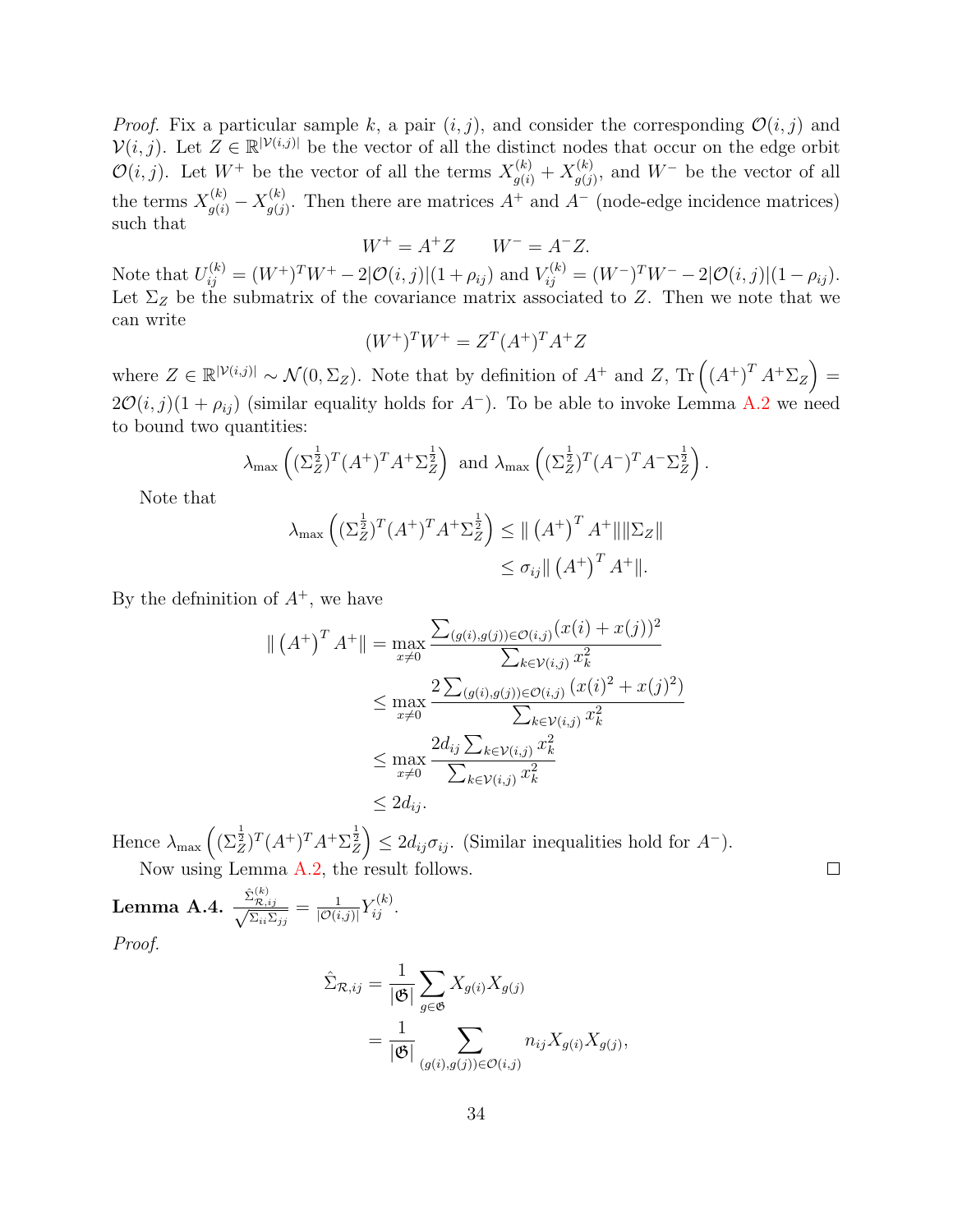*Proof.* Fix a particular sample $k$, a pair $(i, j)$, and consider the corresponding $\mathcal{O}(i, j)$ and $\mathcal{V}(i, j)$. Let $Z \in \mathbb{R}^{|\mathcal{V}(i,j)|}$ be the vector of all the distinct nodes that occur on the edge orbit $\mathcal{O}(i, j)$. Let $W^+$ be the vector of all the terms $X^{(k)}_{g(i)} + X^{(k)}_{g(j)}$, and $W^-$ be the vector of all the terms $X^{(k)}_{g(i)} - X^{(k)}_{g(j)}$. Then there are matrices $A^+$ and $A^-$ (node-edge incidence matrices) such that

$$W^+ = A^+ Z \qquad W^- = A^- Z.$$

Note that $U^{(k)}_{ij} = (W^+)^T W^+ - 2|\mathcal{O}(i, j)|(1 + \rho_{ij})$ and $V^{(k)}_{ij} = (W^-)^T W^- - 2|\mathcal{O}(i, j)|(1 - \rho_{ij})$. Let $\Sigma_Z$ be the submatrix of the covariance matrix associated to $Z$. Then we note that we can write

$$(W^+)^T W^+ = Z^T (A^+)^T A^+ Z$$

where $Z \in \mathbb{R}^{|\mathcal{V}(i,j)|} \sim \mathcal{N}(0, \Sigma_Z)$. Note that by definition of $A^+$ and $Z$, $\mathrm{Tr}\left(\left(A^+\right)^T A^+ \Sigma_Z\right) = 2\mathcal{O}(i, j)(1 + \rho_{ij})$ (similar equality holds for $A^-$). To be able to invoke Lemma A.2 we need to bound two quantities:

$$\lambda_{\max}\left((\Sigma_Z^{\frac{1}{2}})^T (A^+)^T A^+ \Sigma_Z^{\frac{1}{2}}\right) \text{ and } \lambda_{\max}\left((\Sigma_Z^{\frac{1}{2}})^T (A^-)^T A^- \Sigma_Z^{\frac{1}{2}}\right).$$

Note that

$$\begin{aligned}
\lambda_{\max}\left((\Sigma_Z^{\frac{1}{2}})^T (A^+)^T A^+ \Sigma_Z^{\frac{1}{2}}\right) &\leq \| \left(A^+\right)^T A^+ \| \|\Sigma_Z\| \\
&\leq \sigma_{ij} \| \left(A^+\right)^T A^+ \|.
\end{aligned}$$

By the defninition of $A^+$, we have

$$\begin{aligned}
\| \left(A^+\right)^T A^+ \| &= \max_{x \neq 0} \frac{\sum_{(g(i),g(j)) \in \mathcal{O}(i,j)} (x(i) + x(j))^2}{\sum_{k \in \mathcal{V}(i,j)} x_k^2} \\
&\leq \max_{x \neq 0} \frac{2 \sum_{(g(i),g(j)) \in \mathcal{O}(i,j)} \left(x(i)^2 + x(j)^2\right)}{\sum_{k \in \mathcal{V}(i,j)} x_k^2} \\
&\leq \max_{x \neq 0} \frac{2d_{ij} \sum_{k \in \mathcal{V}(i,j)} x_k^2}{\sum_{k \in \mathcal{V}(i,j)} x_k^2} \\
&\leq 2d_{ij}.
\end{aligned}$$

Hence $\lambda_{\max}\left((\Sigma_Z^{\frac{1}{2}})^T (A^+)^T A^+ \Sigma_Z^{\frac{1}{2}}\right) \leq 2d_{ij}\sigma_{ij}$. (Similar inequalities hold for $A^-$).

Now using Lemma A.2, the result follows. □

**Lemma A.4.** $\frac{\hat{\Sigma}^{(k)}_{\mathcal{R},ij}}{\sqrt{\Sigma_{ii}\Sigma_{jj}}} = \frac{1}{|\mathcal{O}(i,j)|} Y^{(k)}_{ij}$.

*Proof.*

$$\begin{aligned}
\hat{\Sigma}_{\mathcal{R},ij} &= \frac{1}{|\mathfrak{G}|} \sum_{g \in \mathfrak{G}} X_{g(i)} X_{g(j)} \\
&= \frac{1}{|\mathfrak{G}|} \sum_{(g(i),g(j)) \in \mathcal{O}(i,j)} n_{ij} X_{g(i)} X_{g(j)},
\end{aligned}$$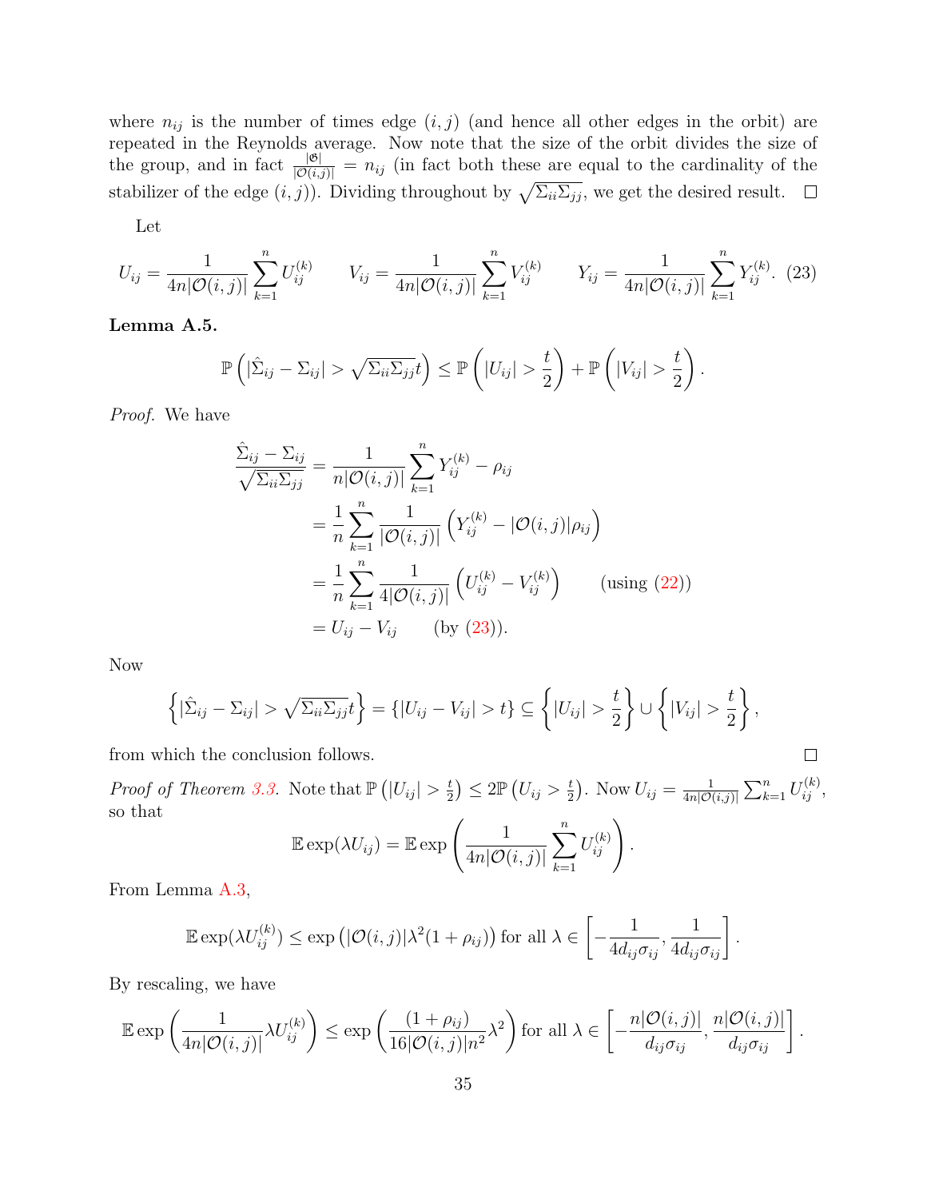where $n_{ij}$ is the number of times edge $(i,j)$ (and hence all other edges in the orbit) are repeated in the Reynolds average. Now note that the size of the orbit divides the size of the group, and in fact $\frac{|\mathfrak{G}|}{|\mathcal{O}(i,j)|} = n_{ij}$ (in fact both these are equal to the cardinality of the stabilizer of the edge $(i,j)$). Dividing throughout by $\sqrt{\Sigma_{ii}\Sigma_{jj}}$, we get the desired result. $\square$

Let

$$U_{ij} = \frac{1}{4n|\mathcal{O}(i,j)|}\sum_{k=1}^{n} U_{ij}^{(k)} \qquad V_{ij} = \frac{1}{4n|\mathcal{O}(i,j)|}\sum_{k=1}^{n} V_{ij}^{(k)} \qquad Y_{ij} = \frac{1}{4n|\mathcal{O}(i,j)|}\sum_{k=1}^{n} Y_{ij}^{(k)}. \quad (23)$$

**Lemma A.5.**

$$\mathbb{P}\left(|\hat{\Sigma}_{ij} - \Sigma_{ij}| > \sqrt{\Sigma_{ii}\Sigma_{jj}}t\right) \leq \mathbb{P}\left(|U_{ij}| > \frac{t}{2}\right) + \mathbb{P}\left(|V_{ij}| > \frac{t}{2}\right).$$

*Proof.* We have

$$\begin{aligned}
\frac{\hat{\Sigma}_{ij} - \Sigma_{ij}}{\sqrt{\Sigma_{ii}\Sigma_{jj}}} &= \frac{1}{n|\mathcal{O}(i,j)|}\sum_{k=1}^{n} Y_{ij}^{(k)} - \rho_{ij} \\
&= \frac{1}{n}\sum_{k=1}^{n}\frac{1}{|\mathcal{O}(i,j)|}\left(Y_{ij}^{(k)} - |\mathcal{O}(i,j)|\rho_{ij}\right) \\
&= \frac{1}{n}\sum_{k=1}^{n}\frac{1}{4|\mathcal{O}(i,j)|}\left(U_{ij}^{(k)} - V_{ij}^{(k)}\right) \qquad \text{(using (22))} \\
&= U_{ij} - V_{ij} \qquad \text{(by (23))}.
\end{aligned}$$

Now

$$\left\{|\hat{\Sigma}_{ij} - \Sigma_{ij}| > \sqrt{\Sigma_{ii}\Sigma_{jj}}t\right\} = \{|U_{ij} - V_{ij}| > t\} \subseteq \left\{|U_{ij}| > \frac{t}{2}\right\} \cup \left\{|V_{ij}| > \frac{t}{2}\right\},$$

from which the conclusion follows. $\square$

*Proof of Theorem 3.3.* Note that $\mathbb{P}\left(|U_{ij}| > \frac{t}{2}\right) \leq 2\mathbb{P}\left(U_{ij} > \frac{t}{2}\right)$. Now $U_{ij} = \frac{1}{4n|\mathcal{O}(i,j)|}\sum_{k=1}^{n} U_{ij}^{(k)}$, so that

$$\mathbb{E}\exp(\lambda U_{ij}) = \mathbb{E}\exp\left(\frac{1}{4n|\mathcal{O}(i,j)|}\sum_{k=1}^{n} U_{ij}^{(k)}\right).$$

From Lemma A.3,

$$\mathbb{E}\exp(\lambda U_{ij}^{(k)}) \leq \exp\left(|\mathcal{O}(i,j)|\lambda^2(1+\rho_{ij})\right) \text{ for all } \lambda \in \left[-\frac{1}{4d_{ij}\sigma_{ij}}, \frac{1}{4d_{ij}\sigma_{ij}}\right].$$

By rescaling, we have

$$\mathbb{E}\exp\left(\frac{1}{4n|\mathcal{O}(i,j)|}\lambda U_{ij}^{(k)}\right) \leq \exp\left(\frac{(1+\rho_{ij})}{16|\mathcal{O}(i,j)|n^2}\lambda^2\right) \text{ for all } \lambda \in \left[-\frac{n|\mathcal{O}(i,j)|}{d_{ij}\sigma_{ij}}, \frac{n|\mathcal{O}(i,j)|}{d_{ij}\sigma_{ij}}\right].$$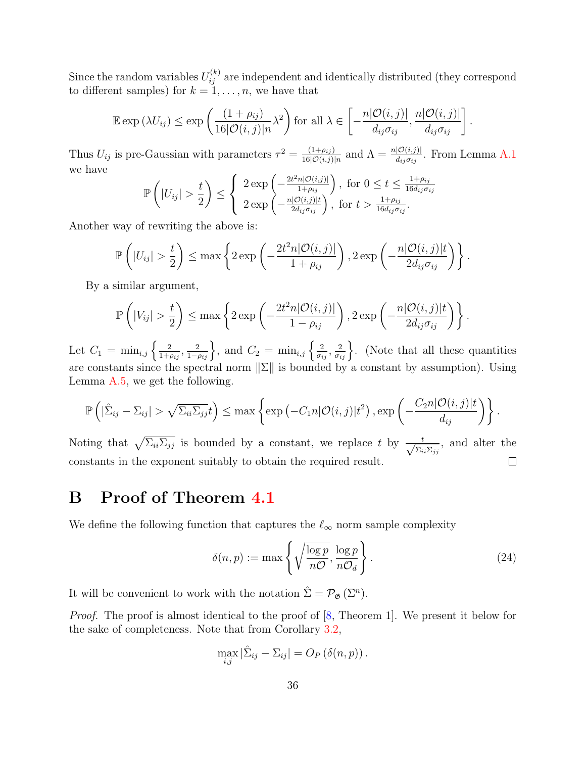Since the random variables $U_{ij}^{(k)}$ are independent and identically distributed (they correspond to different samples) for $k = 1, \ldots, n$, we have that

$$\mathbb{E} \exp\left(\lambda U_{ij}\right) \leq \exp\left(\frac{(1+\rho_{ij})}{16|\mathcal{O}(i,j)|n}\lambda^2\right) \text{ for all } \lambda \in \left[-\frac{n|\mathcal{O}(i,j)|}{d_{ij}\sigma_{ij}}, \frac{n|\mathcal{O}(i,j)|}{d_{ij}\sigma_{ij}}\right].$$

Thus $U_{ij}$ is pre-Gaussian with parameters $\tau^2 = \frac{(1+\rho_{ij})}{16|\mathcal{O}(i,j)|n}$ and $\Lambda = \frac{n|\mathcal{O}(i,j)|}{d_{ij}\sigma_{ij}}$. From Lemma A.1 we have

$$\mathbb{P}\left(|U_{ij}| > \frac{t}{2}\right) \leq \begin{cases} 2\exp\left(-\frac{2t^2 n|\mathcal{O}(i,j)|}{1+\rho_{ij}}\right), \text{ for } 0 \leq t \leq \frac{1+\rho_{ij}}{16 d_{ij}\sigma_{ij}} \\ 2\exp\left(-\frac{n|\mathcal{O}(i,j)|t}{2d_{ij}\sigma_{ij}}\right), \text{ for } t > \frac{1+\rho_{ij}}{16 d_{ij}\sigma_{ij}}. \end{cases}$$

Another way of rewriting the above is:

$$\mathbb{P}\left(|U_{ij}| > \frac{t}{2}\right) \leq \max\left\{2\exp\left(-\frac{2t^2 n|\mathcal{O}(i,j)|}{1+\rho_{ij}}\right), 2\exp\left(-\frac{n|\mathcal{O}(i,j)|t}{2d_{ij}\sigma_{ij}}\right)\right\}.$$

By a similar argument,

$$\mathbb{P}\left(|V_{ij}| > \frac{t}{2}\right) \leq \max\left\{2\exp\left(-\frac{2t^2 n|\mathcal{O}(i,j)|}{1-\rho_{ij}}\right), 2\exp\left(-\frac{n|\mathcal{O}(i,j)|t}{2d_{ij}\sigma_{ij}}\right)\right\}.$$

Let $C_1 = \min_{i,j}\left\{\frac{2}{1+\rho_{ij}}, \frac{2}{1-\rho_{ij}}\right\}$, and $C_2 = \min_{i,j}\left\{\frac{2}{\sigma_{ij}}, \frac{2}{\sigma_{ij}}\right\}$. (Note that all these quantities are constants since the spectral norm $\|\Sigma\|$ is bounded by a constant by assumption). Using Lemma A.5, we get the following.

$$\mathbb{P}\left(|\hat{\Sigma}_{ij} - \Sigma_{ij}| > \sqrt{\Sigma_{ii}\Sigma_{jj}}t\right) \leq \max\left\{\exp\left(-C_1 n|\mathcal{O}(i,j)|t^2\right), \exp\left(-\frac{C_2 n|\mathcal{O}(i,j)|t}{d_{ij}}\right)\right\}.$$

Noting that $\sqrt{\Sigma_{ii}\Sigma_{jj}}$ is bounded by a constant, we replace $t$ by $\frac{t}{\sqrt{\Sigma_{ii}\Sigma_{jj}}}$, and alter the constants in the exponent suitably to obtain the required result. ◻

# B Proof of Theorem 4.1

We define the following function that captures the $\ell_\infty$ norm sample complexity

$$\delta(n,p) := \max\left\{\sqrt{\frac{\log p}{n\mathcal{O}}}, \frac{\log p}{n\mathcal{O}_d}\right\}. \tag{24}$$

It will be convenient to work with the notation $\hat{\Sigma} = \mathcal{P}_{\mathfrak{G}}\left(\Sigma^n\right)$.

*Proof.* The proof is almost identical to the proof of [8, Theorem 1]. We present it below for the sake of completeness. Note that from Corollary 3.2,

$$\max_{i,j} |\hat{\Sigma}_{ij} - \Sigma_{ij}| = O_P\left(\delta(n,p)\right).$$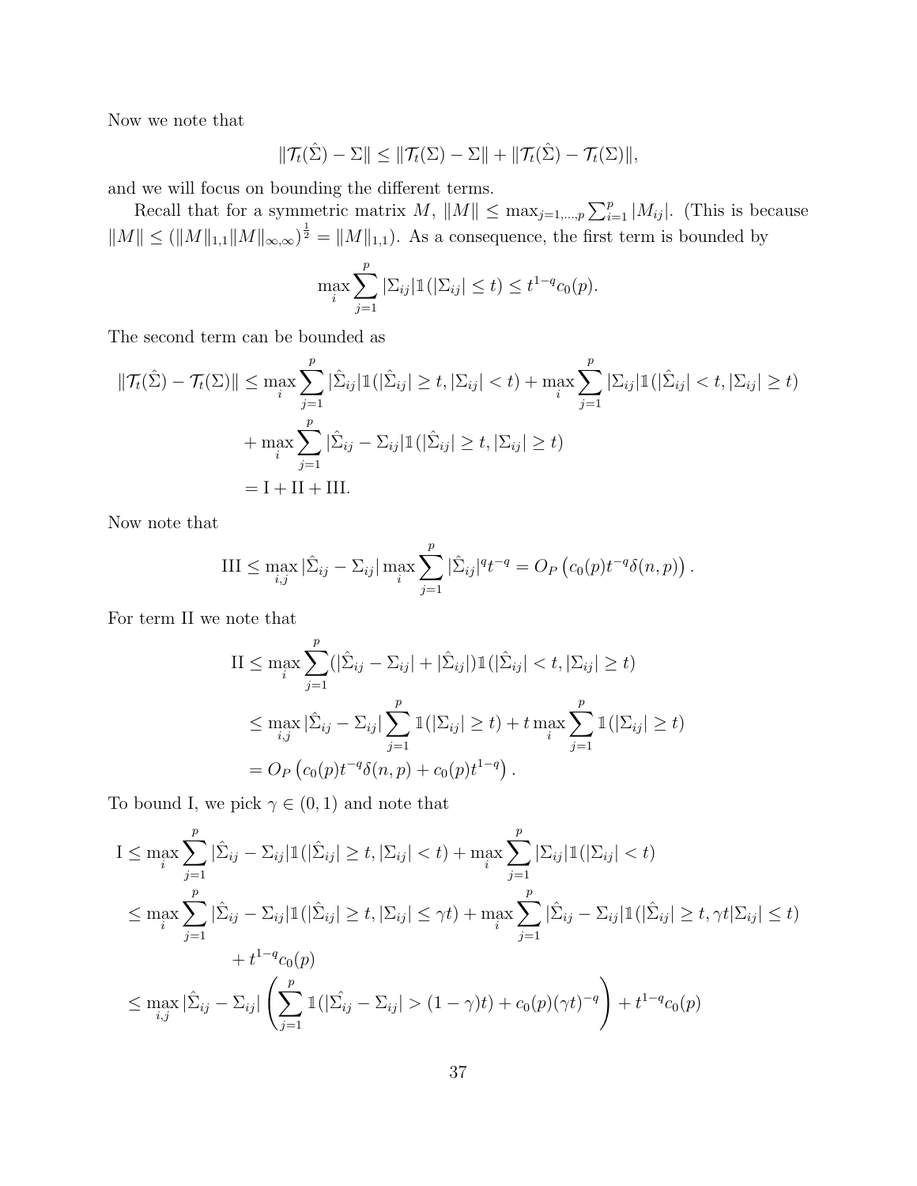Now we note that

$$\|\mathcal{T}_t(\hat{\Sigma}) - \Sigma\| \leq \|\mathcal{T}_t(\Sigma) - \Sigma\| + \|\mathcal{T}_t(\hat{\Sigma}) - \mathcal{T}_t(\Sigma)\|,$$

and we will focus on bounding the different terms.

Recall that for a symmetric matrix $M$, $\|M\| \leq \max_{j=1,\dots,p} \sum_{i=1}^p |M_{ij}|$. (This is because $\|M\| \leq (\|M\|_{1,1}\|M\|_{\infty,\infty})^{\frac{1}{2}} = \|M\|_{1,1}$). As a consequence, the first term is bounded by

$$\max_i \sum_{j=1}^p |\Sigma_{ij}| \mathbb{1}(|\Sigma_{ij}| \leq t) \leq t^{1-q} c_0(p).$$

The second term can be bounded as

$$\begin{aligned}
\|\mathcal{T}_t(\hat{\Sigma}) - \mathcal{T}_t(\Sigma)\| &\leq \max_i \sum_{j=1}^p |\hat{\Sigma}_{ij}| \mathbb{1}(|\hat{\Sigma}_{ij}| \geq t, |\Sigma_{ij}| < t) + \max_i \sum_{j=1}^p |\Sigma_{ij}| \mathbb{1}(|\hat{\Sigma}_{ij}| < t, |\Sigma_{ij}| \geq t) \\
&\quad + \max_i \sum_{j=1}^p |\hat{\Sigma}_{ij} - \Sigma_{ij}| \mathbb{1}(|\hat{\Sigma}_{ij}| \geq t, |\Sigma_{ij}| \geq t) \\
&= \mathrm{I} + \mathrm{II} + \mathrm{III}.
\end{aligned}$$

Now note that

$$\mathrm{III} \leq \max_{i,j} |\hat{\Sigma}_{ij} - \Sigma_{ij}| \max_i \sum_{j=1}^p |\hat{\Sigma}_{ij}|^q t^{-q} = O_P\left(c_0(p) t^{-q} \delta(n,p)\right).$$

For term II we note that

$$\begin{aligned}
\mathrm{II} &\leq \max_i \sum_{j=1}^p (|\hat{\Sigma}_{ij} - \Sigma_{ij}| + |\hat{\Sigma}_{ij}|) \mathbb{1}(|\hat{\Sigma}_{ij}| < t, |\Sigma_{ij}| \geq t) \\
&\leq \max_{i,j} |\hat{\Sigma}_{ij} - \Sigma_{ij}| \sum_{j=1}^p \mathbb{1}(|\Sigma_{ij}| \geq t) + t \max_i \sum_{j=1}^p \mathbb{1}(|\Sigma_{ij}| \geq t) \\
&= O_P\left(c_0(p) t^{-q} \delta(n,p) + c_0(p) t^{1-q}\right).
\end{aligned}$$

To bound I, we pick $\gamma \in (0,1)$ and note that

$$\begin{aligned}
\mathrm{I} &\leq \max_i \sum_{j=1}^p |\hat{\Sigma}_{ij} - \Sigma_{ij}| \mathbb{1}(|\hat{\Sigma}_{ij}| \geq t, |\Sigma_{ij}| < t) + \max_i \sum_{j=1}^p |\Sigma_{ij}| \mathbb{1}(|\Sigma_{ij}| < t) \\
&\leq \max_i \sum_{j=1}^p |\hat{\Sigma}_{ij} - \Sigma_{ij}| \mathbb{1}(|\hat{\Sigma}_{ij}| \geq t, |\Sigma_{ij}| \leq \gamma t) + \max_i \sum_{j=1}^p |\hat{\Sigma}_{ij} - \Sigma_{ij}| \mathbb{1}(|\hat{\Sigma}_{ij}| \geq t, \gamma t |\Sigma_{ij}| \leq t) \\
&\qquad + t^{1-q} c_0(p) \\
&\leq \max_{i,j} |\hat{\Sigma}_{ij} - \Sigma_{ij}| \left( \sum_{j=1}^p \mathbb{1}(|\hat{\Sigma_{ij}} - \Sigma_{ij}| > (1-\gamma)t) + c_0(p)(\gamma t)^{-q} \right) + t^{1-q} c_0(p)
\end{aligned}$$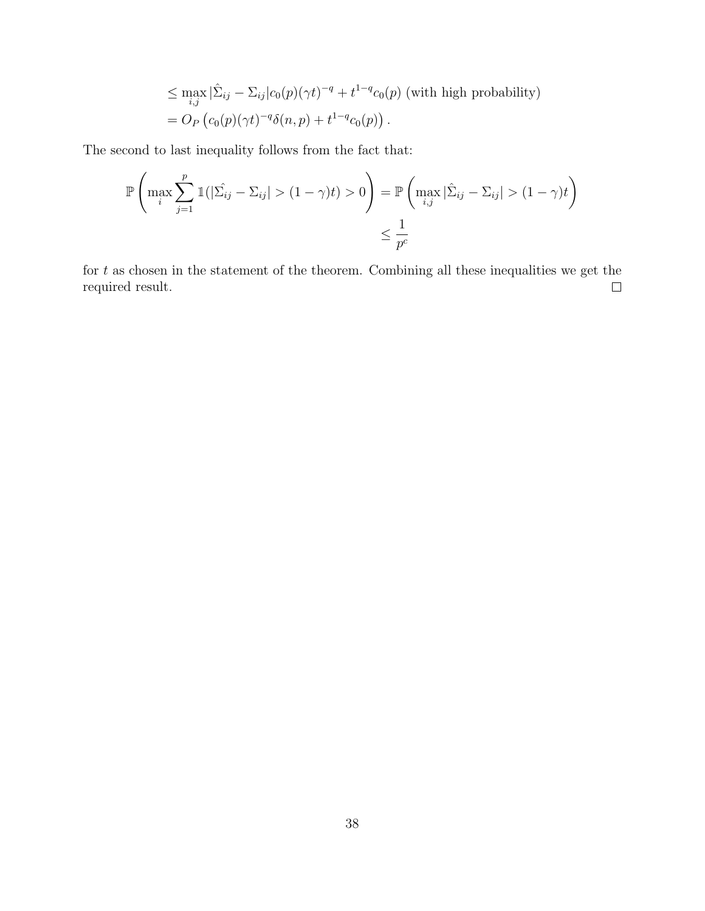$$
\begin{aligned}
&\leq \max_{i,j} |\hat{\Sigma}_{ij} - \Sigma_{ij}| c_0(p)(\gamma t)^{-q} + t^{1-q} c_0(p) \text{ (with high probability)} \\
&= O_P\left(c_0(p)(\gamma t)^{-q} \delta(n,p) + t^{1-q} c_0(p)\right).
\end{aligned}
$$

The second to last inequality follows from the fact that:

$$
\begin{aligned}
\mathbb{P}\left(\max_i \sum_{j=1}^{p} \mathbb{1}(|\hat{\Sigma_{ij}} - \Sigma_{ij}| > (1-\gamma)t) > 0\right) &= \mathbb{P}\left(\max_{i,j} |\hat{\Sigma}_{ij} - \Sigma_{ij}| > (1-\gamma)t\right) \\
&\leq \frac{1}{p^c}
\end{aligned}
$$

for $t$ as chosen in the statement of the theorem. Combining all these inequalities we get the required result. $\square$